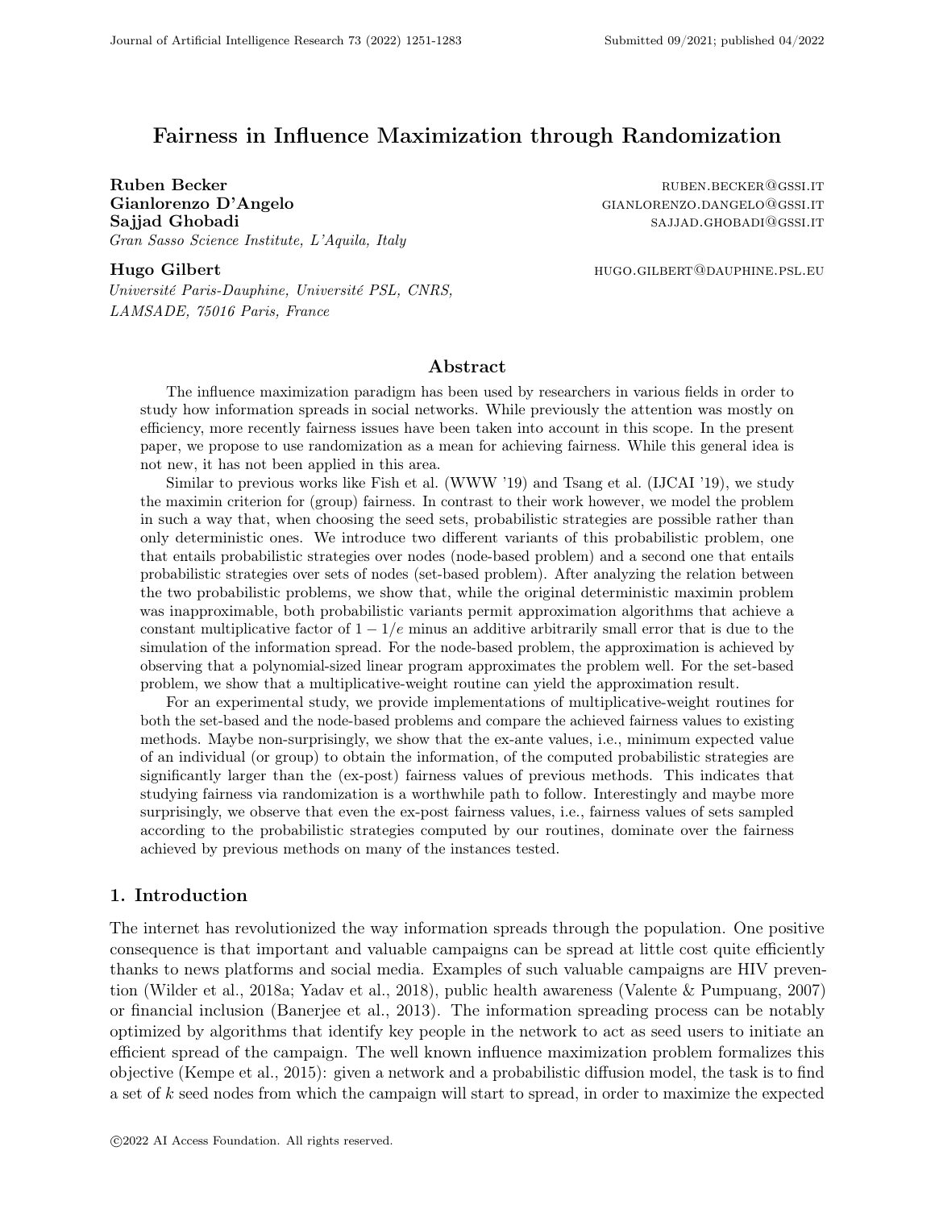# Fairness in Influence Maximization through Randomization

**Ruben Becker** RUBEN.BECKER@GSSI.IT
**Gianlorenzo D'Angelo** GIANLORENZO.DANGELO@GSSI.IT
**Sajjad Ghobadi** SAJJAD.GHOBADI@GSSI.IT
*Gran Sasso Science Institute, L'Aquila, Italy*

**Hugo Gilbert** HUGO.GILBERT@DAUPHINE.PSL.EU
*Université Paris-Dauphine, Université PSL, CNRS, LAMSADE, 75016 Paris, France*

## Abstract

The influence maximization paradigm has been used by researchers in various fields in order to study how information spreads in social networks. While previously the attention was mostly on efficiency, more recently fairness issues have been taken into account in this scope. In the present paper, we propose to use randomization as a mean for achieving fairness. While this general idea is not new, it has not been applied in this area.

Similar to previous works like Fish et al. (WWW '19) and Tsang et al. (IJCAI '19), we study the maximin criterion for (group) fairness. In contrast to their work however, we model the problem in such a way that, when choosing the seed sets, probabilistic strategies are possible rather than only deterministic ones. We introduce two different variants of this probabilistic problem, one that entails probabilistic strategies over nodes (node-based problem) and a second one that entails probabilistic strategies over sets of nodes (set-based problem). After analyzing the relation between the two probabilistic problems, we show that, while the original deterministic maximin problem was inapproximable, both probabilistic variants permit approximation algorithms that achieve a constant multiplicative factor of $1 - 1/e$ minus an additive arbitrarily small error that is due to the simulation of the information spread. For the node-based problem, the approximation is achieved by observing that a polynomial-sized linear program approximates the problem well. For the set-based problem, we show that a multiplicative-weight routine can yield the approximation result.

For an experimental study, we provide implementations of multiplicative-weight routines for both the set-based and the node-based problems and compare the achieved fairness values to existing methods. Maybe non-surprisingly, we show that the ex-ante values, i.e., minimum expected value of an individual (or group) to obtain the information, of the computed probabilistic strategies are significantly larger than the (ex-post) fairness values of previous methods. This indicates that studying fairness via randomization is a worthwhile path to follow. Interestingly and maybe more surprisingly, we observe that even the ex-post fairness values, i.e., fairness values of sets sampled according to the probabilistic strategies computed by our routines, dominate over the fairness achieved by previous methods on many of the instances tested.

## 1. Introduction

The internet has revolutionized the way information spreads through the population. One positive consequence is that important and valuable campaigns can be spread at little cost quite efficiently thanks to news platforms and social media. Examples of such valuable campaigns are HIV prevention (Wilder et al., 2018a; Yadav et al., 2018), public health awareness (Valente & Pumpuang, 2007) or financial inclusion (Banerjee et al., 2013). The information spreading process can be notably optimized by algorithms that identify key people in the network to act as seed users to initiate an efficient spread of the campaign. The well known influence maximization problem formalizes this objective (Kempe et al., 2015): given a network and a probabilistic diffusion model, the task is to find a set of $k$ seed nodes from which the campaign will start to spread, in order to maximize the expected

©2022 AI Access Foundation. All rights reserved.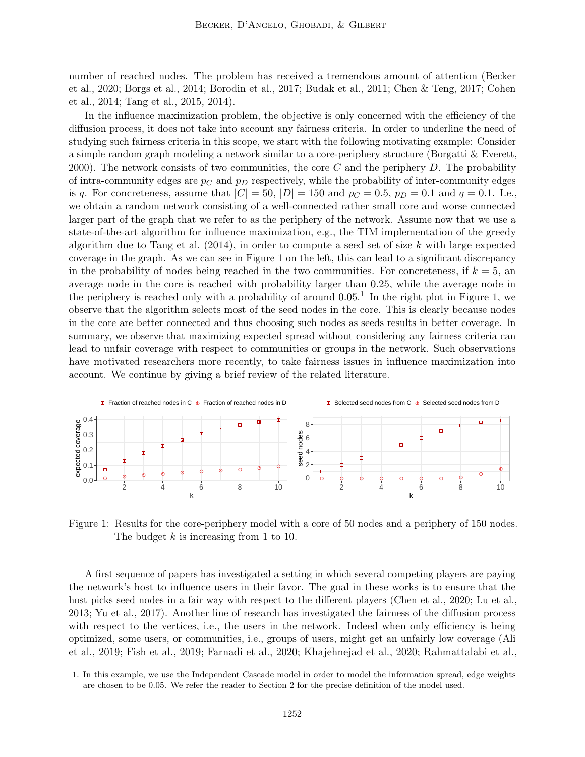number of reached nodes. The problem has received a tremendous amount of attention (Becker et al., 2020; Borgs et al., 2014; Borodin et al., 2017; Budak et al., 2011; Chen & Teng, 2017; Cohen et al., 2014; Tang et al., 2015, 2014).

In the influence maximization problem, the objective is only concerned with the efficiency of the diffusion process, it does not take into account any fairness criteria. In order to underline the need of studying such fairness criteria in this scope, we start with the following motivating example: Consider a simple random graph modeling a network similar to a core-periphery structure (Borgatti & Everett, 2000). The network consists of two communities, the core $C$ and the periphery $D$. The probability of intra-community edges are $p_C$ and $p_D$ respectively, while the probability of inter-community edges is $q$. For concreteness, assume that $|C| = 50$, $|D| = 150$ and $p_C = 0.5$, $p_D = 0.1$ and $q = 0.1$. I.e., we obtain a random network consisting of a well-connected rather small core and worse connected larger part of the graph that we refer to as the periphery of the network. Assume now that we use a state-of-the-art algorithm for influence maximization, e.g., the TIM implementation of the greedy algorithm due to Tang et al. (2014), in order to compute a seed set of size $k$ with large expected coverage in the graph. As we can see in Figure 1 on the left, this can lead to a significant discrepancy in the probability of nodes being reached in the two communities. For concreteness, if $k = 5$, an average node in the core is reached with probability larger than 0.25, while the average node in the periphery is reached only with a probability of around 0.05.[1] In the right plot in Figure 1, we observe that the algorithm selects most of the seed nodes in the core. This is clearly because nodes in the core are better connected and thus choosing such nodes as seeds results in better coverage. In summary, we observe that maximizing expected spread without considering any fairness criteria can lead to unfair coverage with respect to communities or groups in the network. Such observations have motivated researchers more recently, to take fairness issues in influence maximization into account. We continue by giving a brief review of the related literature.

Figure 1: Results for the core-periphery model with a core of 50 nodes and a periphery of 150 nodes. The budget $k$ is increasing from 1 to 10.

A first sequence of papers has investigated a setting in which several competing players are paying the network's host to influence users in their favor. The goal in these works is to ensure that the host picks seed nodes in a fair way with respect to the different players (Chen et al., 2020; Lu et al., 2013; Yu et al., 2017). Another line of research has investigated the fairness of the diffusion process with respect to the vertices, i.e., the users in the network. Indeed when only efficiency is being optimized, some users, or communities, i.e., groups of users, might get an unfairly low coverage (Ali et al., 2019; Fish et al., 2019; Farnadi et al., 2020; Khajehnejad et al., 2020; Rahmattalabi et al.,

[1] In this example, we use the Independent Cascade model in order to model the information spread, edge weights are chosen to be 0.05. We refer the reader to Section 2 for the precise definition of the model used.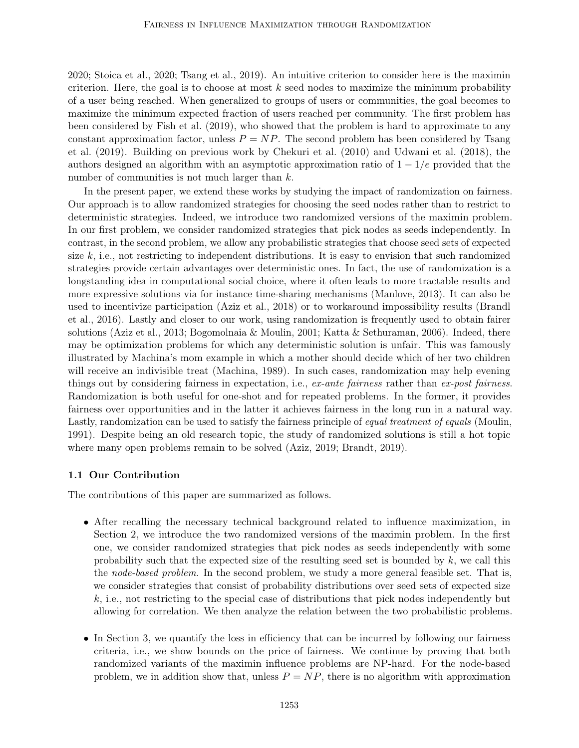2020; Stoica et al., 2020; Tsang et al., 2019). An intuitive criterion to consider here is the maximin criterion. Here, the goal is to choose at most $k$ seed nodes to maximize the minimum probability of a user being reached. When generalized to groups of users or communities, the goal becomes to maximize the minimum expected fraction of users reached per community. The first problem has been considered by Fish et al. (2019), who showed that the problem is hard to approximate to any constant approximation factor, unless $P = NP$. The second problem has been considered by Tsang et al. (2019). Building on previous work by Chekuri et al. (2010) and Udwani et al. (2018), the authors designed an algorithm with an asymptotic approximation ratio of $1 - 1/e$ provided that the number of communities is not much larger than $k$.

In the present paper, we extend these works by studying the impact of randomization on fairness. Our approach is to allow randomized strategies for choosing the seed nodes rather than to restrict to deterministic strategies. Indeed, we introduce two randomized versions of the maximin problem. In our first problem, we consider randomized strategies that pick nodes as seeds independently. In contrast, in the second problem, we allow any probabilistic strategies that choose seed sets of expected size $k$, i.e., not restricting to independent distributions. It is easy to envision that such randomized strategies provide certain advantages over deterministic ones. In fact, the use of randomization is a longstanding idea in computational social choice, where it often leads to more tractable results and more expressive solutions via for instance time-sharing mechanisms (Manlove, 2013). It can also be used to incentivize participation (Aziz et al., 2018) or to workaround impossibility results (Brandl et al., 2016). Lastly and closer to our work, using randomization is frequently used to obtain fairer solutions (Aziz et al., 2013; Bogomolnaia & Moulin, 2001; Katta & Sethuraman, 2006). Indeed, there may be optimization problems for which any deterministic solution is unfair. This was famously illustrated by Machina's mom example in which a mother should decide which of her two children will receive an indivisible treat (Machina, 1989). In such cases, randomization may help evening things out by considering fairness in expectation, i.e., *ex-ante fairness* rather than *ex-post fairness*. Randomization is both useful for one-shot and for repeated problems. In the former, it provides fairness over opportunities and in the latter it achieves fairness in the long run in a natural way. Lastly, randomization can be used to satisfy the fairness principle of *equal treatment of equals* (Moulin, 1991). Despite being an old research topic, the study of randomized solutions is still a hot topic where many open problems remain to be solved (Aziz, 2019; Brandt, 2019).

### 1.1 Our Contribution

The contributions of this paper are summarized as follows.

- After recalling the necessary technical background related to influence maximization, in Section 2, we introduce the two randomized versions of the maximin problem. In the first one, we consider randomized strategies that pick nodes as seeds independently with some probability such that the expected size of the resulting seed set is bounded by $k$, we call this the *node-based problem*. In the second problem, we study a more general feasible set. That is, we consider strategies that consist of probability distributions over seed sets of expected size $k$, i.e., not restricting to the special case of distributions that pick nodes independently but allowing for correlation. We then analyze the relation between the two probabilistic problems.

- In Section 3, we quantify the loss in efficiency that can be incurred by following our fairness criteria, i.e., we show bounds on the price of fairness. We continue by proving that both randomized variants of the maximin influence problems are NP-hard. For the node-based problem, we in addition show that, unless $P = NP$, there is no algorithm with approximation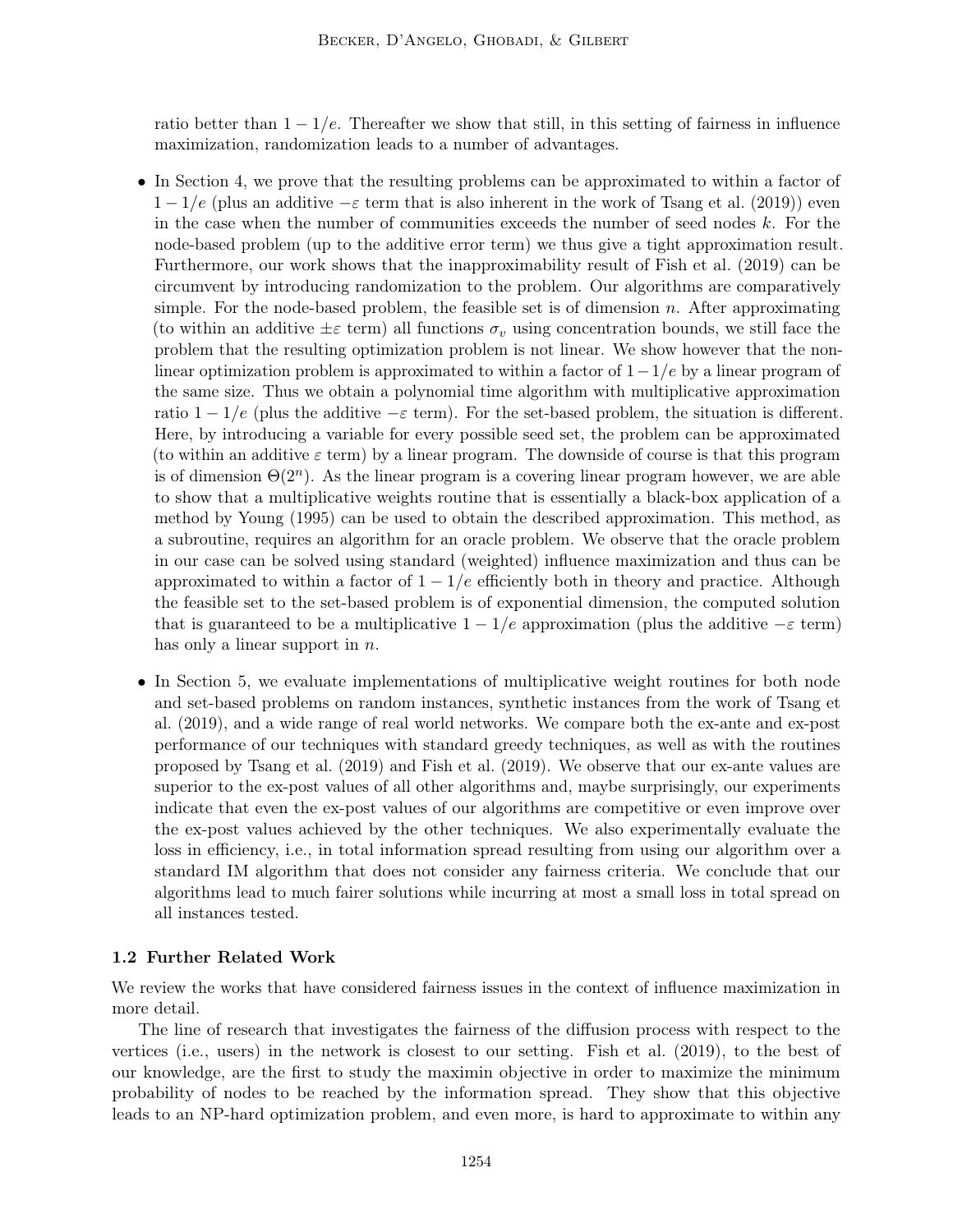ratio better than $1 - 1/e$. Thereafter we show that still, in this setting of fairness in influence maximization, randomization leads to a number of advantages.

- In Section 4, we prove that the resulting problems can be approximated to within a factor of $1 - 1/e$ (plus an additive $-\varepsilon$ term that is also inherent in the work of Tsang et al. (2019)) even in the case when the number of communities exceeds the number of seed nodes $k$. For the node-based problem (up to the additive error term) we thus give a tight approximation result. Furthermore, our work shows that the inapproximability result of Fish et al. (2019) can be circumvent by introducing randomization to the problem. Our algorithms are comparatively simple. For the node-based problem, the feasible set is of dimension $n$. After approximating (to within an additive $\pm\varepsilon$ term) all functions $\sigma_v$ using concentration bounds, we still face the problem that the resulting optimization problem is not linear. We show however that the non-linear optimization problem is approximated to within a factor of $1-1/e$ by a linear program of the same size. Thus we obtain a polynomial time algorithm with multiplicative approximation ratio $1 - 1/e$ (plus the additive $-\varepsilon$ term). For the set-based problem, the situation is different. Here, by introducing a variable for every possible seed set, the problem can be approximated (to within an additive $\varepsilon$ term) by a linear program. The downside of course is that this program is of dimension $\Theta(2^n)$. As the linear program is a covering linear program however, we are able to show that a multiplicative weights routine that is essentially a black-box application of a method by Young (1995) can be used to obtain the described approximation. This method, as a subroutine, requires an algorithm for an oracle problem. We observe that the oracle problem in our case can be solved using standard (weighted) influence maximization and thus can be approximated to within a factor of $1 - 1/e$ efficiently both in theory and practice. Although the feasible set to the set-based problem is of exponential dimension, the computed solution that is guaranteed to be a multiplicative $1 - 1/e$ approximation (plus the additive $-\varepsilon$ term) has only a linear support in $n$.

- In Section 5, we evaluate implementations of multiplicative weight routines for both node and set-based problems on random instances, synthetic instances from the work of Tsang et al. (2019), and a wide range of real world networks. We compare both the ex-ante and ex-post performance of our techniques with standard greedy techniques, as well as with the routines proposed by Tsang et al. (2019) and Fish et al. (2019). We observe that our ex-ante values are superior to the ex-post values of all other algorithms and, maybe surprisingly, our experiments indicate that even the ex-post values of our algorithms are competitive or even improve over the ex-post values achieved by the other techniques. We also experimentally evaluate the loss in efficiency, i.e., in total information spread resulting from using our algorithm over a standard IM algorithm that does not consider any fairness criteria. We conclude that our algorithms lead to much fairer solutions while incurring at most a small loss in total spread on all instances tested.

### 1.2 Further Related Work

We review the works that have considered fairness issues in the context of influence maximization in more detail.

The line of research that investigates the fairness of the diffusion process with respect to the vertices (i.e., users) in the network is closest to our setting. Fish et al. (2019), to the best of our knowledge, are the first to study the maximin objective in order to maximize the minimum probability of nodes to be reached by the information spread. They show that this objective leads to an NP-hard optimization problem, and even more, is hard to approximate to within any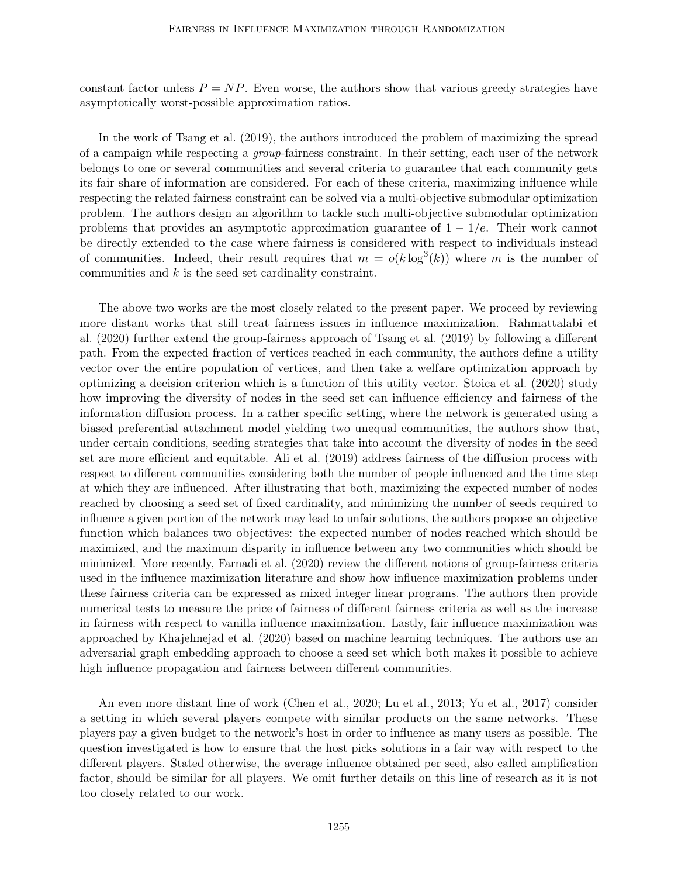constant factor unless $P = NP$. Even worse, the authors show that various greedy strategies have asymptotically worst-possible approximation ratios.

In the work of Tsang et al. (2019), the authors introduced the problem of maximizing the spread of a campaign while respecting a *group*-fairness constraint. In their setting, each user of the network belongs to one or several communities and several criteria to guarantee that each community gets its fair share of information are considered. For each of these criteria, maximizing influence while respecting the related fairness constraint can be solved via a multi-objective submodular optimization problem. The authors design an algorithm to tackle such multi-objective submodular optimization problems that provides an asymptotic approximation guarantee of $1 - 1/e$. Their work cannot be directly extended to the case where fairness is considered with respect to individuals instead of communities. Indeed, their result requires that $m = o(k \log^3(k))$ where $m$ is the number of communities and $k$ is the seed set cardinality constraint.

The above two works are the most closely related to the present paper. We proceed by reviewing more distant works that still treat fairness issues in influence maximization. Rahmattalabi et al. (2020) further extend the group-fairness approach of Tsang et al. (2019) by following a different path. From the expected fraction of vertices reached in each community, the authors define a utility vector over the entire population of vertices, and then take a welfare optimization approach by optimizing a decision criterion which is a function of this utility vector. Stoica et al. (2020) study how improving the diversity of nodes in the seed set can influence efficiency and fairness of the information diffusion process. In a rather specific setting, where the network is generated using a biased preferential attachment model yielding two unequal communities, the authors show that, under certain conditions, seeding strategies that take into account the diversity of nodes in the seed set are more efficient and equitable. Ali et al. (2019) address fairness of the diffusion process with respect to different communities considering both the number of people influenced and the time step at which they are influenced. After illustrating that both, maximizing the expected number of nodes reached by choosing a seed set of fixed cardinality, and minimizing the number of seeds required to influence a given portion of the network may lead to unfair solutions, the authors propose an objective function which balances two objectives: the expected number of nodes reached which should be maximized, and the maximum disparity in influence between any two communities which should be minimized. More recently, Farnadi et al. (2020) review the different notions of group-fairness criteria used in the influence maximization literature and show how influence maximization problems under these fairness criteria can be expressed as mixed integer linear programs. The authors then provide numerical tests to measure the price of fairness of different fairness criteria as well as the increase in fairness with respect to vanilla influence maximization. Lastly, fair influence maximization was approached by Khajehnejad et al. (2020) based on machine learning techniques. The authors use an adversarial graph embedding approach to choose a seed set which both makes it possible to achieve high influence propagation and fairness between different communities.

An even more distant line of work (Chen et al., 2020; Lu et al., 2013; Yu et al., 2017) consider a setting in which several players compete with similar products on the same networks. These players pay a given budget to the network's host in order to influence as many users as possible. The question investigated is how to ensure that the host picks solutions in a fair way with respect to the different players. Stated otherwise, the average influence obtained per seed, also called amplification factor, should be similar for all players. We omit further details on this line of research as it is not too closely related to our work.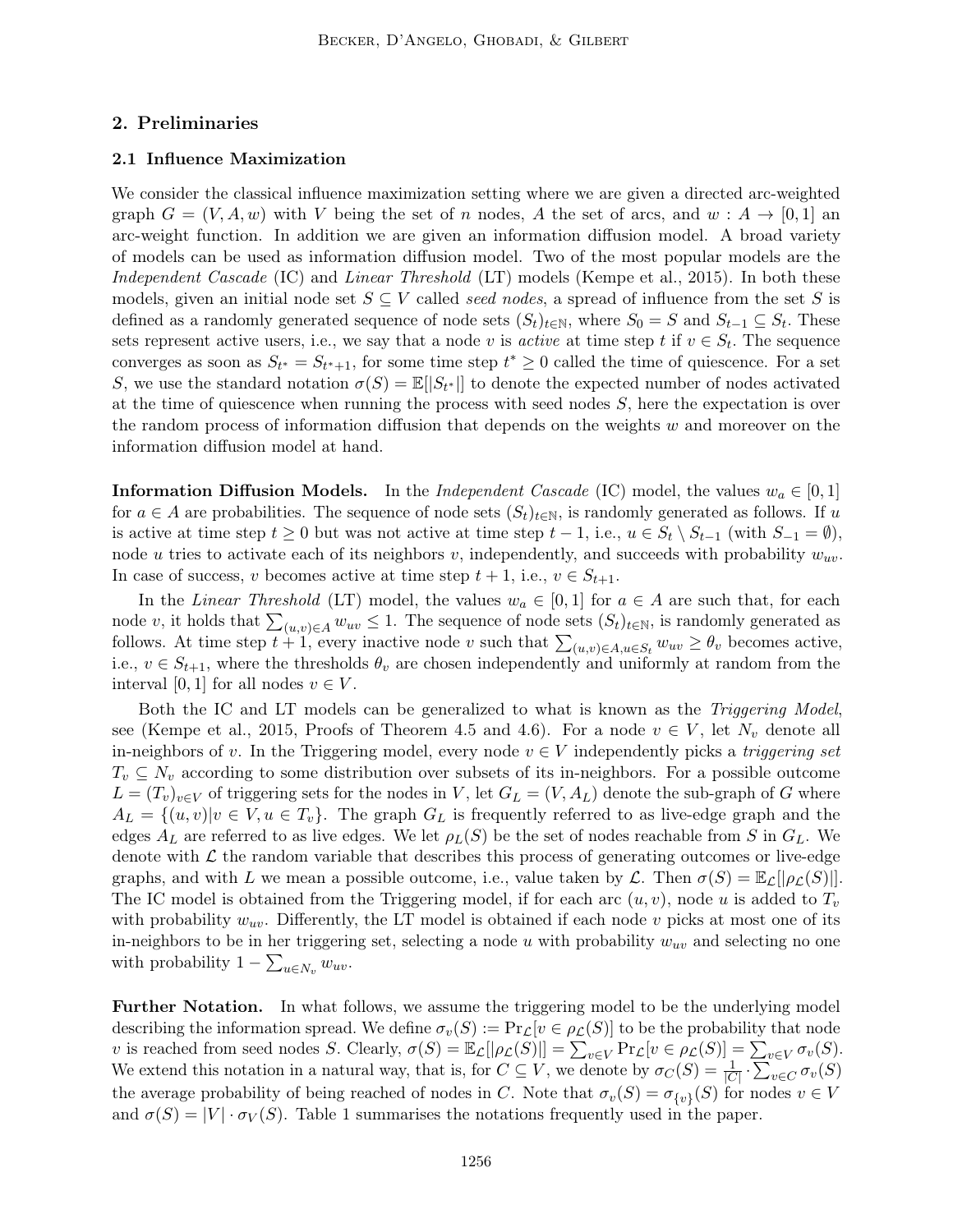## 2. Preliminaries

### 2.1 Influence Maximization

We consider the classical influence maximization setting where we are given a directed arc-weighted graph $G = (V, A, w)$ with $V$ being the set of $n$ nodes, $A$ the set of arcs, and $w : A \to [0, 1]$ an arc-weight function. In addition we are given an information diffusion model. A broad variety of models can be used as information diffusion model. Two of the most popular models are the *Independent Cascade* (IC) and *Linear Threshold* (LT) models (Kempe et al., 2015). In both these models, given an initial node set $S \subseteq V$ called *seed nodes*, a spread of influence from the set $S$ is defined as a randomly generated sequence of node sets $(S_t)_{t\in\mathbb{N}}$, where $S_0 = S$ and $S_{t-1} \subseteq S_t$. These sets represent active users, i.e., we say that a node $v$ is *active* at time step $t$ if $v \in S_t$. The sequence converges as soon as $S_{t^*} = S_{t^*+1}$, for some time step $t^* \geq 0$ called the time of quiescence. For a set $S$, we use the standard notation $\sigma(S) = \mathbb{E}[|S_{t^*}|]$ to denote the expected number of nodes activated at the time of quiescence when running the process with seed nodes $S$, here the expectation is over the random process of information diffusion that depends on the weights $w$ and moreover on the information diffusion model at hand.

**Information Diffusion Models.** In the *Independent Cascade* (IC) model, the values $w_a \in [0, 1]$ for $a \in A$ are probabilities. The sequence of node sets $(S_t)_{t\in\mathbb{N}}$, is randomly generated as follows. If $u$ is active at time step $t \geq 0$ but was not active at time step $t - 1$, i.e., $u \in S_t \setminus S_{t-1}$ (with $S_{-1} = \emptyset$), node $u$ tries to activate each of its neighbors $v$, independently, and succeeds with probability $w_{uv}$. In case of success, $v$ becomes active at time step $t + 1$, i.e., $v \in S_{t+1}$.

In the *Linear Threshold* (LT) model, the values $w_a \in [0, 1]$ for $a \in A$ are such that, for each node $v$, it holds that $\sum_{(u,v)\in A} w_{uv} \leq 1$. The sequence of node sets $(S_t)_{t\in\mathbb{N}}$, is randomly generated as follows. At time step $t + 1$, every inactive node $v$ such that $\sum_{(u,v)\in A, u\in S_t} w_{uv} \geq \theta_v$ becomes active, i.e., $v \in S_{t+1}$, where the thresholds $\theta_v$ are chosen independently and uniformly at random from the interval $[0, 1]$ for all nodes $v \in V$.

Both the IC and LT models can be generalized to what is known as the *Triggering Model*, see (Kempe et al., 2015, Proofs of Theorem 4.5 and 4.6). For a node $v \in V$, let $N_v$ denote all in-neighbors of $v$. In the Triggering model, every node $v \in V$ independently picks a *triggering set* $T_v \subseteq N_v$ according to some distribution over subsets of its in-neighbors. For a possible outcome $L = (T_v)_{v\in V}$ of triggering sets for the nodes in $V$, let $G_L = (V, A_L)$ denote the sub-graph of $G$ where $A_L = \{(u, v)|v \in V, u \in T_v\}$. The graph $G_L$ is frequently referred to as live-edge graph and the edges $A_L$ are referred to as live edges. We let $\rho_L(S)$ be the set of nodes reachable from $S$ in $G_L$. We denote with $\mathcal{L}$ the random variable that describes this process of generating outcomes or live-edge graphs, and with $L$ we mean a possible outcome, i.e., value taken by $\mathcal{L}$. Then $\sigma(S) = \mathbb{E}_{\mathcal{L}}[|\rho_{\mathcal{L}}(S)|]$. The IC model is obtained from the Triggering model, if for each arc $(u, v)$, node $u$ is added to $T_v$ with probability $w_{uv}$. Differently, the LT model is obtained if each node $v$ picks at most one of its in-neighbors to be in her triggering set, selecting a node $u$ with probability $w_{uv}$ and selecting no one with probability $1 - \sum_{u\in N_v} w_{uv}$.

**Further Notation.** In what follows, we assume the triggering model to be the underlying model describing the information spread. We define $\sigma_v(S) := \Pr_{\mathcal{L}}[v \in \rho_{\mathcal{L}}(S)]$ to be the probability that node $v$ is reached from seed nodes $S$. Clearly, $\sigma(S) = \mathbb{E}_{\mathcal{L}}[|\rho_{\mathcal{L}}(S)|] = \sum_{v\in V} \Pr_{\mathcal{L}}[v \in \rho_{\mathcal{L}}(S)] = \sum_{v\in V} \sigma_v(S)$. We extend this notation in a natural way, that is, for $C \subseteq V$, we denote by $\sigma_C(S) = \frac{1}{|C|} \cdot \sum_{v\in C} \sigma_v(S)$ the average probability of being reached of nodes in $C$. Note that $\sigma_v(S) = \sigma_{\{v\}}(S)$ for nodes $v \in V$ and $\sigma(S) = |V| \cdot \sigma_V(S)$. Table 1 summarises the notations frequently used in the paper.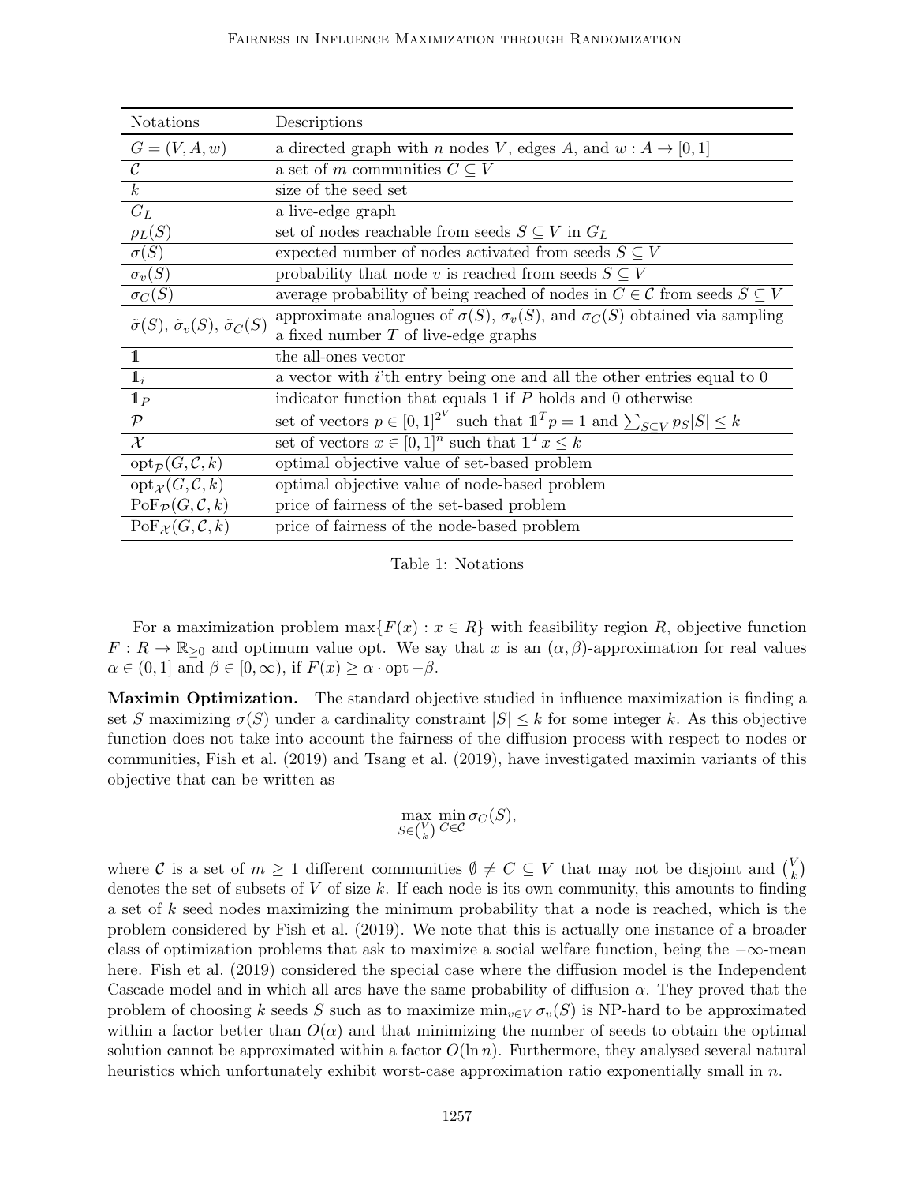| Notations | Descriptions |
|---|---|
| $G = (V, A, w)$ | a directed graph with $n$ nodes $V$, edges $A$, and $w : A \to [0, 1]$ |
| $\mathcal{C}$ | a set of $m$ communities $C \subseteq V$ |
| $k$ | size of the seed set |
| $G_L$ | a live-edge graph |
| $\rho_L(S)$ | set of nodes reachable from seeds $S \subseteq V$ in $G_L$ |
| $\sigma(S)$ | expected number of nodes activated from seeds $S \subseteq V$ |
| $\sigma_v(S)$ | probability that node $v$ is reached from seeds $S \subseteq V$ |
| $\sigma_C(S)$ | average probability of being reached of nodes in $C \in \mathcal{C}$ from seeds $S \subseteq V$ |
| $\tilde{\sigma}(S)$, $\tilde{\sigma}_v(S)$, $\tilde{\sigma}_C(S)$ | approximate analogues of $\sigma(S)$, $\sigma_v(S)$, and $\sigma_C(S)$ obtained via sampling a fixed number $T$ of live-edge graphs |
| $\mathbb{1}$ | the all-ones vector |
| $\mathbb{1}_i$ | a vector with $i$'th entry being one and all the other entries equal to 0 |
| $\mathbb{1}_P$ | indicator function that equals 1 if $P$ holds and 0 otherwise |
| $\mathcal{P}$ | set of vectors $p \in [0, 1]^{2^V}$ such that $\mathbb{1}^T p = 1$ and $\sum_{S \subseteq V} p_S \lvert S \rvert \leq k$ |
| $\mathcal{X}$ | set of vectors $x \in [0, 1]^n$ such that $\mathbb{1}^T x \leq k$ |
| $\mathrm{opt}_{\mathcal{P}}(G, \mathcal{C}, k)$ | optimal objective value of set-based problem |
| $\mathrm{opt}_{\mathcal{X}}(G, \mathcal{C}, k)$ | optimal objective value of node-based problem |
| $\mathrm{PoF}_{\mathcal{P}}(G, \mathcal{C}, k)$ | price of fairness of the set-based problem |
| $\mathrm{PoF}_{\mathcal{X}}(G, \mathcal{C}, k)$ | price of fairness of the node-based problem |

Table 1: Notations

For a maximization problem $\max\{F(x) : x \in R\}$ with feasibility region $R$, objective function $F : R \to \mathbb{R}_{\geq 0}$ and optimum value opt. We say that $x$ is an $(\alpha, \beta)$-approximation for real values $\alpha \in (0, 1]$ and $\beta \in [0, \infty)$, if $F(x) \geq \alpha \cdot \mathrm{opt} - \beta$.

**Maximin Optimization.** The standard objective studied in influence maximization is finding a set $S$ maximizing $\sigma(S)$ under a cardinality constraint $\lvert S \rvert \leq k$ for some integer $k$. As this objective function does not take into account the fairness of the diffusion process with respect to nodes or communities, Fish et al. (2019) and Tsang et al. (2019), have investigated maximin variants of this objective that can be written as

$$\max_{S \in \binom{V}{k}} \min_{C \in \mathcal{C}} \sigma_C(S),$$

where $\mathcal{C}$ is a set of $m \geq 1$ different communities $\emptyset \neq C \subseteq V$ that may not be disjoint and $\binom{V}{k}$ denotes the set of subsets of $V$ of size $k$. If each node is its own community, this amounts to finding a set of $k$ seed nodes maximizing the minimum probability that a node is reached, which is the problem considered by Fish et al. (2019). We note that this is actually one instance of a broader class of optimization problems that ask to maximize a social welfare function, being the $-\infty$-mean here. Fish et al. (2019) considered the special case where the diffusion model is the Independent Cascade model and in which all arcs have the same probability of diffusion $\alpha$. They proved that the problem of choosing $k$ seeds $S$ such as to maximize $\min_{v \in V} \sigma_v(S)$ is NP-hard to be approximated within a factor better than $O(\alpha)$ and that minimizing the number of seeds to obtain the optimal solution cannot be approximated within a factor $O(\ln n)$. Furthermore, they analysed several natural heuristics which unfortunately exhibit worst-case approximation ratio exponentially small in $n$.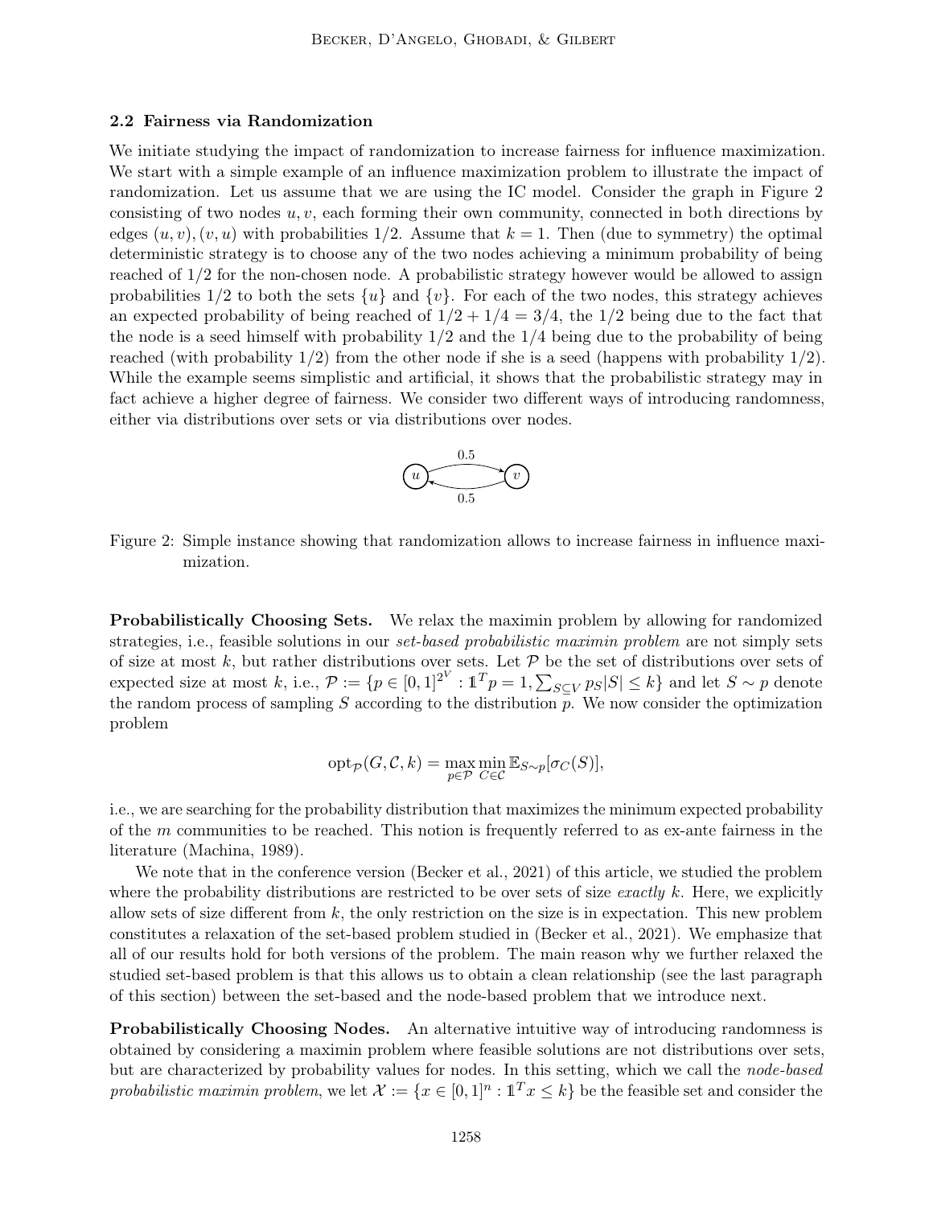### 2.2 Fairness via Randomization

We initiate studying the impact of randomization to increase fairness for influence maximization. We start with a simple example of an influence maximization problem to illustrate the impact of randomization. Let us assume that we are using the IC model. Consider the graph in Figure 2 consisting of two nodes $u, v$, each forming their own community, connected in both directions by edges $(u, v), (v, u)$ with probabilities $1/2$. Assume that $k = 1$. Then (due to symmetry) the optimal deterministic strategy is to choose any of the two nodes achieving a minimum probability of being reached of $1/2$ for the non-chosen node. A probabilistic strategy however would be allowed to assign probabilities $1/2$ to both the sets $\{u\}$ and $\{v\}$. For each of the two nodes, this strategy achieves an expected probability of being reached of $1/2 + 1/4 = 3/4$, the $1/2$ being due to the fact that the node is a seed himself with probability $1/2$ and the $1/4$ being due to the probability of being reached (with probability $1/2$) from the other node if she is a seed (happens with probability $1/2$). While the example seems simplistic and artificial, it shows that the probabilistic strategy may in fact achieve a higher degree of fairness. We consider two different ways of introducing randomness, either via distributions over sets or via distributions over nodes.

Figure 2: Simple instance showing that randomization allows to increase fairness in influence maximization.

**Probabilistically Choosing Sets.** We relax the maximin problem by allowing for randomized strategies, i.e., feasible solutions in our *set-based probabilistic maximin problem* are not simply sets of size at most $k$, but rather distributions over sets. Let $\mathcal{P}$ be the set of distributions over sets of expected size at most $k$, i.e., $\mathcal{P} := \{p \in [0, 1]^{2^V} : \mathbb{1}^T p = 1, \sum_{S \subseteq V} p_S|S| \leq k\}$ and let $S \sim p$ denote the random process of sampling $S$ according to the distribution $p$. We now consider the optimization problem

$$\text{opt}_{\mathcal{P}}(G, \mathcal{C}, k) = \max_{p \in \mathcal{P}} \min_{C \in \mathcal{C}} \mathbb{E}_{S \sim p}[\sigma_C(S)],$$

i.e., we are searching for the probability distribution that maximizes the minimum expected probability of the $m$ communities to be reached. This notion is frequently referred to as ex-ante fairness in the literature (Machina, 1989).

We note that in the conference version (Becker et al., 2021) of this article, we studied the problem where the probability distributions are restricted to be over sets of size *exactly* $k$. Here, we explicitly allow sets of size different from $k$, the only restriction on the size is in expectation. This new problem constitutes a relaxation of the set-based problem studied in (Becker et al., 2021). We emphasize that all of our results hold for both versions of the problem. The main reason why we further relaxed the studied set-based problem is that this allows us to obtain a clean relationship (see the last paragraph of this section) between the set-based and the node-based problem that we introduce next.

**Probabilistically Choosing Nodes.** An alternative intuitive way of introducing randomness is obtained by considering a maximin problem where feasible solutions are not distributions over sets, but are characterized by probability values for nodes. In this setting, which we call the *node-based probabilistic maximin problem*, we let $\mathcal{X} := \{x \in [0, 1]^n : \mathbb{1}^T x \leq k\}$ be the feasible set and consider the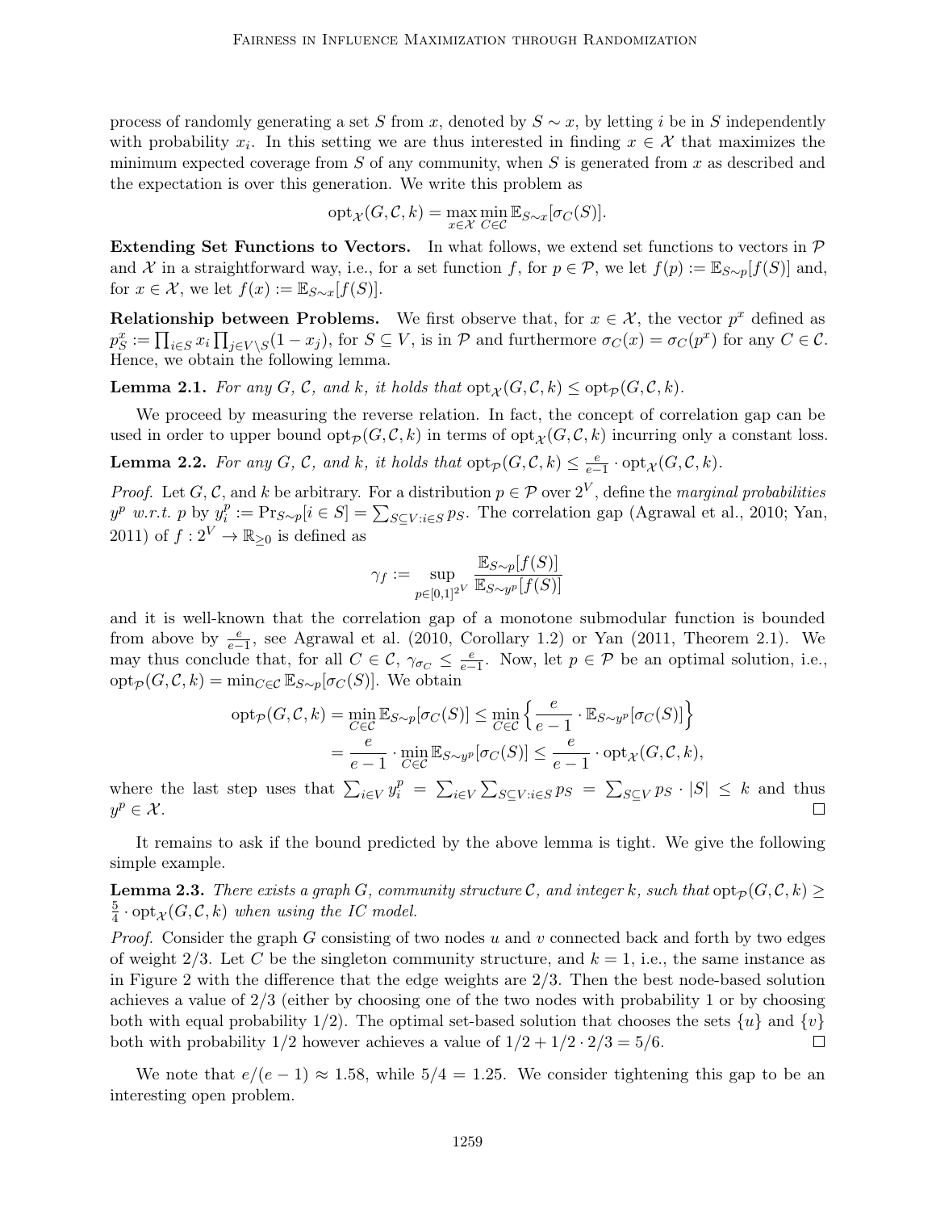process of randomly generating a set $S$ from $x$, denoted by $S \sim x$, by letting $i$ be in $S$ independently with probability $x_i$. In this setting we are thus interested in finding $x \in \mathcal{X}$ that maximizes the minimum expected coverage from $S$ of any community, when $S$ is generated from $x$ as described and the expectation is over this generation. We write this problem as

$$\text{opt}_{\mathcal{X}}(G, \mathcal{C}, k) = \max_{x \in \mathcal{X}} \min_{C \in \mathcal{C}} \mathbb{E}_{S \sim x}[\sigma_C(S)].$$

**Extending Set Functions to Vectors.** In what follows, we extend set functions to vectors in $\mathcal{P}$ and $\mathcal{X}$ in a straightforward way, i.e., for a set function $f$, for $p \in \mathcal{P}$, we let $f(p) := \mathbb{E}_{S \sim p}[f(S)]$ and, for $x \in \mathcal{X}$, we let $f(x) := \mathbb{E}_{S \sim x}[f(S)]$.

**Relationship between Problems.** We first observe that, for $x \in \mathcal{X}$, the vector $p^x$ defined as $p^x_S := \prod_{i \in S} x_i \prod_{j \in V \setminus S}(1 - x_j)$, for $S \subseteq V$, is in $\mathcal{P}$ and furthermore $\sigma_C(x) = \sigma_C(p^x)$ for any $C \in \mathcal{C}$. Hence, we obtain the following lemma.

**Lemma 2.1.** *For any $G$, $\mathcal{C}$, and $k$, it holds that $\text{opt}_{\mathcal{X}}(G, \mathcal{C}, k) \leq \text{opt}_{\mathcal{P}}(G, \mathcal{C}, k)$.*

We proceed by measuring the reverse relation. In fact, the concept of correlation gap can be used in order to upper bound $\text{opt}_{\mathcal{P}}(G, \mathcal{C}, k)$ in terms of $\text{opt}_{\mathcal{X}}(G, \mathcal{C}, k)$ incurring only a constant loss.

**Lemma 2.2.** *For any $G$, $\mathcal{C}$, and $k$, it holds that $\text{opt}_{\mathcal{P}}(G, \mathcal{C}, k) \leq \frac{e}{e-1} \cdot \text{opt}_{\mathcal{X}}(G, \mathcal{C}, k)$.*

*Proof.* Let $G$, $\mathcal{C}$, and $k$ be arbitrary. For a distribution $p \in \mathcal{P}$ over $2^V$, define the *marginal probabilities* $y^p$ *w.r.t.* $p$ by $y^p_i := \Pr_{S \sim p}[i \in S] = \sum_{S \subseteq V : i \in S} p_S$. The correlation gap (Agrawal et al., 2010; Yan, 2011) of $f : 2^V \to \mathbb{R}_{\geq 0}$ is defined as

$$\gamma_f := \sup_{p \in [0,1]^{2^V}} \frac{\mathbb{E}_{S \sim p}[f(S)]}{\mathbb{E}_{S \sim y^p}[f(S)]}$$

and it is well-known that the correlation gap of a monotone submodular function is bounded from above by $\frac{e}{e-1}$, see Agrawal et al. (2010, Corollary 1.2) or Yan (2011, Theorem 2.1). We may thus conclude that, for all $C \in \mathcal{C}$, $\gamma_{\sigma_C} \leq \frac{e}{e-1}$. Now, let $p \in \mathcal{P}$ be an optimal solution, i.e., $\text{opt}_{\mathcal{P}}(G, \mathcal{C}, k) = \min_{C \in \mathcal{C}} \mathbb{E}_{S \sim p}[\sigma_C(S)]$. We obtain

$$\begin{aligned}
\text{opt}_{\mathcal{P}}(G, \mathcal{C}, k) &= \min_{C \in \mathcal{C}} \mathbb{E}_{S \sim p}[\sigma_C(S)] \leq \min_{C \in \mathcal{C}} \left\{ \frac{e}{e-1} \cdot \mathbb{E}_{S \sim y^p}[\sigma_C(S)] \right\} \\
&= \frac{e}{e-1} \cdot \min_{C \in \mathcal{C}} \mathbb{E}_{S \sim y^p}[\sigma_C(S)] \leq \frac{e}{e-1} \cdot \text{opt}_{\mathcal{X}}(G, \mathcal{C}, k),
\end{aligned}$$

where the last step uses that $\sum_{i \in V} y^p_i = \sum_{i \in V} \sum_{S \subseteq V : i \in S} p_S = \sum_{S \subseteq V} p_S \cdot |S| \leq k$ and thus $y^p \in \mathcal{X}$. $\square$

It remains to ask if the bound predicted by the above lemma is tight. We give the following simple example.

**Lemma 2.3.** *There exists a graph $G$, community structure $\mathcal{C}$, and integer $k$, such that $\text{opt}_{\mathcal{P}}(G, \mathcal{C}, k) \geq \frac{5}{4} \cdot \text{opt}_{\mathcal{X}}(G, \mathcal{C}, k)$ when using the IC model.*

*Proof.* Consider the graph $G$ consisting of two nodes $u$ and $v$ connected back and forth by two edges of weight $2/3$. Let $C$ be the singleton community structure, and $k = 1$, i.e., the same instance as in Figure 2 with the difference that the edge weights are $2/3$. Then the best node-based solution achieves a value of $2/3$ (either by choosing one of the two nodes with probability 1 or by choosing both with equal probability $1/2$). The optimal set-based solution that chooses the sets $\{u\}$ and $\{v\}$ both with probability $1/2$ however achieves a value of $1/2 + 1/2 \cdot 2/3 = 5/6$. $\square$

We note that $e/(e-1) \approx 1.58$, while $5/4 = 1.25$. We consider tightening this gap to be an interesting open problem.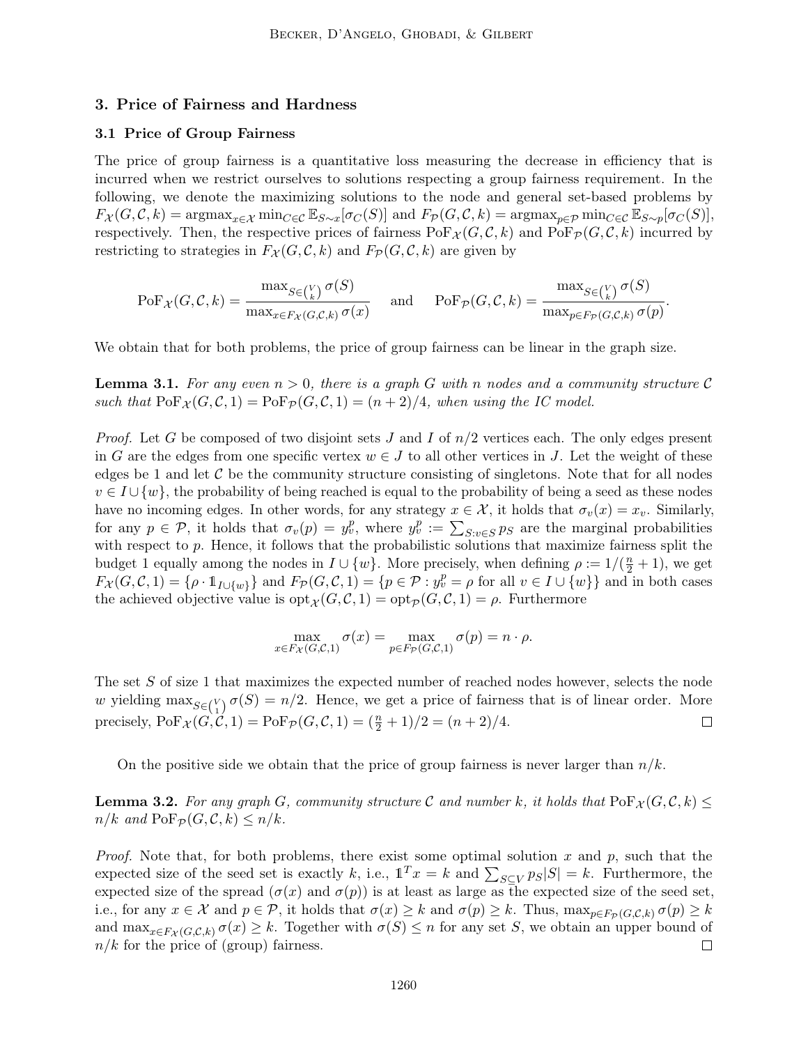## 3. Price of Fairness and Hardness

### 3.1 Price of Group Fairness

The price of group fairness is a quantitative loss measuring the decrease in efficiency that is incurred when we restrict ourselves to solutions respecting a group fairness requirement. In the following, we denote the maximizing solutions to the node and general set-based problems by $F_{\mathcal{X}}(G, \mathcal{C}, k) = \text{argmax}_{x \in \mathcal{X}} \min_{C \in \mathcal{C}} \mathbb{E}_{S \sim x}[\sigma_C(S)]$ and $F_{\mathcal{P}}(G, \mathcal{C}, k) = \text{argmax}_{p \in \mathcal{P}} \min_{C \in \mathcal{C}} \mathbb{E}_{S \sim p}[\sigma_C(S)]$, respectively. Then, the respective prices of fairness $\text{PoF}_{\mathcal{X}}(G, \mathcal{C}, k)$ and $\text{PoF}_{\mathcal{P}}(G, \mathcal{C}, k)$ incurred by restricting to strategies in $F_{\mathcal{X}}(G, \mathcal{C}, k)$ and $F_{\mathcal{P}}(G, \mathcal{C}, k)$ are given by

$$\text{PoF}_{\mathcal{X}}(G, \mathcal{C}, k) = \frac{\max_{S \in \binom{V}{k}} \sigma(S)}{\max_{x \in F_{\mathcal{X}}(G,\mathcal{C},k)} \sigma(x)} \quad \text{and} \quad \text{PoF}_{\mathcal{P}}(G, \mathcal{C}, k) = \frac{\max_{S \in \binom{V}{k}} \sigma(S)}{\max_{p \in F_{\mathcal{P}}(G,\mathcal{C},k)} \sigma(p)}.$$

We obtain that for both problems, the price of group fairness can be linear in the graph size.

**Lemma 3.1.** *For any even $n > 0$, there is a graph $G$ with $n$ nodes and a community structure $\mathcal{C}$ such that $\text{PoF}_{\mathcal{X}}(G, \mathcal{C}, 1) = \text{PoF}_{\mathcal{P}}(G, \mathcal{C}, 1) = (n + 2)/4$, when using the IC model.*

*Proof.* Let $G$ be composed of two disjoint sets $J$ and $I$ of $n/2$ vertices each. The only edges present in $G$ are the edges from one specific vertex $w \in J$ to all other vertices in $J$. Let the weight of these edges be 1 and let $\mathcal{C}$ be the community structure consisting of singletons. Note that for all nodes $v \in I \cup \{w\}$, the probability of being reached is equal to the probability of being a seed as these nodes have no incoming edges. In other words, for any strategy $x \in \mathcal{X}$, it holds that $\sigma_v(x) = x_v$. Similarly, for any $p \in \mathcal{P}$, it holds that $\sigma_v(p) = y_v^p$, where $y_v^p := \sum_{S: v \in S} p_S$ are the marginal probabilities with respect to $p$. Hence, it follows that the probabilistic solutions that maximize fairness split the budget 1 equally among the nodes in $I \cup \{w\}$. More precisely, when defining $\rho := 1/(\frac{n}{2} + 1)$, we get $F_{\mathcal{X}}(G, \mathcal{C}, 1) = \{\rho \cdot \mathbb{1}_{I \cup \{w\}}\}$ and $F_{\mathcal{P}}(G, \mathcal{C}, 1) = \{p \in \mathcal{P} : y_v^p = \rho \text{ for all } v \in I \cup \{w\}\}$ and in both cases the achieved objective value is $\text{opt}_{\mathcal{X}}(G, \mathcal{C}, 1) = \text{opt}_{\mathcal{P}}(G, \mathcal{C}, 1) = \rho$. Furthermore

$$\max_{x \in F_{\mathcal{X}}(G,\mathcal{C},1)} \sigma(x) = \max_{p \in F_{\mathcal{P}}(G,\mathcal{C},1)} \sigma(p) = n \cdot \rho.$$

The set $S$ of size 1 that maximizes the expected number of reached nodes however, selects the node $w$ yielding $\max_{S \in \binom{V}{1}} \sigma(S) = n/2$. Hence, we get a price of fairness that is of linear order. More precisely, $\text{PoF}_{\mathcal{X}}(G, \mathcal{C}, 1) = \text{PoF}_{\mathcal{P}}(G, \mathcal{C}, 1) = (\frac{n}{2} + 1)/2 = (n + 2)/4$. $\square$

On the positive side we obtain that the price of group fairness is never larger than $n/k$.

**Lemma 3.2.** *For any graph $G$, community structure $\mathcal{C}$ and number $k$, it holds that $\text{PoF}_{\mathcal{X}}(G, \mathcal{C}, k) \leq n/k$ and $\text{PoF}_{\mathcal{P}}(G, \mathcal{C}, k) \leq n/k$.*

*Proof.* Note that, for both problems, there exist some optimal solution $x$ and $p$, such that the expected size of the seed set is exactly $k$, i.e., $\mathbb{1}^T x = k$ and $\sum_{S \subseteq V} p_S |S| = k$. Furthermore, the expected size of the spread ($\sigma(x)$ and $\sigma(p)$) is at least as large as the expected size of the seed set, i.e., for any $x \in \mathcal{X}$ and $p \in \mathcal{P}$, it holds that $\sigma(x) \geq k$ and $\sigma(p) \geq k$. Thus, $\max_{p \in F_{\mathcal{P}}(G,\mathcal{C},k)} \sigma(p) \geq k$ and $\max_{x \in F_{\mathcal{X}}(G,\mathcal{C},k)} \sigma(x) \geq k$. Together with $\sigma(S) \leq n$ for any set $S$, we obtain an upper bound of $n/k$ for the price of (group) fairness. $\square$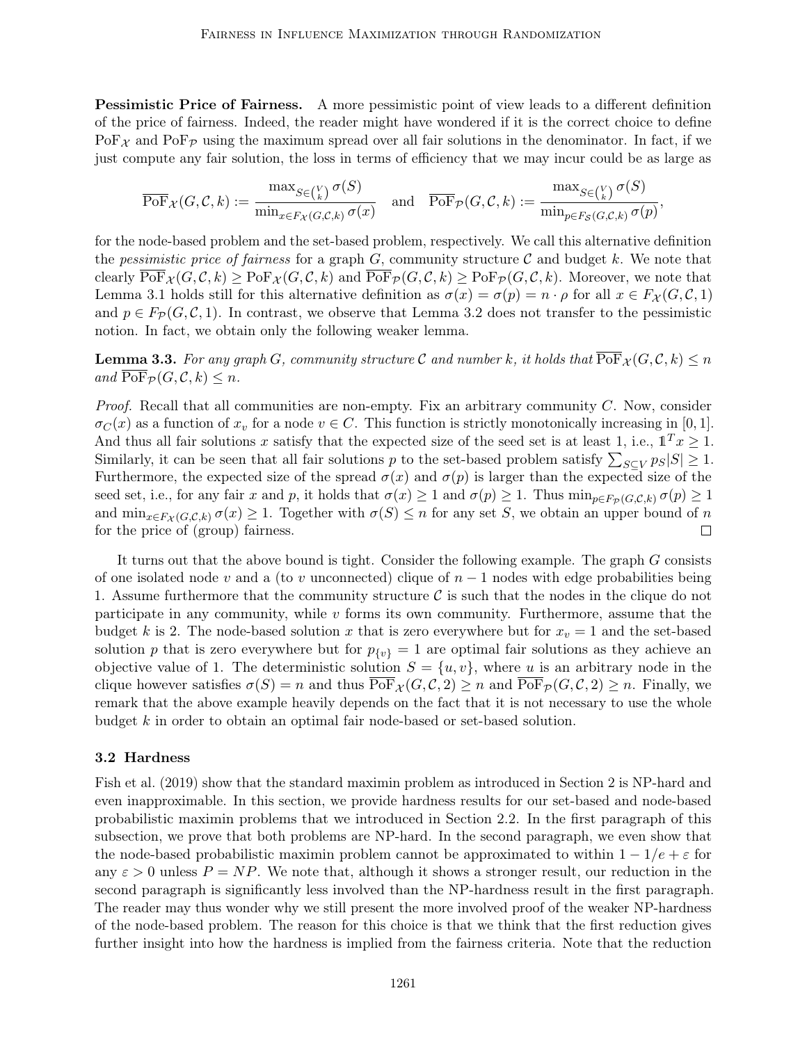**Pessimistic Price of Fairness.** A more pessimistic point of view leads to a different definition of the price of fairness. Indeed, the reader might have wondered if it is the correct choice to define $\text{PoF}_{\mathcal{X}}$ and $\text{PoF}_{\mathcal{P}}$ using the maximum spread over all fair solutions in the denominator. In fact, if we just compute any fair solution, the loss in terms of efficiency that we may incur could be as large as

$$\overline{\text{PoF}}_{\mathcal{X}}(G, \mathcal{C}, k) := \frac{\max_{S \in \binom{V}{k}} \sigma(S)}{\min_{x \in F_{\mathcal{X}}(G,\mathcal{C},k)} \sigma(x)} \quad \text{and} \quad \overline{\text{PoF}}_{\mathcal{P}}(G, \mathcal{C}, k) := \frac{\max_{S \in \binom{V}{k}} \sigma(S)}{\min_{p \in F_{\mathcal{S}}(G,\mathcal{C},k)} \sigma(p)},$$

for the node-based problem and the set-based problem, respectively. We call this alternative definition the *pessimistic price of fairness* for a graph $G$, community structure $\mathcal{C}$ and budget $k$. We note that clearly $\overline{\text{PoF}}_{\mathcal{X}}(G, \mathcal{C}, k) \geq \text{PoF}_{\mathcal{X}}(G, \mathcal{C}, k)$ and $\overline{\text{PoF}}_{\mathcal{P}}(G, \mathcal{C}, k) \geq \text{PoF}_{\mathcal{P}}(G, \mathcal{C}, k)$. Moreover, we note that Lemma 3.1 holds still for this alternative definition as $\sigma(x) = \sigma(p) = n \cdot \rho$ for all $x \in F_{\mathcal{X}}(G, \mathcal{C}, 1)$ and $p \in F_{\mathcal{P}}(G, \mathcal{C}, 1)$. In contrast, we observe that Lemma 3.2 does not transfer to the pessimistic notion. In fact, we obtain only the following weaker lemma.

**Lemma 3.3.** *For any graph $G$, community structure $\mathcal{C}$ and number $k$, it holds that $\overline{\text{PoF}}_{\mathcal{X}}(G, \mathcal{C}, k) \leq n$ and $\overline{\text{PoF}}_{\mathcal{P}}(G, \mathcal{C}, k) \leq n$.*

*Proof.* Recall that all communities are non-empty. Fix an arbitrary community $C$. Now, consider $\sigma_C(x)$ as a function of $x_v$ for a node $v \in C$. This function is strictly monotonically increasing in $[0, 1]$. And thus all fair solutions $x$ satisfy that the expected size of the seed set is at least 1, i.e., $\mathbb{1}^T x \geq 1$. Similarly, it can be seen that all fair solutions $p$ to the set-based problem satisfy $\sum_{S \subseteq V} p_S |S| \geq 1$. Furthermore, the expected size of the spread $\sigma(x)$ and $\sigma(p)$ is larger than the expected size of the seed set, i.e., for any fair $x$ and $p$, it holds that $\sigma(x) \geq 1$ and $\sigma(p) \geq 1$. Thus $\min_{p \in F_{\mathcal{P}}(G,\mathcal{C},k)} \sigma(p) \geq 1$ and $\min_{x \in F_{\mathcal{X}}(G,\mathcal{C},k)} \sigma(x) \geq 1$. Together with $\sigma(S) \leq n$ for any set $S$, we obtain an upper bound of $n$ for the price of (group) fairness. $\square$

It turns out that the above bound is tight. Consider the following example. The graph $G$ consists of one isolated node $v$ and a (to $v$ unconnected) clique of $n - 1$ nodes with edge probabilities being 1. Assume furthermore that the community structure $\mathcal{C}$ is such that the nodes in the clique do not participate in any community, while $v$ forms its own community. Furthermore, assume that the budget $k$ is 2. The node-based solution $x$ that is zero everywhere but for $x_v = 1$ and the set-based solution $p$ that is zero everywhere but for $p_{\{v\}} = 1$ are optimal fair solutions as they achieve an objective value of 1. The deterministic solution $S = \{u, v\}$, where $u$ is an arbitrary node in the clique however satisfies $\sigma(S) = n$ and thus $\overline{\text{PoF}}_{\mathcal{X}}(G, \mathcal{C}, 2) \geq n$ and $\overline{\text{PoF}}_{\mathcal{P}}(G, \mathcal{C}, 2) \geq n$. Finally, we remark that the above example heavily depends on the fact that it is not necessary to use the whole budget $k$ in order to obtain an optimal fair node-based or set-based solution.

### 3.2 Hardness

Fish et al. (2019) show that the standard maximin problem as introduced in Section 2 is NP-hard and even inapproximable. In this section, we provide hardness results for our set-based and node-based probabilistic maximin problems that we introduced in Section 2.2. In the first paragraph of this subsection, we prove that both problems are NP-hard. In the second paragraph, we even show that the node-based probabilistic maximin problem cannot be approximated to within $1 - 1/e + \varepsilon$ for any $\varepsilon > 0$ unless $P = NP$. We note that, although it shows a stronger result, our reduction in the second paragraph is significantly less involved than the NP-hardness result in the first paragraph. The reader may thus wonder why we still present the more involved proof of the weaker NP-hardness of the node-based problem. The reason for this choice is that we think that the first reduction gives further insight into how the hardness is implied from the fairness criteria. Note that the reduction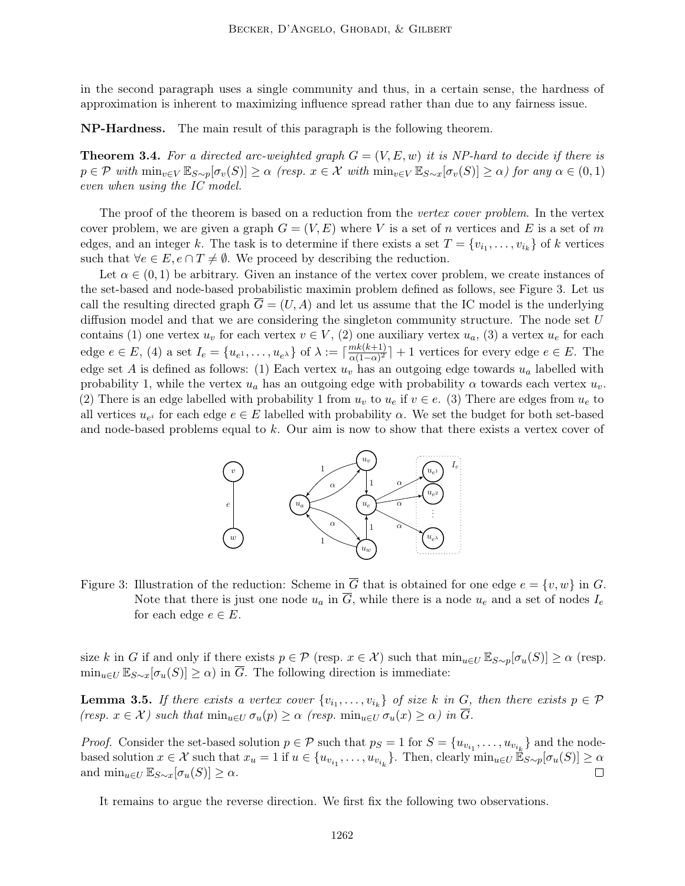in the second paragraph uses a single community and thus, in a certain sense, the hardness of approximation is inherent to maximizing influence spread rather than due to any fairness issue.

**NP-Hardness.** The main result of this paragraph is the following theorem.

**Theorem 3.4.** *For a directed arc-weighted graph $G = (V, E, w)$ it is NP-hard to decide if there is $p \in \mathcal{P}$ with $\min_{v\in V} \mathbb{E}_{S\sim p}[\sigma_v(S)] \geq \alpha$ (resp. $x \in \mathcal{X}$ with $\min_{v\in V} \mathbb{E}_{S\sim x}[\sigma_v(S)] \geq \alpha$) for any $\alpha \in (0, 1)$ even when using the IC model.*

The proof of the theorem is based on a reduction from the *vertex cover problem*. In the vertex cover problem, we are given a graph $G = (V, E)$ where $V$ is a set of $n$ vertices and $E$ is a set of $m$ edges, and an integer $k$. The task is to determine if there exists a set $T = \{v_{i_1}, \ldots, v_{i_k}\}$ of $k$ vertices such that $\forall e \in E, e \cap T \neq \emptyset$. We proceed by describing the reduction.

Let $\alpha \in (0, 1)$ be arbitrary. Given an instance of the vertex cover problem, we create instances of the set-based and node-based probabilistic maximin problem defined as follows, see Figure 3. Let us call the resulting directed graph $\overline{G} = (U, A)$ and let us assume that the IC model is the underlying diffusion model and that we are considering the singleton community structure. The node set $U$ contains (1) one vertex $u_v$ for each vertex $v \in V$, (2) one auxiliary vertex $u_a$, (3) a vertex $u_e$ for each edge $e \in E$, (4) a set $I_e = \{u_{e^1}, \ldots, u_{e^\lambda}\}$ of $\lambda := \lceil \frac{mk(k+1)}{\alpha(1-\alpha)^2} \rceil + 1$ vertices for every edge $e \in E$. The edge set $A$ is defined as follows: (1) Each vertex $u_v$ has an outgoing edge towards $u_a$ labelled with probability 1, while the vertex $u_a$ has an outgoing edge with probability $\alpha$ towards each vertex $u_v$. (2) There is an edge labelled with probability 1 from $u_v$ to $u_e$ if $v \in e$. (3) There are edges from $u_e$ to all vertices $u_{e^i}$ for each edge $e \in E$ labelled with probability $\alpha$. We set the budget for both set-based and node-based problems equal to $k$. Our aim is now to show that there exists a vertex cover of size $k$ in $G$ if and only if there exists $p \in \mathcal{P}$ (resp. $x \in \mathcal{X}$) such that $\min_{u\in U} \mathbb{E}_{S\sim p}[\sigma_u(S)] \geq \alpha$ (resp. $\min_{u\in U} \mathbb{E}_{S\sim x}[\sigma_u(S)] \geq \alpha$) in $\overline{G}$. The following direction is immediate:

Figure 3: Illustration of the reduction: Scheme in $\overline{G}$ that is obtained for one edge $e = \{v, w\}$ in $G$. Note that there is just one node $u_a$ in $\overline{G}$, while there is a node $u_e$ and a set of nodes $I_e$ for each edge $e \in E$.

**Lemma 3.5.** *If there exists a vertex cover $\{v_{i_1}, \ldots, v_{i_k}\}$ of size $k$ in $G$, then there exists $p \in \mathcal{P}$ (resp. $x \in \mathcal{X}$) such that $\min_{u\in U} \sigma_u(p) \geq \alpha$ (resp. $\min_{u\in U} \sigma_u(x) \geq \alpha$) in $\overline{G}$.*

*Proof.* Consider the set-based solution $p \in \mathcal{P}$ such that $p_S = 1$ for $S = \{u_{v_{i_1}}, \ldots, u_{v_{i_k}}\}$ and the node-based solution $x \in \mathcal{X}$ such that $x_u = 1$ if $u \in \{u_{v_{i_1}}, \ldots, u_{v_{i_k}}\}$. Then, clearly $\min_{u\in U} \mathbb{E}_{S\sim p}[\sigma_u(S)] \geq \alpha$ and $\min_{u\in U} \mathbb{E}_{S\sim x}[\sigma_u(S)] \geq \alpha$. □

It remains to argue the reverse direction. We first fix the following two observations.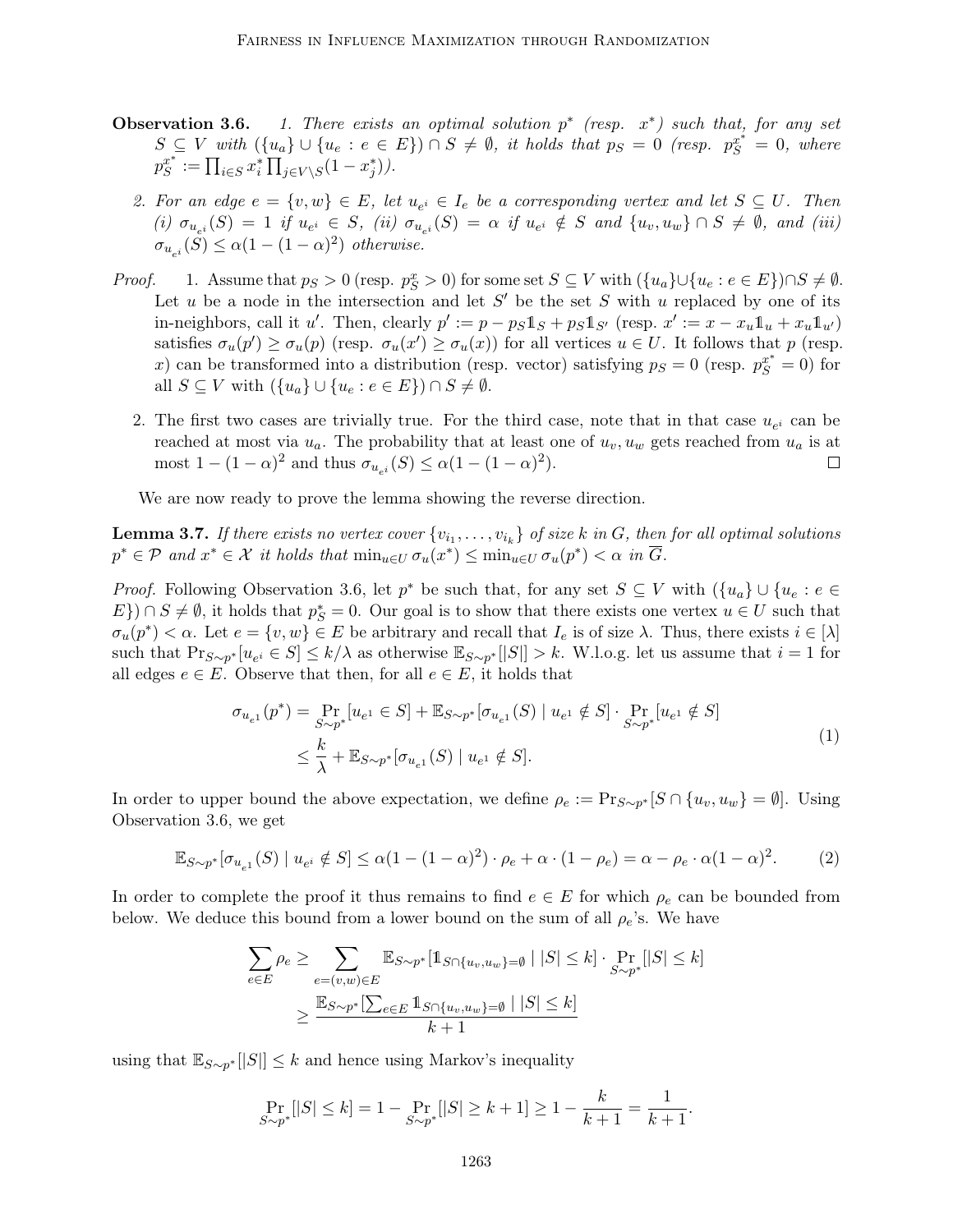**Observation 3.6.** *1. There exists an optimal solution $p^*$ (resp. $x^*$) such that, for any set $S \subseteq V$ with $(\{u_a\} \cup \{u_e : e \in E\}) \cap S \neq \emptyset$, it holds that $p_S = 0$ (resp. $p_S^{x^*} = 0$, where $p_S^{x^*} := \prod_{i \in S} x_i^* \prod_{j \in V \setminus S}(1 - x_j^*)$).*

*2. For an edge $e = \{v, w\} \in E$, let $u_{e^i} \in I_e$ be a corresponding vertex and let $S \subseteq U$. Then (i) $\sigma_{u_{e^i}}(S) = 1$ if $u_{e^i} \in S$, (ii) $\sigma_{u_{e^i}}(S) = \alpha$ if $u_{e^i} \notin S$ and $\{u_v, u_w\} \cap S \neq \emptyset$, and (iii) $\sigma_{u_{e^i}}(S) \leq \alpha(1 - (1-\alpha)^2)$ otherwise.*

*Proof.* 1. Assume that $p_S > 0$ (resp. $p_S^x > 0$) for some set $S \subseteq V$ with $(\{u_a\} \cup \{u_e : e \in E\}) \cap S \neq \emptyset$. Let $u$ be a node in the intersection and let $S'$ be the set $S$ with $u$ replaced by one of its in-neighbors, call it $u'$. Then, clearly $p' := p - p_S \mathbb{1}_S + p_S \mathbb{1}_{S'}$ (resp. $x' := x - x_u \mathbb{1}_u + x_u \mathbb{1}_{u'}$) satisfies $\sigma_u(p') \geq \sigma_u(p)$ (resp. $\sigma_u(x') \geq \sigma_u(x)$) for all vertices $u \in U$. It follows that $p$ (resp. $x$) can be transformed into a distribution (resp. vector) satisfying $p_S = 0$ (resp. $p_S^{x^*} = 0$) for all $S \subseteq V$ with $(\{u_a\} \cup \{u_e : e \in E\}) \cap S \neq \emptyset$.

2. The first two cases are trivially true. For the third case, note that in that case $u_{e^i}$ can be reached at most via $u_a$. The probability that at least one of $u_v, u_w$ gets reached from $u_a$ is at most $1 - (1-\alpha)^2$ and thus $\sigma_{u_{e^i}}(S) \leq \alpha(1 - (1-\alpha)^2)$. □

We are now ready to prove the lemma showing the reverse direction.

**Lemma 3.7.** *If there exists no vertex cover $\{v_{i_1}, \dots, v_{i_k}\}$ of size $k$ in $G$, then for all optimal solutions $p^* \in \mathcal{P}$ and $x^* \in \mathcal{X}$ it holds that $\min_{u \in U} \sigma_u(x^*) \leq \min_{u \in U} \sigma_u(p^*) < \alpha$ in $\overline{G}$.*

*Proof.* Following Observation 3.6, let $p^*$ be such that, for any set $S \subseteq V$ with $(\{u_a\} \cup \{u_e : e \in E\}) \cap S \neq \emptyset$, it holds that $p_S^* = 0$. Our goal is to show that there exists one vertex $u \in U$ such that $\sigma_u(p^*) < \alpha$. Let $e = \{v, w\} \in E$ be arbitrary and recall that $I_e$ is of size $\lambda$. Thus, there exists $i \in [\lambda]$ such that $\Pr_{S \sim p^*}[u_{e^i} \in S] \leq k/\lambda$ as otherwise $\mathbb{E}_{S \sim p^*}[|S|] > k$. W.l.o.g. let us assume that $i = 1$ for all edges $e \in E$. Observe that then, for all $e \in E$, it holds that

$$
\begin{aligned}
\sigma_{u_{e^1}}(p^*) &= \Pr_{S \sim p^*}[u_{e^1} \in S] + \mathbb{E}_{S \sim p^*}[\sigma_{u_{e^1}}(S) \mid u_{e^1} \notin S] \cdot \Pr_{S \sim p^*}[u_{e^1} \notin S] \\
&\leq \frac{k}{\lambda} + \mathbb{E}_{S \sim p^*}[\sigma_{u_{e^1}}(S) \mid u_{e^1} \notin S].
\end{aligned} \tag{1}
$$

In order to upper bound the above expectation, we define $\rho_e := \Pr_{S \sim p^*}[S \cap \{u_v, u_w\} = \emptyset]$. Using Observation 3.6, we get

$$
\mathbb{E}_{S \sim p^*}[\sigma_{u_{e^1}}(S) \mid u_{e^i} \notin S] \leq \alpha(1 - (1-\alpha)^2) \cdot \rho_e + \alpha \cdot (1 - \rho_e) = \alpha - \rho_e \cdot \alpha(1-\alpha)^2. \tag{2}
$$

In order to complete the proof it thus remains to find $e \in E$ for which $\rho_e$ can be bounded from below. We deduce this bound from a lower bound on the sum of all $\rho_e$'s. We have

$$
\begin{aligned}
\sum_{e \in E} \rho_e &\geq \sum_{e = (v,w) \in E} \mathbb{E}_{S \sim p^*}[\mathbb{1}_{S \cap \{u_v, u_w\} = \emptyset} \mid |S| \leq k] \cdot \Pr_{S \sim p^*}[|S| \leq k] \\
&\geq \frac{\mathbb{E}_{S \sim p^*}[\sum_{e \in E} \mathbb{1}_{S \cap \{u_v, u_w\} = \emptyset} \mid |S| \leq k]}{k+1}
\end{aligned}
$$

using that $\mathbb{E}_{S \sim p^*}[|S|] \leq k$ and hence using Markov's inequality

$$
\Pr_{S \sim p^*}[|S| \leq k] = 1 - \Pr_{S \sim p^*}[|S| \geq k+1] \geq 1 - \frac{k}{k+1} = \frac{1}{k+1}.
$$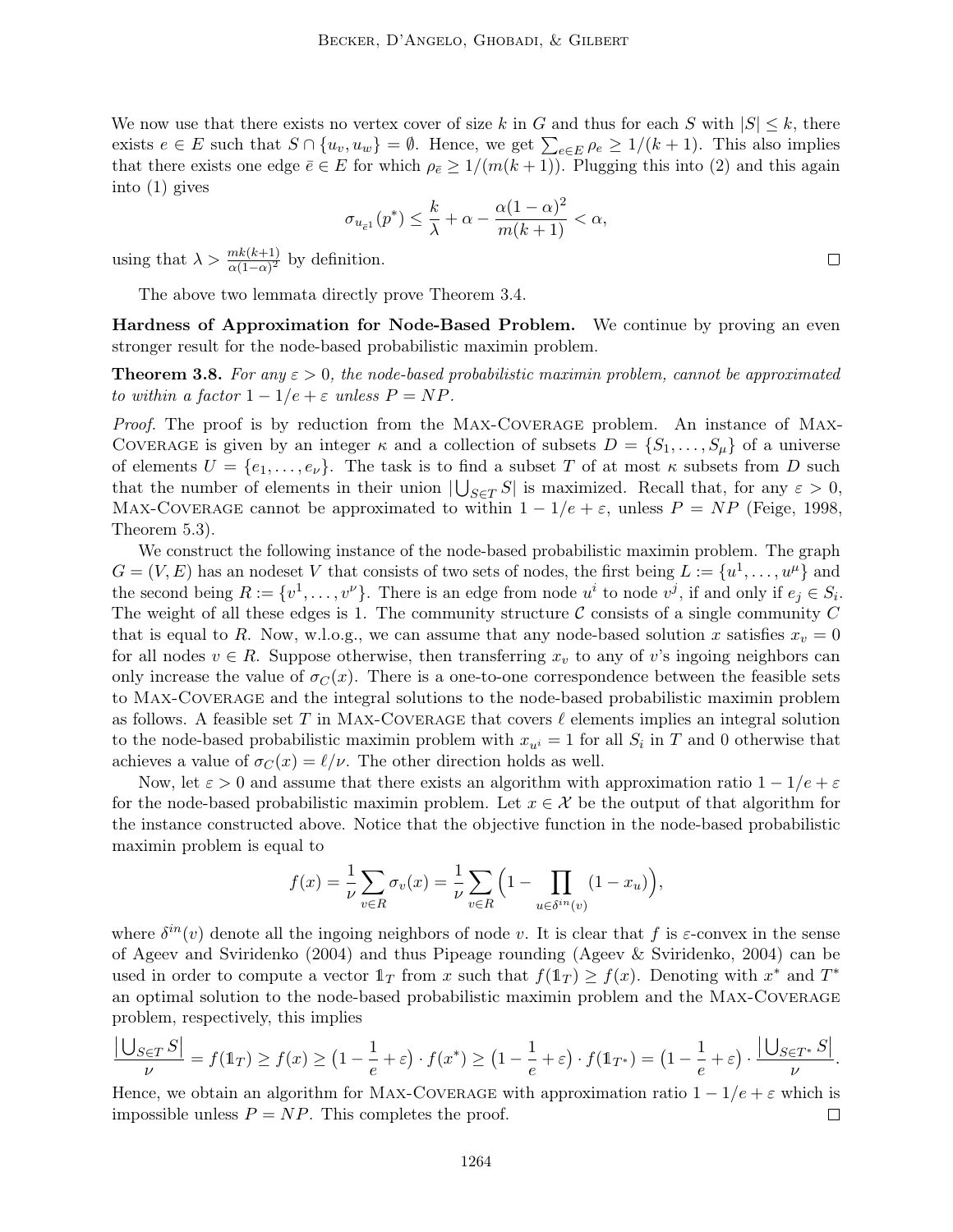We now use that there exists no vertex cover of size $k$ in $G$ and thus for each $S$ with $|S| \leq k$, there exists $e \in E$ such that $S \cap \{u_v, u_w\} = \emptyset$. Hence, we get $\sum_{e \in E} \rho_e \geq 1/(k+1)$. This also implies that there exists one edge $\bar{e} \in E$ for which $\rho_{\bar{e}} \geq 1/(m(k+1))$. Plugging this into (2) and this again into (1) gives

$$\sigma_{u_{\bar{e}1}}(p^*) \leq \frac{k}{\lambda} + \alpha - \frac{\alpha(1-\alpha)^2}{m(k+1)} < \alpha,$$

using that $\lambda > \frac{mk(k+1)}{\alpha(1-\alpha)^2}$ by definition. ◻

The above two lemmata directly prove Theorem 3.4.

**Hardness of Approximation for Node-Based Problem.** We continue by proving an even stronger result for the node-based probabilistic maximin problem.

**Theorem 3.8.** *For any $\varepsilon > 0$, the node-based probabilistic maximin problem, cannot be approximated to within a factor $1 - 1/e + \varepsilon$ unless $P = NP$.*

*Proof.* The proof is by reduction from the Max-Coverage problem. An instance of Max-Coverage is given by an integer $\kappa$ and a collection of subsets $D = \{S_1, \ldots, S_\mu\}$ of a universe of elements $U = \{e_1, \ldots, e_\nu\}$. The task is to find a subset $T$ of at most $\kappa$ subsets from $D$ such that the number of elements in their union $|\bigcup_{S \in T} S|$ is maximized. Recall that, for any $\varepsilon > 0$, Max-Coverage cannot be approximated to within $1 - 1/e + \varepsilon$, unless $P = NP$ (Feige, 1998, Theorem 5.3).

We construct the following instance of the node-based probabilistic maximin problem. The graph $G = (V, E)$ has an nodeset $V$ that consists of two sets of nodes, the first being $L := \{u^1, \ldots, u^\mu\}$ and the second being $R := \{v^1, \ldots, v^\nu\}$. There is an edge from node $u^i$ to node $v^j$, if and only if $e_j \in S_i$. The weight of all these edges is 1. The community structure $\mathcal{C}$ consists of a single community $C$ that is equal to $R$. Now, w.l.o.g., we can assume that any node-based solution $x$ satisfies $x_v = 0$ for all nodes $v \in R$. Suppose otherwise, then transferring $x_v$ to any of $v$'s ingoing neighbors can only increase the value of $\sigma_C(x)$. There is a one-to-one correspondence between the feasible sets to Max-Coverage and the integral solutions to the node-based probabilistic maximin problem as follows. A feasible set $T$ in Max-Coverage that covers $\ell$ elements implies an integral solution to the node-based probabilistic maximin problem with $x_{u^i} = 1$ for all $S_i$ in $T$ and 0 otherwise that achieves a value of $\sigma_C(x) = \ell/\nu$. The other direction holds as well.

Now, let $\varepsilon > 0$ and assume that there exists an algorithm with approximation ratio $1 - 1/e + \varepsilon$ for the node-based probabilistic maximin problem. Let $x \in \mathcal{X}$ be the output of that algorithm for the instance constructed above. Notice that the objective function in the node-based probabilistic maximin problem is equal to

$$f(x) = \frac{1}{\nu} \sum_{v \in R} \sigma_v(x) = \frac{1}{\nu} \sum_{v \in R} \Big(1 - \prod_{u \in \delta^{in}(v)} (1 - x_u)\Big),$$

where $\delta^{in}(v)$ denote all the ingoing neighbors of node $v$. It is clear that $f$ is $\varepsilon$-convex in the sense of Ageev and Sviridenko (2004) and thus Pipeage rounding (Ageev & Sviridenko, 2004) can be used in order to compute a vector $\mathbb{1}_T$ from $x$ such that $f(\mathbb{1}_T) \geq f(x)$. Denoting with $x^*$ and $T^*$ an optimal solution to the node-based probabilistic maximin problem and the Max-Coverage problem, respectively, this implies

$$\frac{\left|\bigcup_{S \in T} S\right|}{\nu} = f(\mathbb{1}_T) \geq f(x) \geq \big(1 - \frac{1}{e} + \varepsilon\big) \cdot f(x^*) \geq \big(1 - \frac{1}{e} + \varepsilon\big) \cdot f(\mathbb{1}_{T^*}) = \big(1 - \frac{1}{e} + \varepsilon\big) \cdot \frac{\left|\bigcup_{S \in T^*} S\right|}{\nu}.$$

Hence, we obtain an algorithm for Max-Coverage with approximation ratio $1 - 1/e + \varepsilon$ which is impossible unless $P = NP$. This completes the proof. ◻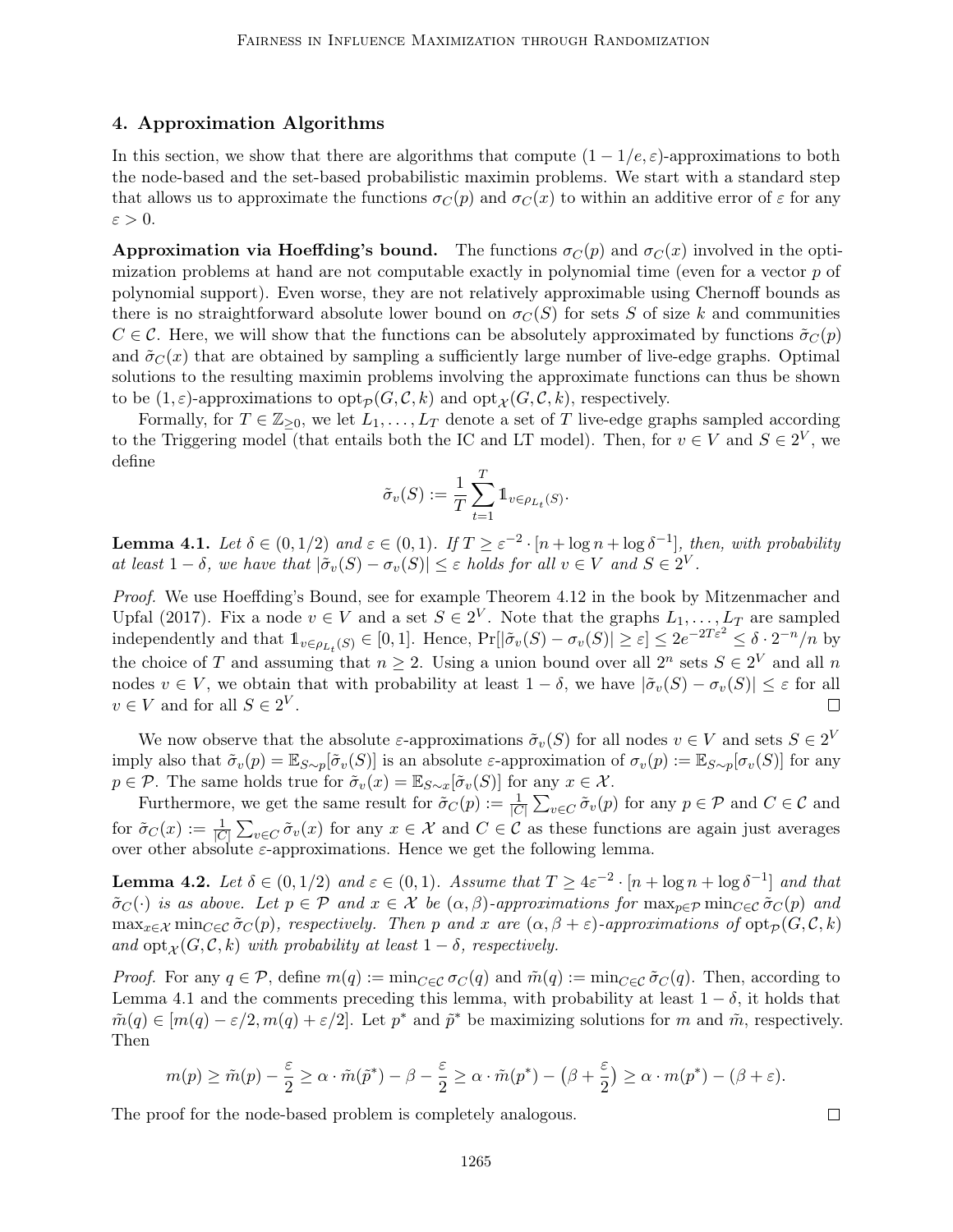## 4. Approximation Algorithms

In this section, we show that there are algorithms that compute $(1-1/e, \varepsilon)$-approximations to both the node-based and the set-based probabilistic maximin problems. We start with a standard step that allows us to approximate the functions $\sigma_C(p)$ and $\sigma_C(x)$ to within an additive error of $\varepsilon$ for any $\varepsilon > 0$.

**Approximation via Hoeffding's bound.** The functions $\sigma_C(p)$ and $\sigma_C(x)$ involved in the optimization problems at hand are not computable exactly in polynomial time (even for a vector $p$ of polynomial support). Even worse, they are not relatively approximable using Chernoff bounds as there is no straightforward absolute lower bound on $\sigma_C(S)$ for sets $S$ of size $k$ and communities $C \in \mathcal{C}$. Here, we will show that the functions can be absolutely approximated by functions $\tilde{\sigma}_C(p)$ and $\tilde{\sigma}_C(x)$ that are obtained by sampling a sufficiently large number of live-edge graphs. Optimal solutions to the resulting maximin problems involving the approximate functions can thus be shown to be $(1, \varepsilon)$-approximations to $\mathrm{opt}_{\mathcal{P}}(G, \mathcal{C}, k)$ and $\mathrm{opt}_{\mathcal{X}}(G, \mathcal{C}, k)$, respectively.

Formally, for $T \in \mathbb{Z}_{\geq 0}$, we let $L_1, \ldots, L_T$ denote a set of $T$ live-edge graphs sampled according to the Triggering model (that entails both the IC and LT model). Then, for $v \in V$ and $S \in 2^V$, we define

$$\tilde{\sigma}_v(S) := \frac{1}{T} \sum_{t=1}^{T} \mathbb{1}_{v \in \rho_{L_t}(S)}.$$

**Lemma 4.1.** *Let $\delta \in (0, 1/2)$ and $\varepsilon \in (0, 1)$. If $T \geq \varepsilon^{-2} \cdot [n + \log n + \log \delta^{-1}]$, then, with probability at least $1 - \delta$, we have that $|\tilde{\sigma}_v(S) - \sigma_v(S)| \leq \varepsilon$ holds for all $v \in V$ and $S \in 2^V$.*

*Proof.* We use Hoeffding's Bound, see for example Theorem 4.12 in the book by Mitzenmacher and Upfal (2017). Fix a node $v \in V$ and a set $S \in 2^V$. Note that the graphs $L_1, \ldots, L_T$ are sampled independently and that $\mathbb{1}_{v \in \rho_{L_t}(S)} \in [0, 1]$. Hence, $\Pr[|\tilde{\sigma}_v(S) - \sigma_v(S)| \geq \varepsilon] \leq 2e^{-2T\varepsilon^2} \leq \delta \cdot 2^{-n}/n$ by the choice of $T$ and assuming that $n \geq 2$. Using a union bound over all $2^n$ sets $S \in 2^V$ and all $n$ nodes $v \in V$, we obtain that with probability at least $1 - \delta$, we have $|\tilde{\sigma}_v(S) - \sigma_v(S)| \leq \varepsilon$ for all $v \in V$ and for all $S \in 2^V$. $\square$

We now observe that the absolute $\varepsilon$-approximations $\tilde{\sigma}_v(S)$ for all nodes $v \in V$ and sets $S \in 2^V$ imply also that $\tilde{\sigma}_v(p) = \mathbb{E}_{S \sim p}[\tilde{\sigma}_v(S)]$ is an absolute $\varepsilon$-approximation of $\sigma_v(p) := \mathbb{E}_{S \sim p}[\sigma_v(S)]$ for any $p \in \mathcal{P}$. The same holds true for $\tilde{\sigma}_v(x) = \mathbb{E}_{S \sim x}[\tilde{\sigma}_v(S)]$ for any $x \in \mathcal{X}$.

Furthermore, we get the same result for $\tilde{\sigma}_C(p) := \frac{1}{|C|} \sum_{v \in C} \tilde{\sigma}_v(p)$ for any $p \in \mathcal{P}$ and $C \in \mathcal{C}$ and for $\tilde{\sigma}_C(x) := \frac{1}{|C|} \sum_{v \in C} \tilde{\sigma}_v(x)$ for any $x \in \mathcal{X}$ and $C \in \mathcal{C}$ as these functions are again just averages over other absolute $\varepsilon$-approximations. Hence we get the following lemma.

**Lemma 4.2.** *Let $\delta \in (0, 1/2)$ and $\varepsilon \in (0, 1)$. Assume that $T \geq 4\varepsilon^{-2} \cdot [n + \log n + \log \delta^{-1}]$ and that $\tilde{\sigma}_C(\cdot)$ is as above. Let $p \in \mathcal{P}$ and $x \in \mathcal{X}$ be $(\alpha, \beta)$-approximations for $\max_{p \in \mathcal{P}} \min_{C \in \mathcal{C}} \tilde{\sigma}_C(p)$ and $\max_{x \in \mathcal{X}} \min_{C \in \mathcal{C}} \tilde{\sigma}_C(p)$, respectively. Then $p$ and $x$ are $(\alpha, \beta + \varepsilon)$-approximations of $\mathrm{opt}_{\mathcal{P}}(G, \mathcal{C}, k)$ and $\mathrm{opt}_{\mathcal{X}}(G, \mathcal{C}, k)$ with probability at least $1 - \delta$, respectively.*

*Proof.* For any $q \in \mathcal{P}$, define $m(q) := \min_{C \in \mathcal{C}} \sigma_C(q)$ and $\tilde{m}(q) := \min_{C \in \mathcal{C}} \tilde{\sigma}_C(q)$. Then, according to Lemma 4.1 and the comments preceding this lemma, with probability at least $1 - \delta$, it holds that $\tilde{m}(q) \in [m(q) - \varepsilon/2, m(q) + \varepsilon/2]$. Let $p^*$ and $\tilde{p}^*$ be maximizing solutions for $m$ and $\tilde{m}$, respectively. Then

$$m(p) \geq \tilde{m}(p) - \frac{\varepsilon}{2} \geq \alpha \cdot \tilde{m}(\tilde{p}^*) - \beta - \frac{\varepsilon}{2} \geq \alpha \cdot \tilde{m}(p^*) - \left(\beta + \frac{\varepsilon}{2}\right) \geq \alpha \cdot m(p^*) - (\beta + \varepsilon).$$

The proof for the node-based problem is completely analogous. $\square$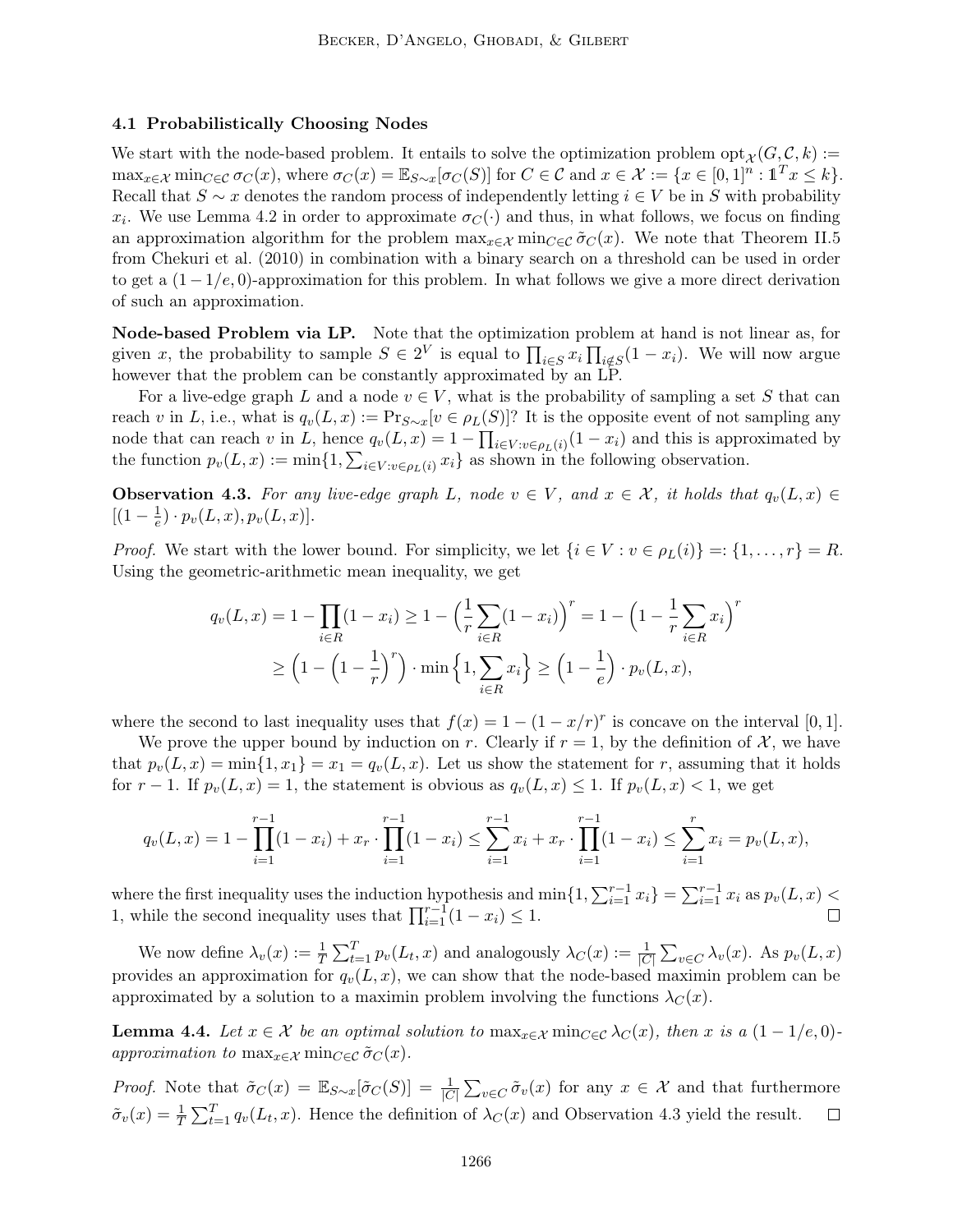### 4.1 Probabilistically Choosing Nodes

We start with the node-based problem. It entails to solve the optimization problem $\text{opt}_{\mathcal{X}}(G, \mathcal{C}, k) := \max_{x \in \mathcal{X}} \min_{C \in \mathcal{C}} \sigma_C(x)$, where $\sigma_C(x) = \mathbb{E}_{S \sim x}[\sigma_C(S)]$ for $C \in \mathcal{C}$ and $x \in \mathcal{X} := \{x \in [0,1]^n : \mathbb{1}^T x \leq k\}$. Recall that $S \sim x$ denotes the random process of independently letting $i \in V$ be in $S$ with probability $x_i$. We use Lemma 4.2 in order to approximate $\sigma_C(\cdot)$ and thus, in what follows, we focus on finding an approximation algorithm for the problem $\max_{x \in \mathcal{X}} \min_{C \in \mathcal{C}} \tilde{\sigma}_C(x)$. We note that Theorem II.5 from Chekuri et al. (2010) in combination with a binary search on a threshold can be used in order to get a $(1 - 1/e, 0)$-approximation for this problem. In what follows we give a more direct derivation of such an approximation.

**Node-based Problem via LP.** Note that the optimization problem at hand is not linear as, for given $x$, the probability to sample $S \in 2^V$ is equal to $\prod_{i \in S} x_i \prod_{i \notin S}(1 - x_i)$. We will now argue however that the problem can be constantly approximated by an LP.

For a live-edge graph $L$ and a node $v \in V$, what is the probability of sampling a set $S$ that can reach $v$ in $L$, i.e., what is $q_v(L, x) := \Pr_{S \sim x}[v \in \rho_L(S)]$? It is the opposite event of not sampling any node that can reach $v$ in $L$, hence $q_v(L, x) = 1 - \prod_{i \in V : v \in \rho_L(i)}(1 - x_i)$ and this is approximated by the function $p_v(L, x) := \min\{1, \sum_{i \in V : v \in \rho_L(i)} x_i\}$ as shown in the following observation.

**Observation 4.3.** *For any live-edge graph $L$, node $v \in V$, and $x \in \mathcal{X}$, it holds that $q_v(L, x) \in [(1 - \frac{1}{e}) \cdot p_v(L, x), p_v(L, x)]$.*

*Proof.* We start with the lower bound. For simplicity, we let $\{i \in V : v \in \rho_L(i)\} =: \{1, \ldots, r\} = R$. Using the geometric-arithmetic mean inequality, we get

$$q_v(L, x) = 1 - \prod_{i \in R}(1 - x_i) \geq 1 - \Big(\frac{1}{r}\sum_{i \in R}(1 - x_i)\Big)^r = 1 - \Big(1 - \frac{1}{r}\sum_{i \in R} x_i\Big)^r$$
$$\geq \Big(1 - \Big(1 - \frac{1}{r}\Big)^r\Big) \cdot \min\Big\{1, \sum_{i \in R} x_i\Big\} \geq \Big(1 - \frac{1}{e}\Big) \cdot p_v(L, x),$$

where the second to last inequality uses that $f(x) = 1 - (1 - x/r)^r$ is concave on the interval $[0, 1]$.

We prove the upper bound by induction on $r$. Clearly if $r = 1$, by the definition of $\mathcal{X}$, we have that $p_v(L, x) = \min\{1, x_1\} = x_1 = q_v(L, x)$. Let us show the statement for $r$, assuming that it holds for $r - 1$. If $p_v(L, x) = 1$, the statement is obvious as $q_v(L, x) \leq 1$. If $p_v(L, x) < 1$, we get

$$q_v(L, x) = 1 - \prod_{i=1}^{r-1}(1 - x_i) + x_r \cdot \prod_{i=1}^{r-1}(1 - x_i) \leq \sum_{i=1}^{r-1} x_i + x_r \cdot \prod_{i=1}^{r-1}(1 - x_i) \leq \sum_{i=1}^{r} x_i = p_v(L, x),$$

where the first inequality uses the induction hypothesis and $\min\{1, \sum_{i=1}^{r-1} x_i\} = \sum_{i=1}^{r-1} x_i$ as $p_v(L, x) < 1$, while the second inequality uses that $\prod_{i=1}^{r-1}(1 - x_i) \leq 1$. $\square$

We now define $\lambda_v(x) := \frac{1}{T}\sum_{t=1}^{T} p_v(L_t, x)$ and analogously $\lambda_C(x) := \frac{1}{|C|}\sum_{v \in C} \lambda_v(x)$. As $p_v(L, x)$ provides an approximation for $q_v(L, x)$, we can show that the node-based maximin problem can be approximated by a solution to a maximin problem involving the functions $\lambda_C(x)$.

**Lemma 4.4.** *Let $x \in \mathcal{X}$ be an optimal solution to $\max_{x \in \mathcal{X}} \min_{C \in \mathcal{C}} \lambda_C(x)$, then $x$ is a $(1 - 1/e, 0)$-approximation to $\max_{x \in \mathcal{X}} \min_{C \in \mathcal{C}} \tilde{\sigma}_C(x)$.*

*Proof.* Note that $\tilde{\sigma}_C(x) = \mathbb{E}_{S \sim x}[\tilde{\sigma}_C(S)] = \frac{1}{|C|}\sum_{v \in C} \tilde{\sigma}_v(x)$ for any $x \in \mathcal{X}$ and that furthermore $\tilde{\sigma}_v(x) = \frac{1}{T}\sum_{t=1}^{T} q_v(L_t, x)$. Hence the definition of $\lambda_C(x)$ and Observation 4.3 yield the result. $\square$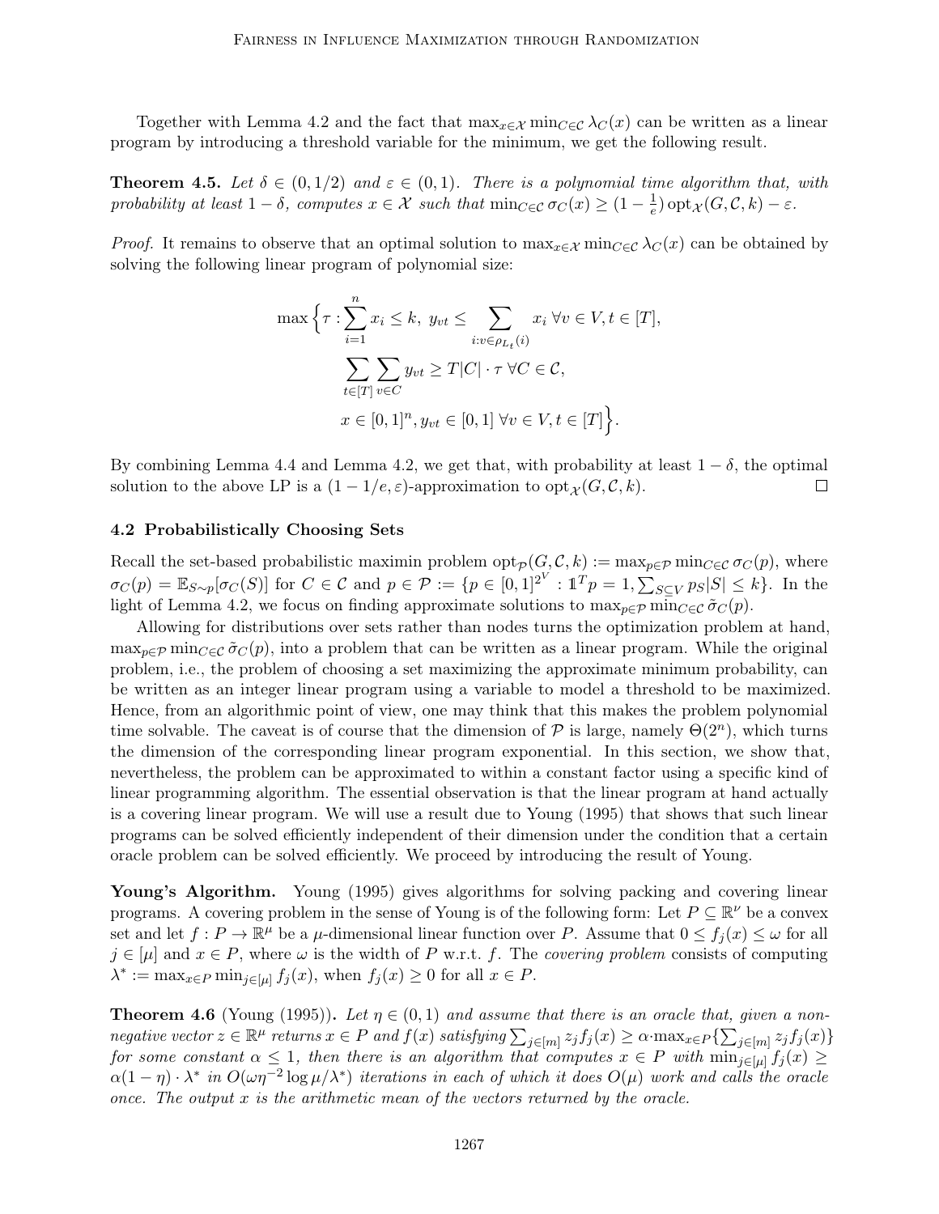Together with Lemma 4.2 and the fact that $\max_{x \in \mathcal{X}} \min_{C \in \mathcal{C}} \lambda_C(x)$ can be written as a linear program by introducing a threshold variable for the minimum, we get the following result.

**Theorem 4.5.** *Let $\delta \in (0, 1/2)$ and $\varepsilon \in (0, 1)$. There is a polynomial time algorithm that, with probability at least $1 - \delta$, computes $x \in \mathcal{X}$ such that $\min_{C \in \mathcal{C}} \sigma_C(x) \geq (1 - \frac{1}{e}) \operatorname{opt}_{\mathcal{X}}(G, \mathcal{C}, k) - \varepsilon$.*

*Proof.* It remains to observe that an optimal solution to $\max_{x \in \mathcal{X}} \min_{C \in \mathcal{C}} \lambda_C(x)$ can be obtained by solving the following linear program of polynomial size:

$$\max \Big\{ \tau : \sum_{i=1}^{n} x_i \leq k, \; y_{vt} \leq \sum_{i : v \in \rho_{L_t}(i)} x_i \; \forall v \in V, t \in [T], \\ \sum_{t \in [T]} \sum_{v \in C} y_{vt} \geq T|C| \cdot \tau \; \forall C \in \mathcal{C}, \\ x \in [0,1]^n, y_{vt} \in [0,1] \; \forall v \in V, t \in [T] \Big\}.$$

By combining Lemma 4.4 and Lemma 4.2, we get that, with probability at least $1 - \delta$, the optimal solution to the above LP is a $(1 - 1/e, \varepsilon)$-approximation to $\operatorname{opt}_{\mathcal{X}}(G, \mathcal{C}, k)$. $\square$

### 4.2 Probabilistically Choosing Sets

Recall the set-based probabilistic maximin problem $\operatorname{opt}_{\mathcal{P}}(G, \mathcal{C}, k) := \max_{p \in \mathcal{P}} \min_{C \in \mathcal{C}} \sigma_C(p)$, where $\sigma_C(p) = \mathbb{E}_{S \sim p}[\sigma_C(S)]$ for $C \in \mathcal{C}$ and $p \in \mathcal{P} := \{p \in [0,1]^{2^V} : \mathbb{1}^T p = 1, \sum_{S \subseteq V} p_S |S| \leq k\}$. In the light of Lemma 4.2, we focus on finding approximate solutions to $\max_{p \in \mathcal{P}} \min_{C \in \mathcal{C}} \tilde{\sigma}_C(p)$.

Allowing for distributions over sets rather than nodes turns the optimization problem at hand, $\max_{p \in \mathcal{P}} \min_{C \in \mathcal{C}} \tilde{\sigma}_C(p)$, into a problem that can be written as a linear program. While the original problem, i.e., the problem of choosing a set maximizing the approximate minimum probability, can be written as an integer linear program using a variable to model a threshold to be maximized. Hence, from an algorithmic point of view, one may think that this makes the problem polynomial time solvable. The caveat is of course that the dimension of $\mathcal{P}$ is large, namely $\Theta(2^n)$, which turns the dimension of the corresponding linear program exponential. In this section, we show that, nevertheless, the problem can be approximated to within a constant factor using a specific kind of linear programming algorithm. The essential observation is that the linear program at hand actually is a covering linear program. We will use a result due to Young (1995) that shows that such linear programs can be solved efficiently independent of their dimension under the condition that a certain oracle problem can be solved efficiently. We proceed by introducing the result of Young.

**Young's Algorithm.** Young (1995) gives algorithms for solving packing and covering linear programs. A covering problem in the sense of Young is of the following form: Let $P \subseteq \mathbb{R}^\nu$ be a convex set and let $f : P \to \mathbb{R}^\mu$ be a $\mu$-dimensional linear function over $P$. Assume that $0 \leq f_j(x) \leq \omega$ for all $j \in [\mu]$ and $x \in P$, where $\omega$ is the width of $P$ w.r.t. $f$. The *covering problem* consists of computing $\lambda^* := \max_{x \in P} \min_{j \in [\mu]} f_j(x)$, when $f_j(x) \geq 0$ for all $x \in P$.

**Theorem 4.6** (Young (1995))**.** *Let $\eta \in (0,1)$ and assume that there is an oracle that, given a non-negative vector $z \in \mathbb{R}^\mu$ returns $x \in P$ and $f(x)$ satisfying $\sum_{j \in [m]} z_j f_j(x) \geq \alpha \cdot \max_{x \in P} \{\sum_{j \in [m]} z_j f_j(x)\}$ for some constant $\alpha \leq 1$, then there is an algorithm that computes $x \in P$ with $\min_{j \in [\mu]} f_j(x) \geq \alpha(1 - \eta) \cdot \lambda^*$ in $O(\omega \eta^{-2} \log \mu / \lambda^*)$ iterations in each of which it does $O(\mu)$ work and calls the oracle once. The output $x$ is the arithmetic mean of the vectors returned by the oracle.*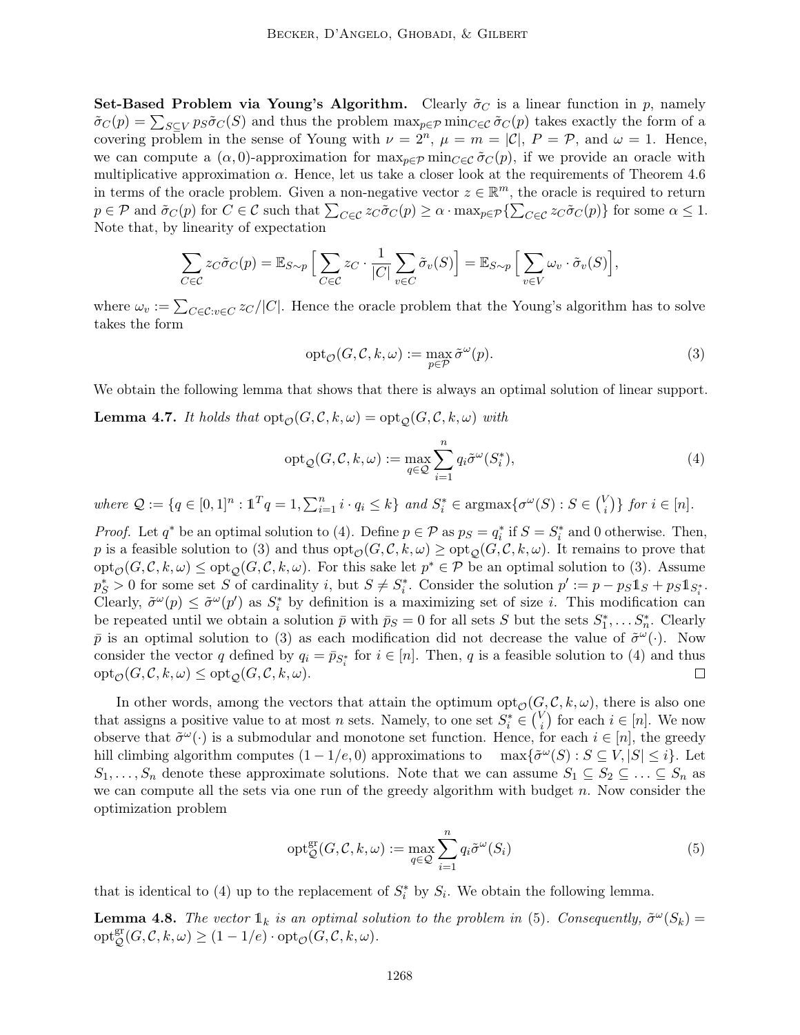**Set-Based Problem via Young's Algorithm.** Clearly $\tilde{\sigma}_C$ is a linear function in $p$, namely $\tilde{\sigma}_C(p) = \sum_{S \subseteq V} p_S \tilde{\sigma}_C(S)$ and thus the problem $\max_{p\in\mathcal{P}} \min_{C\in\mathcal{C}} \tilde{\sigma}_C(p)$ takes exactly the form of a covering problem in the sense of Young with $\nu = 2^n$, $\mu = m = |\mathcal{C}|$, $P = \mathcal{P}$, and $\omega = 1$. Hence, we can compute a $(\alpha, 0)$-approximation for $\max_{p\in\mathcal{P}} \min_{C\in\mathcal{C}} \tilde{\sigma}_C(p)$, if we provide an oracle with multiplicative approximation $\alpha$. Hence, let us take a closer look at the requirements of Theorem 4.6 in terms of the oracle problem. Given a non-negative vector $z \in \mathbb{R}^m$, the oracle is required to return $p \in \mathcal{P}$ and $\tilde{\sigma}_C(p)$ for $C \in \mathcal{C}$ such that $\sum_{C\in\mathcal{C}} z_C \tilde{\sigma}_C(p) \geq \alpha \cdot \max_{p\in\mathcal{P}}\{\sum_{C\in\mathcal{C}} z_C \tilde{\sigma}_C(p)\}$ for some $\alpha \leq 1$. Note that, by linearity of expectation

$$\sum_{C\in\mathcal{C}} z_C \tilde{\sigma}_C(p) = \mathbb{E}_{S\sim p}\Big[\sum_{C\in\mathcal{C}} z_C \cdot \frac{1}{|C|}\sum_{v\in C}\tilde{\sigma}_v(S)\Big] = \mathbb{E}_{S\sim p}\Big[\sum_{v\in V}\omega_v \cdot \tilde{\sigma}_v(S)\Big],$$

where $\omega_v := \sum_{C\in\mathcal{C}: v\in C} z_C/|C|$. Hence the oracle problem that the Young's algorithm has to solve takes the form

$$\mathrm{opt}_{\mathcal{O}}(G, \mathcal{C}, k, \omega) := \max_{p\in\mathcal{P}} \tilde{\sigma}^{\omega}(p). \tag{3}$$

We obtain the following lemma that shows that there is always an optimal solution of linear support.

**Lemma 4.7.** *It holds that* $\mathrm{opt}_{\mathcal{O}}(G, \mathcal{C}, k, \omega) = \mathrm{opt}_{\mathcal{Q}}(G, \mathcal{C}, k, \omega)$ *with*

$$\mathrm{opt}_{\mathcal{Q}}(G, \mathcal{C}, k, \omega) := \max_{q\in\mathcal{Q}} \sum_{i=1}^{n} q_i \tilde{\sigma}^{\omega}(S_i^*), \tag{4}$$

*where* $\mathcal{Q} := \{q \in [0,1]^n : \mathbb{1}^T q = 1, \sum_{i=1}^n i \cdot q_i \leq k\}$ *and* $S_i^* \in \mathrm{argmax}\{\sigma^{\omega}(S) : S \in \binom{V}{i}\}$ *for* $i \in [n]$.

*Proof.* Let $q^*$ be an optimal solution to (4). Define $p \in \mathcal{P}$ as $p_S = q_i^*$ if $S = S_i^*$ and 0 otherwise. Then, $p$ is a feasible solution to (3) and thus $\mathrm{opt}_{\mathcal{O}}(G, \mathcal{C}, k, \omega) \geq \mathrm{opt}_{\mathcal{Q}}(G, \mathcal{C}, k, \omega)$. It remains to prove that $\mathrm{opt}_{\mathcal{O}}(G, \mathcal{C}, k, \omega) \leq \mathrm{opt}_{\mathcal{Q}}(G, \mathcal{C}, k, \omega)$. For this sake let $p^* \in \mathcal{P}$ be an optimal solution to (3). Assume $p_S^* > 0$ for some set $S$ of cardinality $i$, but $S \neq S_i^*$. Consider the solution $p' := p - p_S \mathbb{1}_S + p_S \mathbb{1}_{S_i^*}$. Clearly, $\tilde{\sigma}^{\omega}(p) \leq \tilde{\sigma}^{\omega}(p')$ as $S_i^*$ by definition is a maximizing set of size $i$. This modification can be repeated until we obtain a solution $\bar{p}$ with $\bar{p}_S = 0$ for all sets $S$ but the sets $S_1^*, \ldots S_n^*$. Clearly $\bar{p}$ is an optimal solution to (3) as each modification did not decrease the value of $\tilde{\sigma}^{\omega}(\cdot)$. Now consider the vector $q$ defined by $q_i = \bar{p}_{S_i^*}$ for $i \in [n]$. Then, $q$ is a feasible solution to (4) and thus $\mathrm{opt}_{\mathcal{O}}(G, \mathcal{C}, k, \omega) \leq \mathrm{opt}_{\mathcal{Q}}(G, \mathcal{C}, k, \omega)$. $\square$

In other words, among the vectors that attain the optimum $\mathrm{opt}_{\mathcal{O}}(G, \mathcal{C}, k, \omega)$, there is also one that assigns a positive value to at most $n$ sets. Namely, to one set $S_i^* \in \binom{V}{i}$ for each $i \in [n]$. We now observe that $\tilde{\sigma}^{\omega}(\cdot)$ is a submodular and monotone set function. Hence, for each $i \in [n]$, the greedy hill climbing algorithm computes $(1 - 1/e, 0)$ approximations to $\max\{\tilde{\sigma}^{\omega}(S) : S \subseteq V, |S| \leq i\}$. Let $S_1, \ldots, S_n$ denote these approximate solutions. Note that we can assume $S_1 \subseteq S_2 \subseteq \ldots \subseteq S_n$ as we can compute all the sets via one run of the greedy algorithm with budget $n$. Now consider the optimization problem

$$\mathrm{opt}_{\mathcal{Q}}^{\mathrm{gr}}(G, \mathcal{C}, k, \omega) := \max_{q\in\mathcal{Q}} \sum_{i=1}^{n} q_i \tilde{\sigma}^{\omega}(S_i) \tag{5}$$

that is identical to (4) up to the replacement of $S_i^*$ by $S_i$. We obtain the following lemma.

**Lemma 4.8.** *The vector* $\mathbb{1}_k$ *is an optimal solution to the problem in* (5)*. Consequently,* $\tilde{\sigma}^{\omega}(S_k) = \mathrm{opt}_{\mathcal{Q}}^{\mathrm{gr}}(G, \mathcal{C}, k, \omega) \geq (1 - 1/e) \cdot \mathrm{opt}_{\mathcal{O}}(G, \mathcal{C}, k, \omega)$.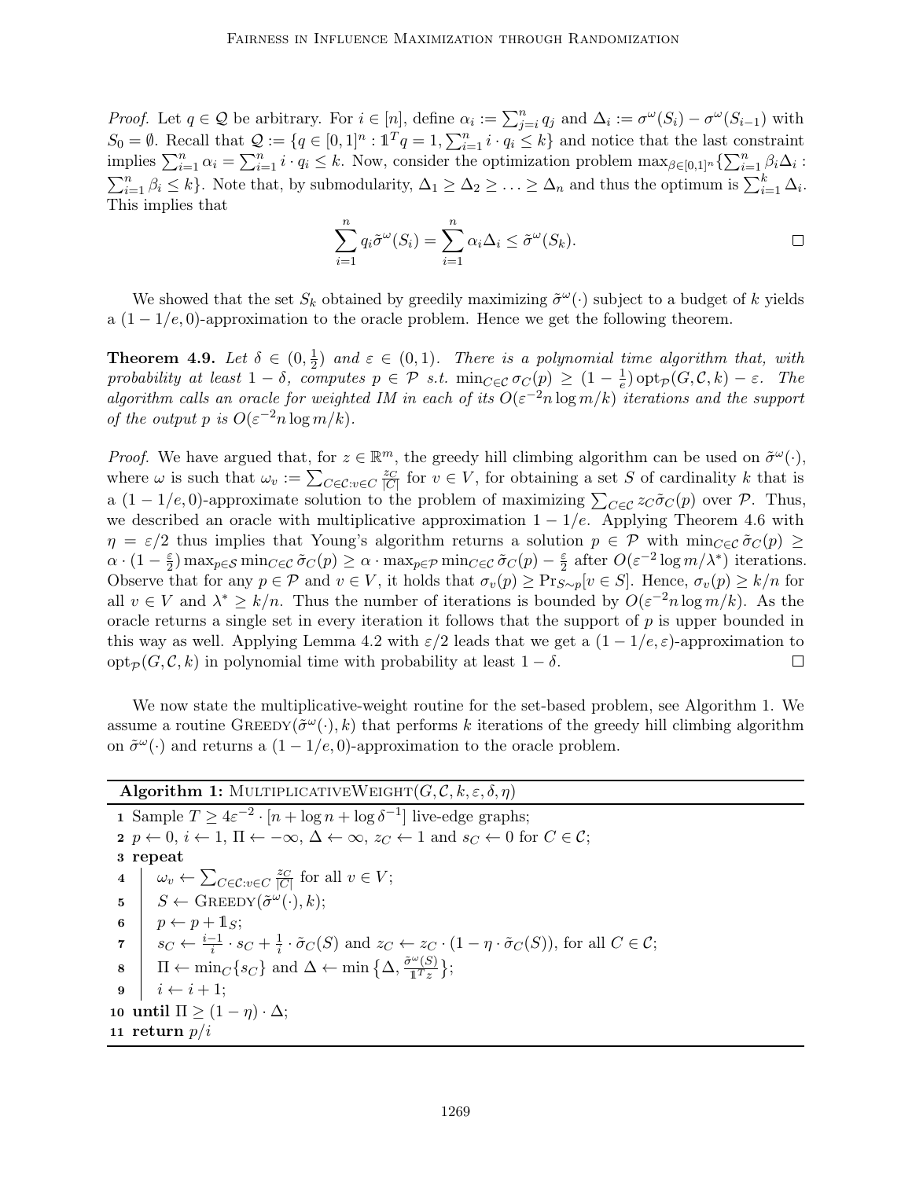*Proof.* Let $q \in \mathcal{Q}$ be arbitrary. For $i \in [n]$, define $\alpha_i := \sum_{j=i}^n q_j$ and $\Delta_i := \sigma^\omega(S_i) - \sigma^\omega(S_{i-1})$ with $S_0 = \emptyset$. Recall that $\mathcal{Q} := \{q \in [0,1]^n : \mathbb{1}^T q = 1, \sum_{i=1}^n i \cdot q_i \leq k\}$ and notice that the last constraint implies $\sum_{i=1}^n \alpha_i = \sum_{i=1}^n i \cdot q_i \leq k$. Now, consider the optimization problem $\max_{\beta \in [0,1]^n} \{\sum_{i=1}^n \beta_i \Delta_i : \sum_{i=1}^n \beta_i \leq k\}$. Note that, by submodularity, $\Delta_1 \geq \Delta_2 \geq \ldots \geq \Delta_n$ and thus the optimum is $\sum_{i=1}^k \Delta_i$. This implies that

$$\sum_{i=1}^n q_i \tilde{\sigma}^\omega(S_i) = \sum_{i=1}^n \alpha_i \Delta_i \leq \tilde{\sigma}^\omega(S_k).$$

□

We showed that the set $S_k$ obtained by greedily maximizing $\tilde{\sigma}^\omega(\cdot)$ subject to a budget of $k$ yields a $(1 - 1/e, 0)$-approximation to the oracle problem. Hence we get the following theorem.

**Theorem 4.9.** *Let $\delta \in (0, \frac{1}{2})$ and $\varepsilon \in (0, 1)$. There is a polynomial time algorithm that, with probability at least $1 - \delta$, computes $p \in \mathcal{P}$ s.t. $\min_{C \in \mathcal{C}} \sigma_C(p) \geq (1 - \frac{1}{e}) \operatorname{opt}_{\mathcal{P}}(G, \mathcal{C}, k) - \varepsilon$. The algorithm calls an oracle for weighted IM in each of its $O(\varepsilon^{-2} n \log m/k)$ iterations and the support of the output $p$ is $O(\varepsilon^{-2} n \log m/k)$.*

*Proof.* We have argued that, for $z \in \mathbb{R}^m$, the greedy hill climbing algorithm can be used on $\tilde{\sigma}^\omega(\cdot)$, where $\omega$ is such that $\omega_v := \sum_{C \in \mathcal{C}: v \in C} \frac{z_C}{|C|}$ for $v \in V$, for obtaining a set $S$ of cardinality $k$ that is a $(1 - 1/e, 0)$-approximate solution to the problem of maximizing $\sum_{C \in \mathcal{C}} z_C \tilde{\sigma}_C(p)$ over $\mathcal{P}$. Thus, we described an oracle with multiplicative approximation $1 - 1/e$. Applying Theorem 4.6 with $\eta = \varepsilon/2$ thus implies that Young's algorithm returns a solution $p \in \mathcal{P}$ with $\min_{C \in \mathcal{C}} \tilde{\sigma}_C(p) \geq \alpha \cdot (1 - \frac{\varepsilon}{2}) \max_{p \in \mathcal{S}} \min_{C \in \mathcal{C}} \tilde{\sigma}_C(p) \geq \alpha \cdot \max_{p \in \mathcal{P}} \min_{C \in \mathcal{C}} \tilde{\sigma}_C(p) - \frac{\varepsilon}{2}$ after $O(\varepsilon^{-2} \log m/\lambda^*)$ iterations. Observe that for any $p \in \mathcal{P}$ and $v \in V$, it holds that $\sigma_v(p) \geq \Pr_{S \sim p}[v \in S]$. Hence, $\sigma_v(p) \geq k/n$ for all $v \in V$ and $\lambda^* \geq k/n$. Thus the number of iterations is bounded by $O(\varepsilon^{-2} n \log m/k)$. As the oracle returns a single set in every iteration it follows that the support of $p$ is upper bounded in this way as well. Applying Lemma 4.2 with $\varepsilon/2$ leads that we get a $(1 - 1/e, \varepsilon)$-approximation to $\operatorname{opt}_{\mathcal{P}}(G, \mathcal{C}, k)$ in polynomial time with probability at least $1 - \delta$. □

We now state the multiplicative-weight routine for the set-based problem, see Algorithm 1. We assume a routine Greedy$(\tilde{\sigma}^\omega(\cdot), k)$ that performs $k$ iterations of the greedy hill climbing algorithm on $\tilde{\sigma}^\omega(\cdot)$ and returns a $(1 - 1/e, 0)$-approximation to the oracle problem.

**Algorithm 1:** MultiplicativeWeight$(G, \mathcal{C}, k, \varepsilon, \delta, \eta)$

1. Sample $T \geq 4\varepsilon^{-2} \cdot [n + \log n + \log \delta^{-1}]$ live-edge graphs;
2. $p \leftarrow 0$, $i \leftarrow 1$, $\Pi \leftarrow -\infty$, $\Delta \leftarrow \infty$, $z_C \leftarrow 1$ and $s_C \leftarrow 0$ for $C \in \mathcal{C}$;
3. **repeat**
4. &nbsp;&nbsp;&nbsp;&nbsp;$\omega_v \leftarrow \sum_{C \in \mathcal{C}: v \in C} \frac{z_C}{|C|}$ for all $v \in V$;
5. &nbsp;&nbsp;&nbsp;&nbsp;$S \leftarrow$ Greedy$(\tilde{\sigma}^\omega(\cdot), k)$;
6. &nbsp;&nbsp;&nbsp;&nbsp;$p \leftarrow p + \mathbb{1}_S$;
7. &nbsp;&nbsp;&nbsp;&nbsp;$s_C \leftarrow \frac{i-1}{i} \cdot s_C + \frac{1}{i} \cdot \tilde{\sigma}_C(S)$ and $z_C \leftarrow z_C \cdot (1 - \eta \cdot \tilde{\sigma}_C(S))$, for all $C \in \mathcal{C}$;
8. &nbsp;&nbsp;&nbsp;&nbsp;$\Pi \leftarrow \min_C \{s_C\}$ and $\Delta \leftarrow \min \{\Delta, \frac{\tilde{\sigma}^\omega(S)}{\mathbb{1}^T z}\}$;
9. &nbsp;&nbsp;&nbsp;&nbsp;$i \leftarrow i + 1$;
10. **until** $\Pi \geq (1 - \eta) \cdot \Delta$;
11. **return** $p/i$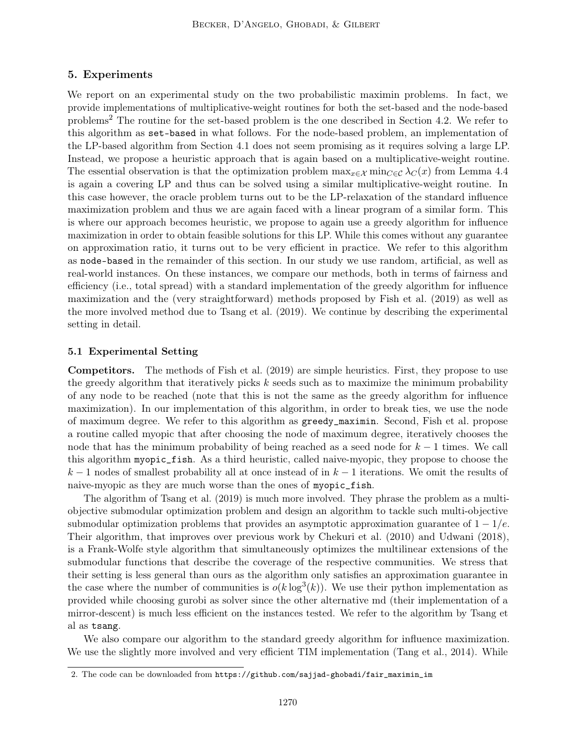## 5. Experiments

We report on an experimental study on the two probabilistic maximin problems. In fact, we provide implementations of multiplicative-weight routines for both the set-based and the node-based problems[2] The routine for the set-based problem is the one described in Section 4.2. We refer to this algorithm as `set-based` in what follows. For the node-based problem, an implementation of the LP-based algorithm from Section 4.1 does not seem promising as it requires solving a large LP. Instead, we propose a heuristic approach that is again based on a multiplicative-weight routine. The essential observation is that the optimization problem $\max_{x \in \mathcal{X}} \min_{C \in \mathcal{C}} \lambda_C(x)$ from Lemma 4.4 is again a covering LP and thus can be solved using a similar multiplicative-weight routine. In this case however, the oracle problem turns out to be the LP-relaxation of the standard influence maximization problem and thus we are again faced with a linear program of a similar form. This is where our approach becomes heuristic, we propose to again use a greedy algorithm for influence maximization in order to obtain feasible solutions for this LP. While this comes without any guarantee on approximation ratio, it turns out to be very efficient in practice. We refer to this algorithm as `node-based` in the remainder of this section. In our study we use random, artificial, as well as real-world instances. On these instances, we compare our methods, both in terms of fairness and efficiency (i.e., total spread) with a standard implementation of the greedy algorithm for influence maximization and the (very straightforward) methods proposed by Fish et al. (2019) as well as the more involved method due to Tsang et al. (2019). We continue by describing the experimental setting in detail.

### 5.1 Experimental Setting

**Competitors.** The methods of Fish et al. (2019) are simple heuristics. First, they propose to use the greedy algorithm that iteratively picks $k$ seeds such as to maximize the minimum probability of any node to be reached (note that this is not the same as the greedy algorithm for influence maximization). In our implementation of this algorithm, in order to break ties, we use the node of maximum degree. We refer to this algorithm as `greedy_maximin`. Second, Fish et al. propose a routine called myopic that after choosing the node of maximum degree, iteratively chooses the node that has the minimum probability of being reached as a seed node for $k-1$ times. We call this algorithm `myopic_fish`. As a third heuristic, called naive-myopic, they propose to choose the $k-1$ nodes of smallest probability all at once instead of in $k-1$ iterations. We omit the results of naive-myopic as they are much worse than the ones of `myopic_fish`.

The algorithm of Tsang et al. (2019) is much more involved. They phrase the problem as a multi-objective submodular optimization problem and design an algorithm to tackle such multi-objective submodular optimization problems that provides an asymptotic approximation guarantee of $1 - 1/e$. Their algorithm, that improves over previous work by Chekuri et al. (2010) and Udwani (2018), is a Frank-Wolfe style algorithm that simultaneously optimizes the multilinear extensions of the submodular functions that describe the coverage of the respective communities. We stress that their setting is less general than ours as the algorithm only satisfies an approximation guarantee in the case where the number of communities is $o(k \log^3(k))$. We use their python implementation as provided while choosing gurobi as solver since the other alternative md (their implementation of a mirror-descent) is much less efficient on the instances tested. We refer to the algorithm by Tsang et al as `tsang`.

We also compare our algorithm to the standard greedy algorithm for influence maximization. We use the slightly more involved and very efficient TIM implementation (Tang et al., 2014). While

2. The code can be downloaded from https://github.com/sajjad-ghobadi/fair_maximin_im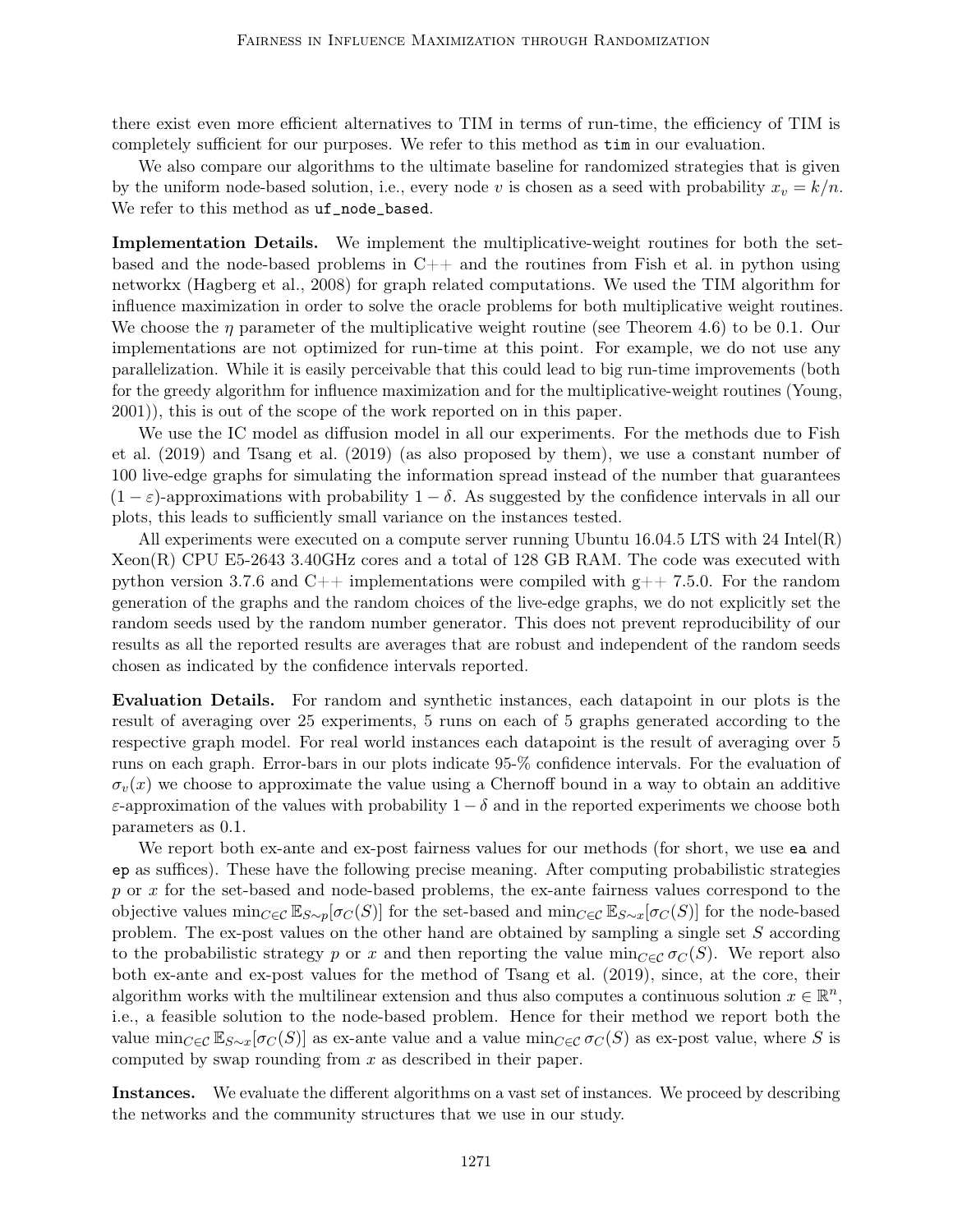there exist even more efficient alternatives to TIM in terms of run-time, the efficiency of TIM is completely sufficient for our purposes. We refer to this method as `tim` in our evaluation.

We also compare our algorithms to the ultimate baseline for randomized strategies that is given by the uniform node-based solution, i.e., every node $v$ is chosen as a seed with probability $x_v = k/n$. We refer to this method as `uf_node_based`.

**Implementation Details.** We implement the multiplicative-weight routines for both the set-based and the node-based problems in C++ and the routines from Fish et al. in python using networkx (Hagberg et al., 2008) for graph related computations. We used the TIM algorithm for influence maximization in order to solve the oracle problems for both multiplicative weight routines. We choose the $\eta$ parameter of the multiplicative weight routine (see Theorem 4.6) to be 0.1. Our implementations are not optimized for run-time at this point. For example, we do not use any parallelization. While it is easily perceivable that this could lead to big run-time improvements (both for the greedy algorithm for influence maximization and for the multiplicative-weight routines (Young, 2001)), this is out of the scope of the work reported on in this paper.

We use the IC model as diffusion model in all our experiments. For the methods due to Fish et al. (2019) and Tsang et al. (2019) (as also proposed by them), we use a constant number of 100 live-edge graphs for simulating the information spread instead of the number that guarantees $(1 - \varepsilon)$-approximations with probability $1 - \delta$. As suggested by the confidence intervals in all our plots, this leads to sufficiently small variance on the instances tested.

All experiments were executed on a compute server running Ubuntu 16.04.5 LTS with 24 Intel(R) Xeon(R) CPU E5-2643 3.40GHz cores and a total of 128 GB RAM. The code was executed with python version 3.7.6 and C++ implementations were compiled with g++ 7.5.0. For the random generation of the graphs and the random choices of the live-edge graphs, we do not explicitly set the random seeds used by the random number generator. This does not prevent reproducibility of our results as all the reported results are averages that are robust and independent of the random seeds chosen as indicated by the confidence intervals reported.

**Evaluation Details.** For random and synthetic instances, each datapoint in our plots is the result of averaging over 25 experiments, 5 runs on each of 5 graphs generated according to the respective graph model. For real world instances each datapoint is the result of averaging over 5 runs on each graph. Error-bars in our plots indicate 95-% confidence intervals. For the evaluation of $\sigma_v(x)$ we choose to approximate the value using a Chernoff bound in a way to obtain an additive $\varepsilon$-approximation of the values with probability $1 - \delta$ and in the reported experiments we choose both parameters as 0.1.

We report both ex-ante and ex-post fairness values for our methods (for short, we use `ea` and `ep` as suffices). These have the following precise meaning. After computing probabilistic strategies $p$ or $x$ for the set-based and node-based problems, the ex-ante fairness values correspond to the objective values $\min_{C \in \mathcal{C}} \mathbb{E}_{S \sim p}[\sigma_C(S)]$ for the set-based and $\min_{C \in \mathcal{C}} \mathbb{E}_{S \sim x}[\sigma_C(S)]$ for the node-based problem. The ex-post values on the other hand are obtained by sampling a single set $S$ according to the probabilistic strategy $p$ or $x$ and then reporting the value $\min_{C \in \mathcal{C}} \sigma_C(S)$. We report also both ex-ante and ex-post values for the method of Tsang et al. (2019), since, at the core, their algorithm works with the multilinear extension and thus also computes a continuous solution $x \in \mathbb{R}^n$, i.e., a feasible solution to the node-based problem. Hence for their method we report both the value $\min_{C \in \mathcal{C}} \mathbb{E}_{S \sim x}[\sigma_C(S)]$ as ex-ante value and a value $\min_{C \in \mathcal{C}} \sigma_C(S)$ as ex-post value, where $S$ is computed by swap rounding from $x$ as described in their paper.

**Instances.** We evaluate the different algorithms on a vast set of instances. We proceed by describing the networks and the community structures that we use in our study.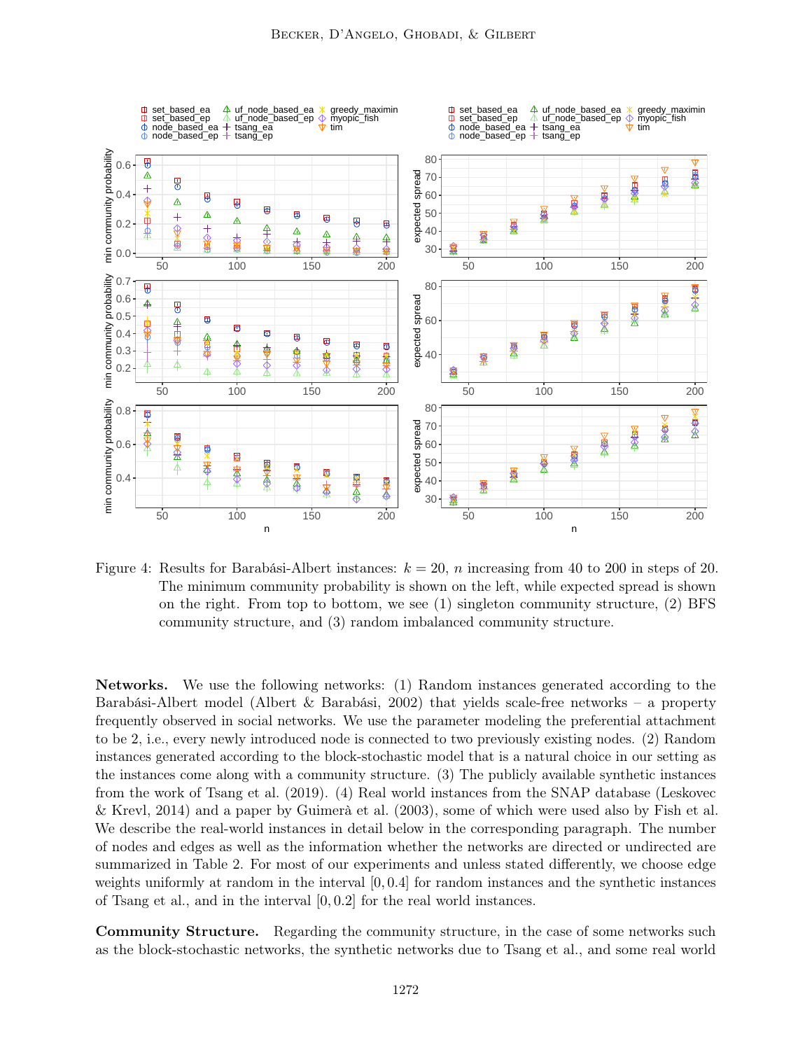Figure 4: Results for Barabási-Albert instances: $k = 20$, $n$ increasing from 40 to 200 in steps of 20. The minimum community probability is shown on the left, while expected spread is shown on the right. From top to bottom, we see (1) singleton community structure, (2) BFS community structure, and (3) random imbalanced community structure.

**Networks.** We use the following networks: (1) Random instances generated according to the Barabási-Albert model (Albert & Barabási, 2002) that yields scale-free networks – a property frequently observed in social networks. We use the parameter modeling the preferential attachment to be 2, i.e., every newly introduced node is connected to two previously existing nodes. (2) Random instances generated according to the block-stochastic model that is a natural choice in our setting as the instances come along with a community structure. (3) The publicly available synthetic instances from the work of Tsang et al. (2019). (4) Real world instances from the SNAP database (Leskovec & Krevl, 2014) and a paper by Guimerà et al. (2003), some of which were used also by Fish et al. We describe the real-world instances in detail below in the corresponding paragraph. The number of nodes and edges as well as the information whether the networks are directed or undirected are summarized in Table 2. For most of our experiments and unless stated differently, we choose edge weights uniformly at random in the interval $[0, 0.4]$ for random instances and the synthetic instances of Tsang et al., and in the interval $[0, 0.2]$ for the real world instances.

**Community Structure.** Regarding the community structure, in the case of some networks such as the block-stochastic networks, the synthetic networks due to Tsang et al., and some real world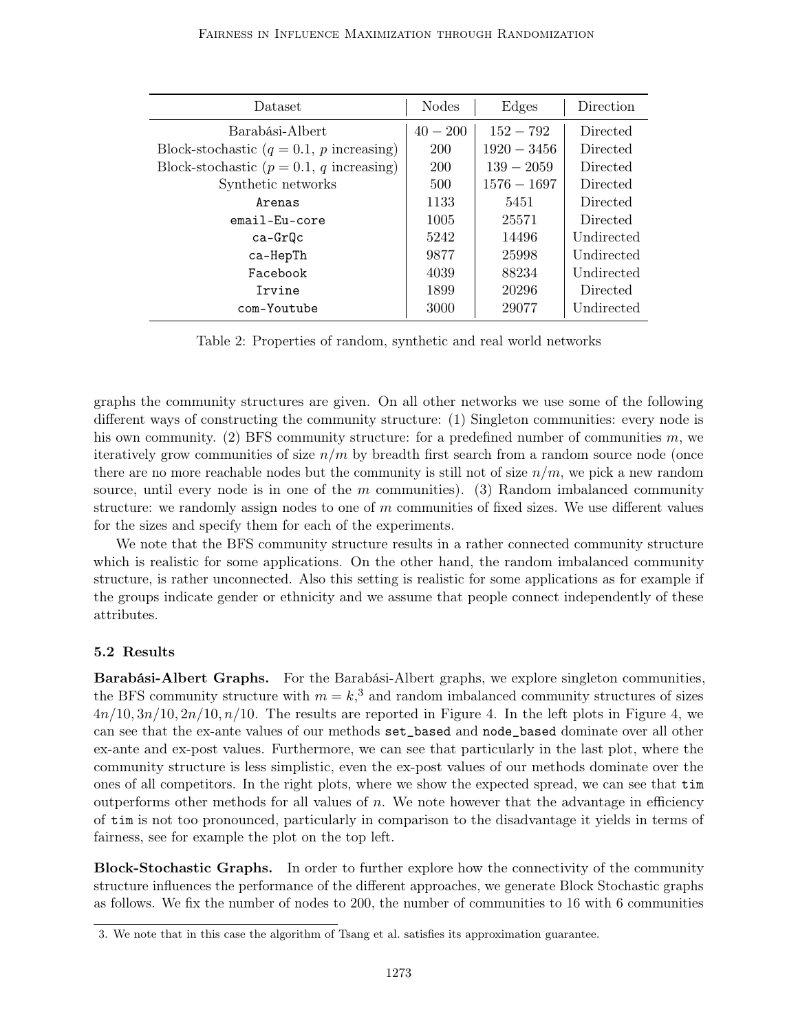| Dataset | Nodes | Edges | Direction |
|---|---|---|---|
| Barabási-Albert | $40-200$ | $152-792$ | Directed |
| Block-stochastic ($q=0.1$, $p$ increasing) | 200 | $1920-3456$ | Directed |
| Block-stochastic ($p=0.1$, $q$ increasing) | 200 | $139-2059$ | Directed |
| Synthetic networks | 500 | $1576-1697$ | Directed |
| `Arenas` | 1133 | 5451 | Directed |
| `email-Eu-core` | 1005 | 25571 | Directed |
| `ca-GrQc` | 5242 | 14496 | Undirected |
| `ca-HepTh` | 9877 | 25998 | Undirected |
| `Facebook` | 4039 | 88234 | Undirected |
| `Irvine` | 1899 | 20296 | Directed |
| `com-Youtube` | 3000 | 29077 | Undirected |

Table 2: Properties of random, synthetic and real world networks

graphs the community structures are given. On all other networks we use some of the following different ways of constructing the community structure: (1) Singleton communities: every node is his own community. (2) BFS community structure: for a predefined number of communities $m$, we iteratively grow communities of size $n/m$ by breadth first search from a random source node (once there are no more reachable nodes but the community is still not of size $n/m$, we pick a new random source, until every node is in one of the $m$ communities). (3) Random imbalanced community structure: we randomly assign nodes to one of $m$ communities of fixed sizes. We use different values for the sizes and specify them for each of the experiments.

We note that the BFS community structure results in a rather connected community structure which is realistic for some applications. On the other hand, the random imbalanced community structure, is rather unconnected. Also this setting is realistic for some applications as for example if the groups indicate gender or ethnicity and we assume that people connect independently of these attributes.

### 5.2 Results

**Barabási-Albert Graphs.** For the Barabási-Albert graphs, we explore singleton communities, the BFS community structure with $m = k$,[3] and random imbalanced community structures of sizes $4n/10, 3n/10, 2n/10, n/10$. The results are reported in Figure 4. In the left plots in Figure 4, we can see that the ex-ante values of our methods `set_based` and `node_based` dominate over all other ex-ante and ex-post values. Furthermore, we can see that particularly in the last plot, where the community structure is less simplistic, even the ex-post values of our methods dominate over the ones of all competitors. In the right plots, where we show the expected spread, we can see that `tim` outperforms other methods for all values of $n$. We note however that the advantage in efficiency of `tim` is not too pronounced, particularly in comparison to the disadvantage it yields in terms of fairness, see for example the plot on the top left.

**Block-Stochastic Graphs.** In order to further explore how the connectivity of the community structure influences the performance of the different approaches, we generate Block Stochastic graphs as follows. We fix the number of nodes to 200, the number of communities to 16 with 6 communities

3. We note that in this case the algorithm of Tsang et al. satisfies its approximation guarantee.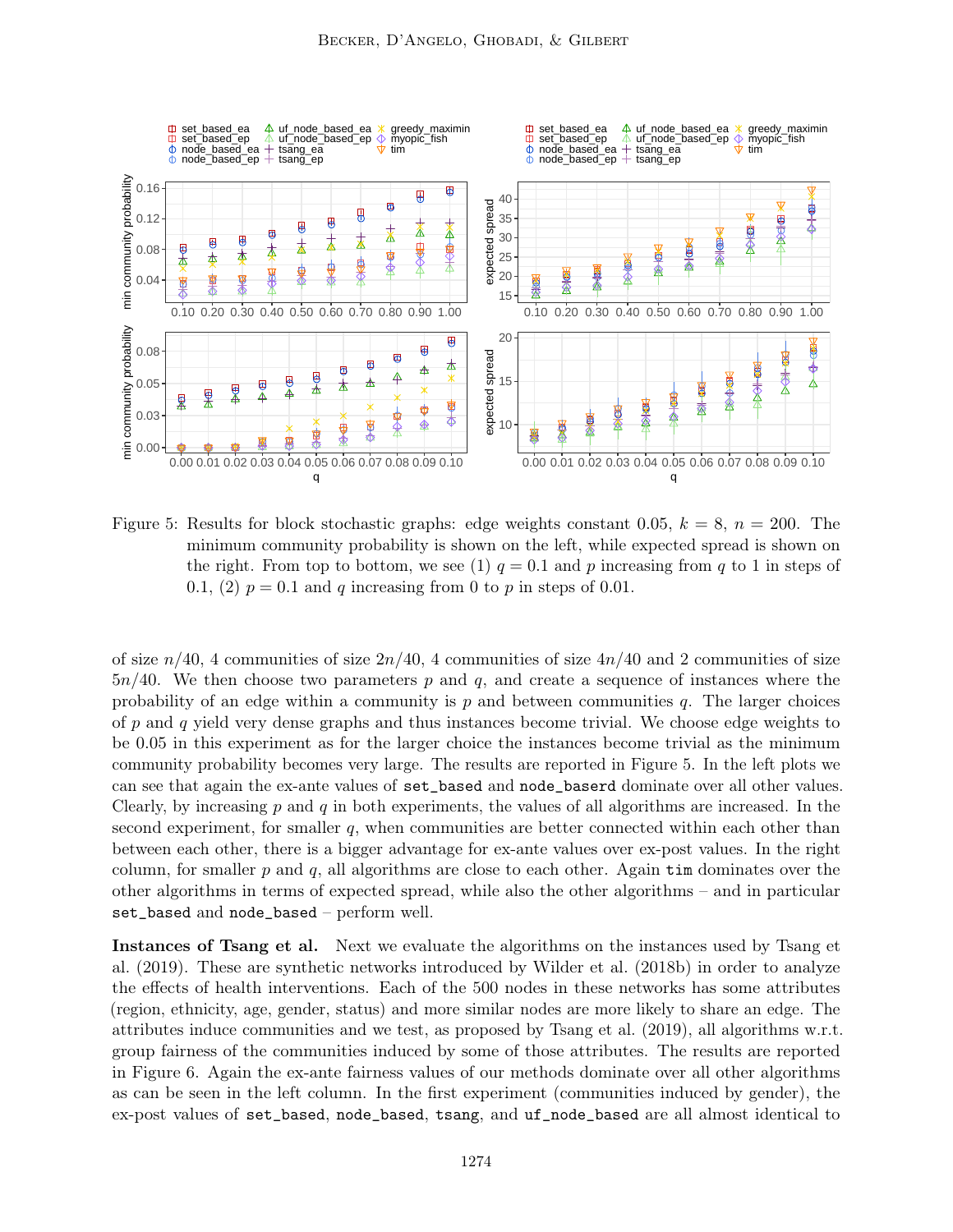Figure 5: Results for block stochastic graphs: edge weights constant 0.05, $k = 8$, $n = 200$. The minimum community probability is shown on the left, while expected spread is shown on the right. From top to bottom, we see (1) $q = 0.1$ and $p$ increasing from $q$ to 1 in steps of 0.1, (2) $p = 0.1$ and $q$ increasing from 0 to $p$ in steps of 0.01.

of size $n/40$, 4 communities of size $2n/40$, 4 communities of size $4n/40$ and 2 communities of size $5n/40$. We then choose two parameters $p$ and $q$, and create a sequence of instances where the probability of an edge within a community is $p$ and between communities $q$. The larger choices of $p$ and $q$ yield very dense graphs and thus instances become trivial. We choose edge weights to be 0.05 in this experiment as for the larger choice the instances become trivial as the minimum community probability becomes very large. The results are reported in Figure 5. In the left plots we can see that again the ex-ante values of `set_based` and `node_baserd` dominate over all other values. Clearly, by increasing $p$ and $q$ in both experiments, the values of all algorithms are increased. In the second experiment, for smaller $q$, when communities are better connected within each other than between each other, there is a bigger advantage for ex-ante values over ex-post values. In the right column, for smaller $p$ and $q$, all algorithms are close to each other. Again `tim` dominates over the other algorithms in terms of expected spread, while also the other algorithms – and in particular `set_based` and `node_based` – perform well.

**Instances of Tsang et al.** Next we evaluate the algorithms on the instances used by Tsang et al. (2019). These are synthetic networks introduced by Wilder et al. (2018b) in order to analyze the effects of health interventions. Each of the 500 nodes in these networks has some attributes (region, ethnicity, age, gender, status) and more similar nodes are more likely to share an edge. The attributes induce communities and we test, as proposed by Tsang et al. (2019), all algorithms w.r.t. group fairness of the communities induced by some of those attributes. The results are reported in Figure 6. Again the ex-ante fairness values of our methods dominate over all other algorithms as can be seen in the left column. In the first experiment (communities induced by gender), the ex-post values of `set_based`, `node_based`, `tsang`, and `uf_node_based` are all almost identical to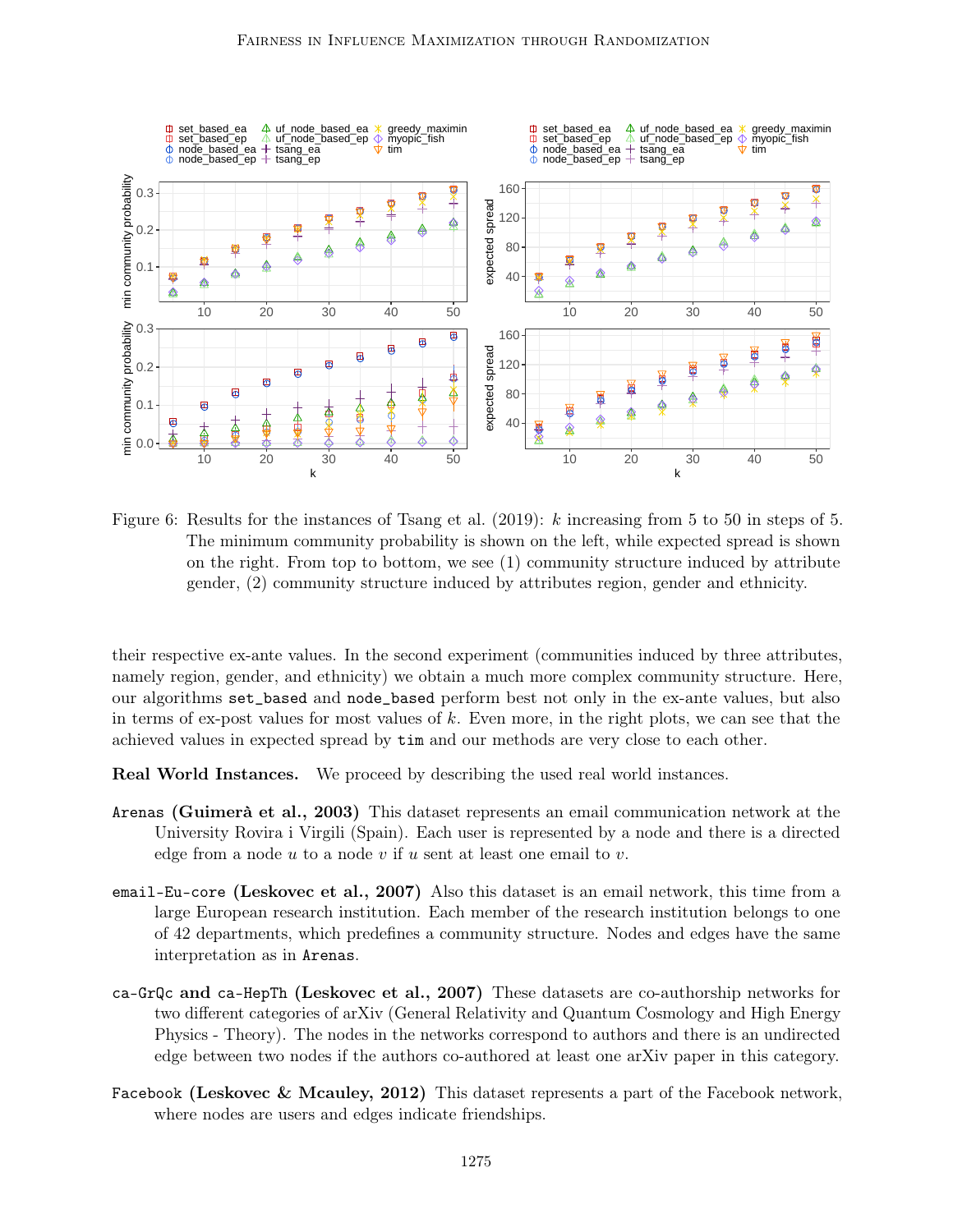Figure 6: Results for the instances of Tsang et al. (2019): $k$ increasing from 5 to 50 in steps of 5. The minimum community probability is shown on the left, while expected spread is shown on the right. From top to bottom, we see (1) community structure induced by attribute gender, (2) community structure induced by attributes region, gender and ethnicity.

their respective ex-ante values. In the second experiment (communities induced by three attributes, namely region, gender, and ethnicity) we obtain a much more complex community structure. Here, our algorithms `set_based` and `node_based` perform best not only in the ex-ante values, but also in terms of ex-post values for most values of $k$. Even more, in the right plots, we can see that the achieved values in expected spread by `tim` and our methods are very close to each other.

**Real World Instances.** We proceed by describing the used real world instances.

`Arenas` **(Guimerà et al., 2003)** This dataset represents an email communication network at the University Rovira i Virgili (Spain). Each user is represented by a node and there is a directed edge from a node $u$ to a node $v$ if $u$ sent at least one email to $v$.

`email-Eu-core` **(Leskovec et al., 2007)** Also this dataset is an email network, this time from a large European research institution. Each member of the research institution belongs to one of 42 departments, which predefines a community structure. Nodes and edges have the same interpretation as in `Arenas`.

`ca-GrQc` **and** `ca-HepTh` **(Leskovec et al., 2007)** These datasets are co-authorship networks for two different categories of arXiv (General Relativity and Quantum Cosmology and High Energy Physics - Theory). The nodes in the networks correspond to authors and there is an undirected edge between two nodes if the authors co-authored at least one arXiv paper in this category.

`Facebook` **(Leskovec & Mcauley, 2012)** This dataset represents a part of the Facebook network, where nodes are users and edges indicate friendships.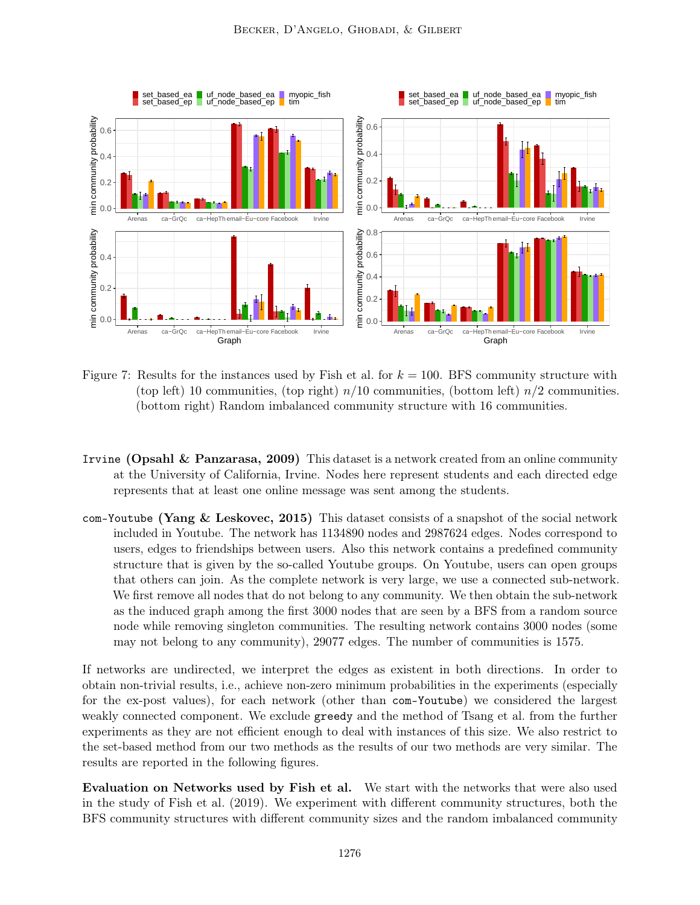Figure 7: Results for the instances used by Fish et al. for $k = 100$. BFS community structure with (top left) 10 communities, (top right) $n/10$ communities, (bottom left) $n/2$ communities. (bottom right) Random imbalanced community structure with 16 communities.

Irvine **(Opsahl & Panzarasa, 2009)** This dataset is a network created from an online community at the University of California, Irvine. Nodes here represent students and each directed edge represents that at least one online message was sent among the students.

com-Youtube **(Yang & Leskovec, 2015)** This dataset consists of a snapshot of the social network included in Youtube. The network has 1134890 nodes and 2987624 edges. Nodes correspond to users, edges to friendships between users. Also this network contains a predefined community structure that is given by the so-called Youtube groups. On Youtube, users can open groups that others can join. As the complete network is very large, we use a connected sub-network. We first remove all nodes that do not belong to any community. We then obtain the sub-network as the induced graph among the first 3000 nodes that are seen by a BFS from a random source node while removing singleton communities. The resulting network contains 3000 nodes (some may not belong to any community), 29077 edges. The number of communities is 1575.

If networks are undirected, we interpret the edges as existent in both directions. In order to obtain non-trivial results, i.e., achieve non-zero minimum probabilities in the experiments (especially for the ex-post values), for each network (other than com-Youtube) we considered the largest weakly connected component. We exclude greedy and the method of Tsang et al. from the further experiments as they are not efficient enough to deal with instances of this size. We also restrict to the set-based method from our two methods as the results of our two methods are very similar. The results are reported in the following figures.

**Evaluation on Networks used by Fish et al.** We start with the networks that were also used in the study of Fish et al. (2019). We experiment with different community structures, both the BFS community structures with different community sizes and the random imbalanced community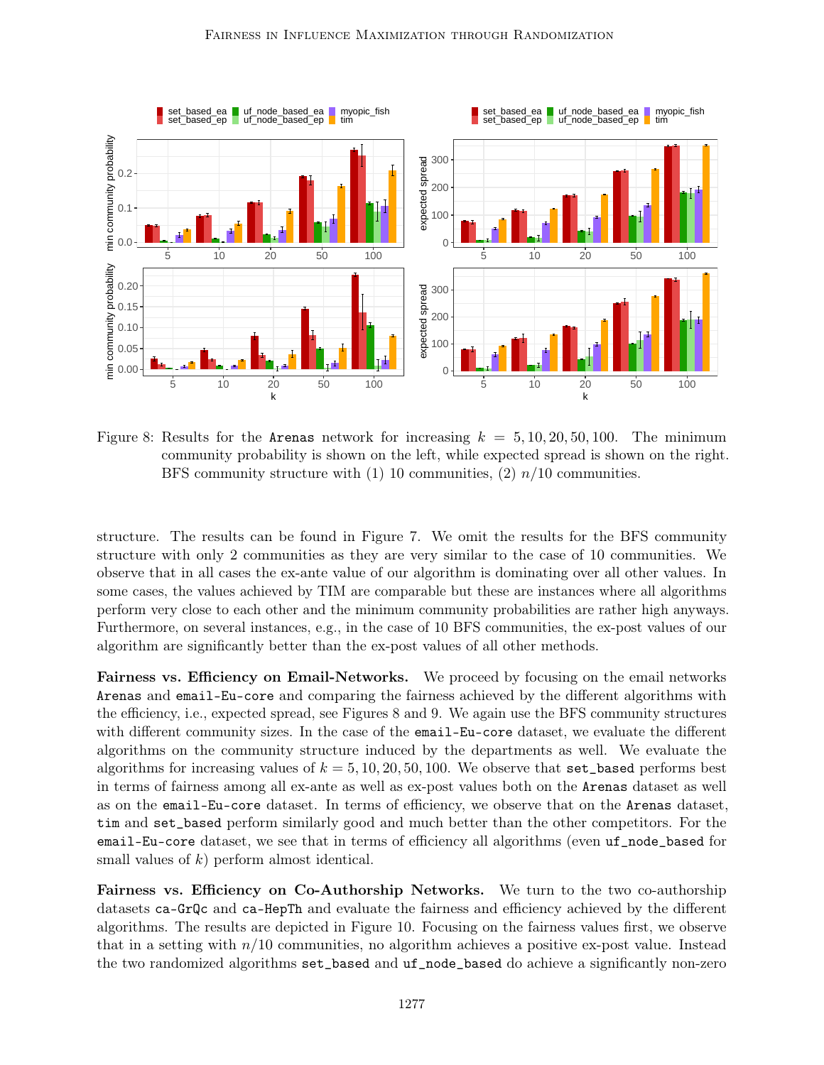Figure 8: Results for the Arenas network for increasing $k = 5, 10, 20, 50, 100$. The minimum community probability is shown on the left, while expected spread is shown on the right. BFS community structure with (1) 10 communities, (2) $n/10$ communities.

structure. The results can be found in Figure 7. We omit the results for the BFS community structure with only 2 communities as they are very similar to the case of 10 communities. We observe that in all cases the ex-ante value of our algorithm is dominating over all other values. In some cases, the values achieved by TIM are comparable but these are instances where all algorithms perform very close to each other and the minimum community probabilities are rather high anyways. Furthermore, on several instances, e.g., in the case of 10 BFS communities, the ex-post values of our algorithm are significantly better than the ex-post values of all other methods.

**Fairness vs. Efficiency on Email-Networks.** We proceed by focusing on the email networks Arenas and email-Eu-core and comparing the fairness achieved by the different algorithms with the efficiency, i.e., expected spread, see Figures 8 and 9. We again use the BFS community structures with different community sizes. In the case of the email-Eu-core dataset, we evaluate the different algorithms on the community structure induced by the departments as well. We evaluate the algorithms for increasing values of $k = 5, 10, 20, 50, 100$. We observe that set_based performs best in terms of fairness among all ex-ante as well as ex-post values both on the Arenas dataset as well as on the email-Eu-core dataset. In terms of efficiency, we observe that on the Arenas dataset, tim and set_based perform similarly good and much better than the other competitors. For the email-Eu-core dataset, we see that in terms of efficiency all algorithms (even uf_node_based for small values of $k$) perform almost identical.

**Fairness vs. Efficiency on Co-Authorship Networks.** We turn to the two co-authorship datasets ca-GrQc and ca-HepTh and evaluate the fairness and efficiency achieved by the different algorithms. The results are depicted in Figure 10. Focusing on the fairness values first, we observe that in a setting with $n/10$ communities, no algorithm achieves a positive ex-post value. Instead the two randomized algorithms set_based and uf_node_based do achieve a significantly non-zero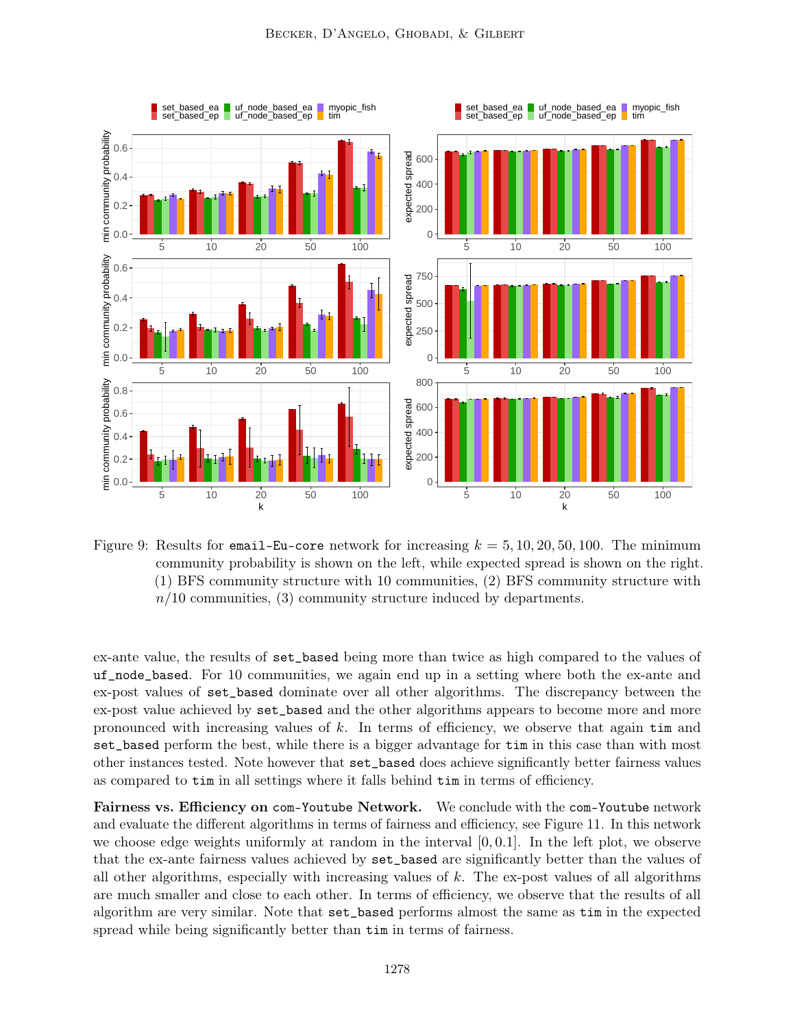Figure 9: Results for `email-Eu-core` network for increasing $k = 5, 10, 20, 50, 100$. The minimum community probability is shown on the left, while expected spread is shown on the right. (1) BFS community structure with 10 communities, (2) BFS community structure with $n/10$ communities, (3) community structure induced by departments.

ex-ante value, the results of `set_based` being more than twice as high compared to the values of `uf_node_based`. For 10 communities, we again end up in a setting where both the ex-ante and ex-post values of `set_based` dominate over all other algorithms. The discrepancy between the ex-post value achieved by `set_based` and the other algorithms appears to become more and more pronounced with increasing values of $k$. In terms of efficiency, we observe that again `tim` and `set_based` perform the best, while there is a bigger advantage for `tim` in this case than with most other instances tested. Note however that `set_based` does achieve significantly better fairness values as compared to `tim` in all settings where it falls behind `tim` in terms of efficiency.

**Fairness vs. Efficiency on `com-Youtube` Network.** We conclude with the `com-Youtube` network and evaluate the different algorithms in terms of fairness and efficiency, see Figure 11. In this network we choose edge weights uniformly at random in the interval $[0, 0.1]$. In the left plot, we observe that the ex-ante fairness values achieved by `set_based` are significantly better than the values of all other algorithms, especially with increasing values of $k$. The ex-post values of all algorithms are much smaller and close to each other. In terms of efficiency, we observe that the results of all algorithm are very similar. Note that `set_based` performs almost the same as `tim` in the expected spread while being significantly better than `tim` in terms of fairness.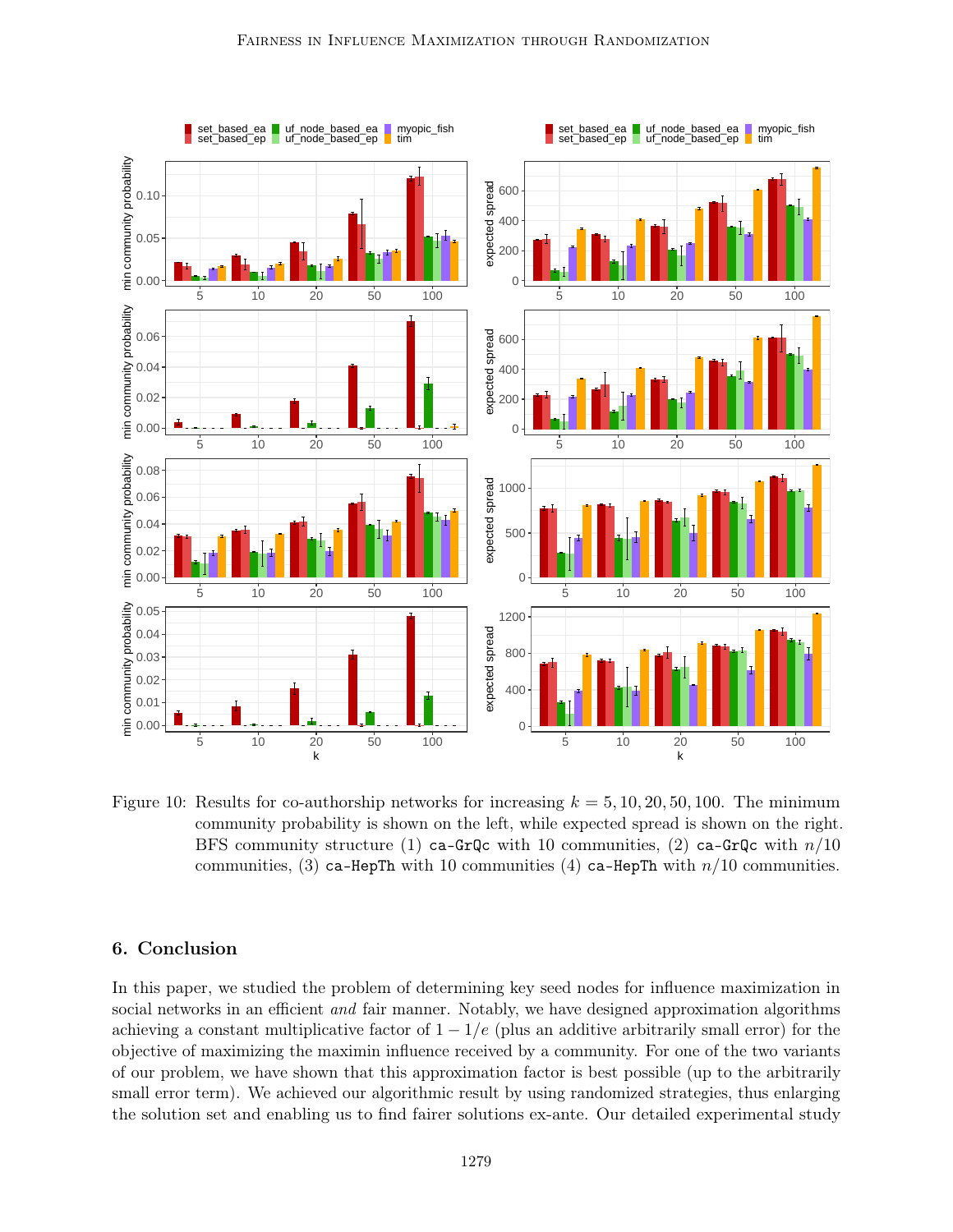Figure 10: Results for co-authorship networks for increasing $k = 5, 10, 20, 50, 100$. The minimum community probability is shown on the left, while expected spread is shown on the right. BFS community structure (1) ca-GrQc with 10 communities, (2) ca-GrQc with $n/10$ communities, (3) ca-HepTh with 10 communities (4) ca-HepTh with $n/10$ communities.

## 6. Conclusion

In this paper, we studied the problem of determining key seed nodes for influence maximization in social networks in an efficient *and* fair manner. Notably, we have designed approximation algorithms achieving a constant multiplicative factor of $1 - 1/e$ (plus an additive arbitrarily small error) for the objective of maximizing the maximin influence received by a community. For one of the two variants of our problem, we have shown that this approximation factor is best possible (up to the arbitrarily small error term). We achieved our algorithmic result by using randomized strategies, thus enlarging the solution set and enabling us to find fairer solutions ex-ante. Our detailed experimental study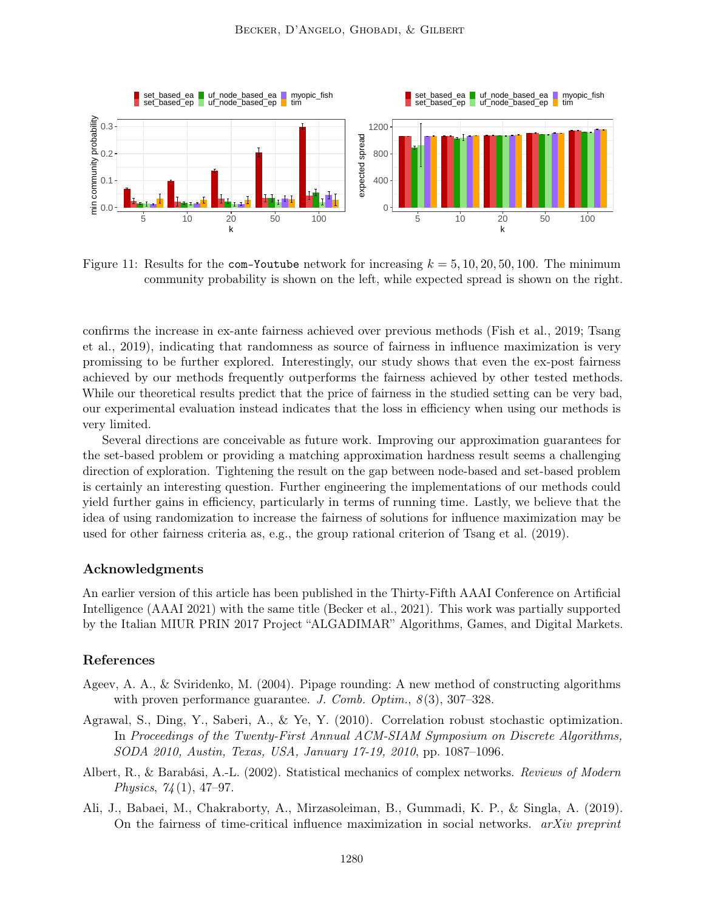Figure 11: Results for the `com-Youtube` network for increasing $k = 5, 10, 20, 50, 100$. The minimum community probability is shown on the left, while expected spread is shown on the right.

confirms the increase in ex-ante fairness achieved over previous methods (Fish et al., 2019; Tsang et al., 2019), indicating that randomness as source of fairness in influence maximization is very promising to be further explored. Interestingly, our study shows that even the ex-post fairness achieved by our methods frequently outperforms the fairness achieved by other tested methods. While our theoretical results predict that the price of fairness in the studied setting can be very bad, our experimental evaluation instead indicates that the loss in efficiency when using our methods is very limited.

Several directions are conceivable as future work. Improving our approximation guarantees for the set-based problem or providing a matching approximation hardness result seems a challenging direction of exploration. Tightening the result on the gap between node-based and set-based problem is certainly an interesting question. Further engineering the implementations of our methods could yield further gains in efficiency, particularly in terms of running time. Lastly, we believe that the idea of using randomization to increase the fairness of solutions for influence maximization may be used for other fairness criteria as, e.g., the group rational criterion of Tsang et al. (2019).

## Acknowledgments

An earlier version of this article has been published in the Thirty-Fifth AAAI Conference on Artificial Intelligence (AAAI 2021) with the same title (Becker et al., 2021). This work was partially supported by the Italian MIUR PRIN 2017 Project "ALGADIMAR" Algorithms, Games, and Digital Markets.

## References

Ageev, A. A., & Sviridenko, M. (2004). Pipage rounding: A new method of constructing algorithms with proven performance guarantee. *J. Comb. Optim.*, *8*(3), 307–328.

Agrawal, S., Ding, Y., Saberi, A., & Ye, Y. (2010). Correlation robust stochastic optimization. In *Proceedings of the Twenty-First Annual ACM-SIAM Symposium on Discrete Algorithms, SODA 2010, Austin, Texas, USA, January 17-19, 2010*, pp. 1087–1096.

Albert, R., & Barabási, A.-L. (2002). Statistical mechanics of complex networks. *Reviews of Modern Physics*, *74*(1), 47–97.

Ali, J., Babaei, M., Chakraborty, A., Mirzasoleiman, B., Gummadi, K. P., & Singla, A. (2019). On the fairness of time-critical influence maximization in social networks. *arXiv preprint*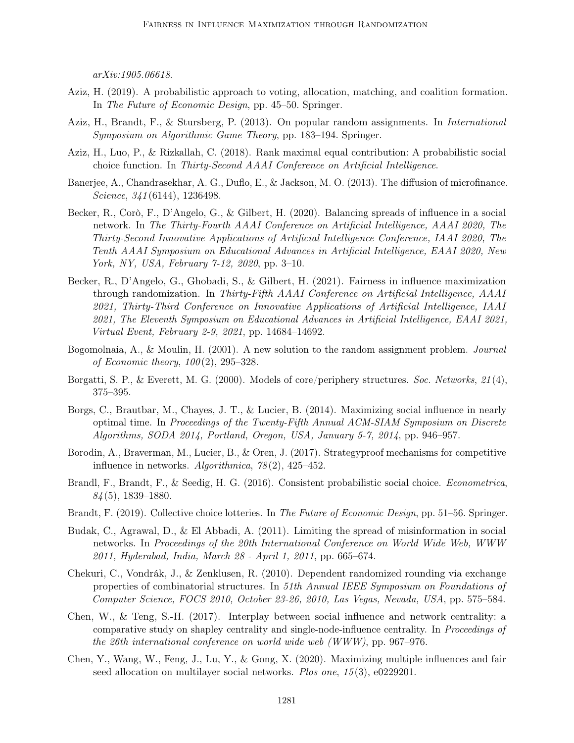*arXiv:1905.06618*.

Aziz, H. (2019). A probabilistic approach to voting, allocation, matching, and coalition formation. In *The Future of Economic Design*, pp. 45–50. Springer.

Aziz, H., Brandt, F., & Stursberg, P. (2013). On popular random assignments. In *International Symposium on Algorithmic Game Theory*, pp. 183–194. Springer.

Aziz, H., Luo, P., & Rizkallah, C. (2018). Rank maximal equal contribution: A probabilistic social choice function. In *Thirty-Second AAAI Conference on Artificial Intelligence*.

Banerjee, A., Chandrasekhar, A. G., Duflo, E., & Jackson, M. O. (2013). The diffusion of microfinance. *Science*, *341*(6144), 1236498.

Becker, R., Corò, F., D'Angelo, G., & Gilbert, H. (2020). Balancing spreads of influence in a social network. In *The Thirty-Fourth AAAI Conference on Artificial Intelligence, AAAI 2020, The Thirty-Second Innovative Applications of Artificial Intelligence Conference, IAAI 2020, The Tenth AAAI Symposium on Educational Advances in Artificial Intelligence, EAAI 2020, New York, NY, USA, February 7-12, 2020*, pp. 3–10.

Becker, R., D'Angelo, G., Ghobadi, S., & Gilbert, H. (2021). Fairness in influence maximization through randomization. In *Thirty-Fifth AAAI Conference on Artificial Intelligence, AAAI 2021, Thirty-Third Conference on Innovative Applications of Artificial Intelligence, IAAI 2021, The Eleventh Symposium on Educational Advances in Artificial Intelligence, EAAI 2021, Virtual Event, February 2-9, 2021*, pp. 14684–14692.

Bogomolnaia, A., & Moulin, H. (2001). A new solution to the random assignment problem. *Journal of Economic theory*, *100*(2), 295–328.

Borgatti, S. P., & Everett, M. G. (2000). Models of core/periphery structures. *Soc. Networks*, *21*(4), 375–395.

Borgs, C., Brautbar, M., Chayes, J. T., & Lucier, B. (2014). Maximizing social influence in nearly optimal time. In *Proceedings of the Twenty-Fifth Annual ACM-SIAM Symposium on Discrete Algorithms, SODA 2014, Portland, Oregon, USA, January 5-7, 2014*, pp. 946–957.

Borodin, A., Braverman, M., Lucier, B., & Oren, J. (2017). Strategyproof mechanisms for competitive influence in networks. *Algorithmica*, *78*(2), 425–452.

Brandl, F., Brandt, F., & Seedig, H. G. (2016). Consistent probabilistic social choice. *Econometrica*, *84*(5), 1839–1880.

Brandt, F. (2019). Collective choice lotteries. In *The Future of Economic Design*, pp. 51–56. Springer.

Budak, C., Agrawal, D., & El Abbadi, A. (2011). Limiting the spread of misinformation in social networks. In *Proceedings of the 20th International Conference on World Wide Web, WWW 2011, Hyderabad, India, March 28 - April 1, 2011*, pp. 665–674.

Chekuri, C., Vondrák, J., & Zenklusen, R. (2010). Dependent randomized rounding via exchange properties of combinatorial structures. In *51th Annual IEEE Symposium on Foundations of Computer Science, FOCS 2010, October 23-26, 2010, Las Vegas, Nevada, USA*, pp. 575–584.

Chen, W., & Teng, S.-H. (2017). Interplay between social influence and network centrality: a comparative study on shapley centrality and single-node-influence centrality. In *Proceedings of the 26th international conference on world wide web (WWW)*, pp. 967–976.

Chen, Y., Wang, W., Feng, J., Lu, Y., & Gong, X. (2020). Maximizing multiple influences and fair seed allocation on multilayer social networks. *Plos one*, *15*(3), e0229201.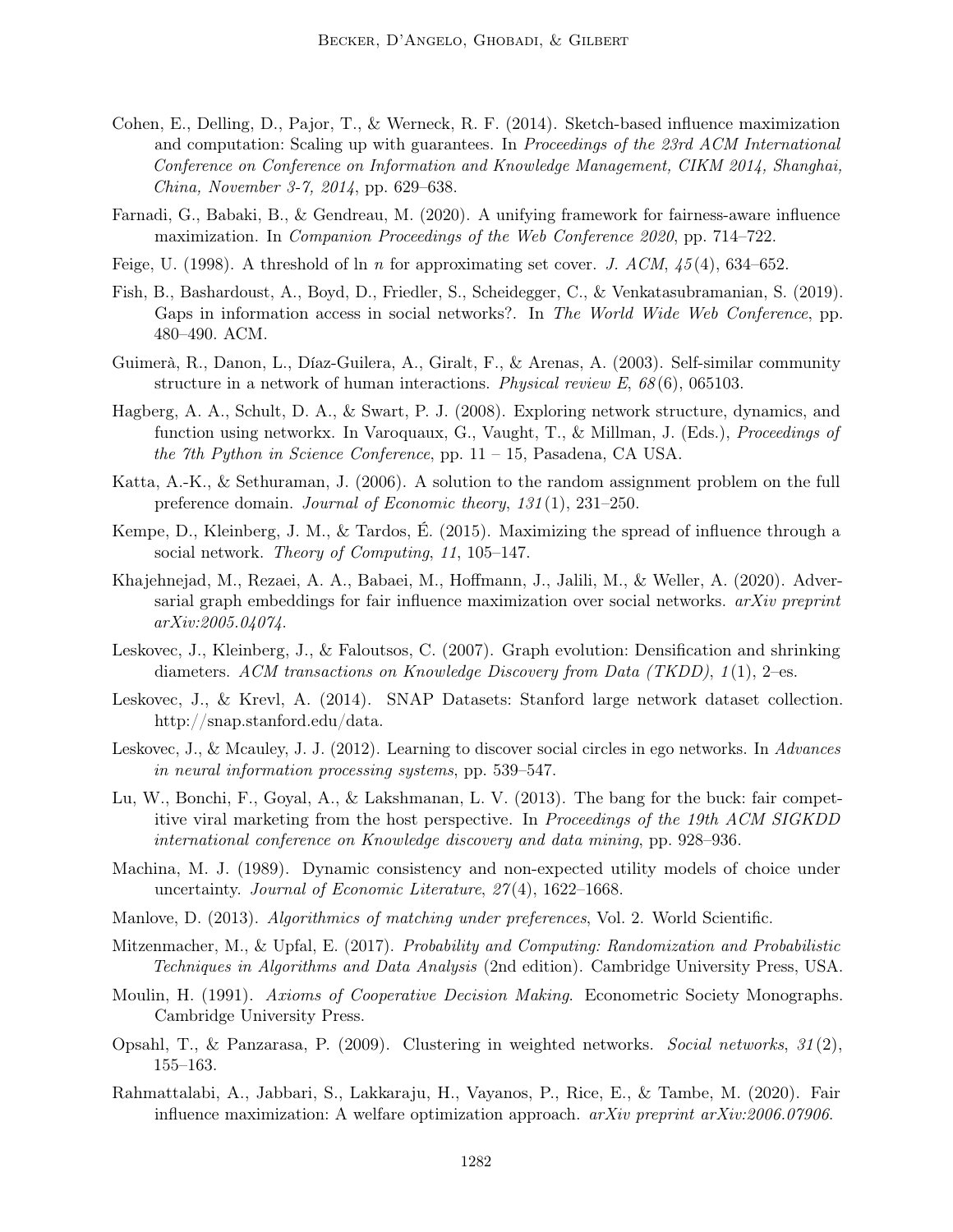Cohen, E., Delling, D., Pajor, T., & Werneck, R. F. (2014). Sketch-based influence maximization and computation: Scaling up with guarantees. In *Proceedings of the 23rd ACM International Conference on Conference on Information and Knowledge Management, CIKM 2014, Shanghai, China, November 3-7, 2014*, pp. 629–638.

Farnadi, G., Babaki, B., & Gendreau, M. (2020). A unifying framework for fairness-aware influence maximization. In *Companion Proceedings of the Web Conference 2020*, pp. 714–722.

Feige, U. (1998). A threshold of ln $n$ for approximating set cover. *J. ACM*, *45*(4), 634–652.

Fish, B., Bashardoust, A., Boyd, D., Friedler, S., Scheidegger, C., & Venkatasubramanian, S. (2019). Gaps in information access in social networks?. In *The World Wide Web Conference*, pp. 480–490. ACM.

Guimerà, R., Danon, L., Díaz-Guilera, A., Giralt, F., & Arenas, A. (2003). Self-similar community structure in a network of human interactions. *Physical review E*, *68*(6), 065103.

Hagberg, A. A., Schult, D. A., & Swart, P. J. (2008). Exploring network structure, dynamics, and function using networkx. In Varoquaux, G., Vaught, T., & Millman, J. (Eds.), *Proceedings of the 7th Python in Science Conference*, pp. 11 – 15, Pasadena, CA USA.

Katta, A.-K., & Sethuraman, J. (2006). A solution to the random assignment problem on the full preference domain. *Journal of Economic theory*, *131*(1), 231–250.

Kempe, D., Kleinberg, J. M., & Tardos, É. (2015). Maximizing the spread of influence through a social network. *Theory of Computing*, *11*, 105–147.

Khajehnejad, M., Rezaei, A. A., Babaei, M., Hoffmann, J., Jalili, M., & Weller, A. (2020). Adversarial graph embeddings for fair influence maximization over social networks. *arXiv preprint arXiv:2005.04074*.

Leskovec, J., Kleinberg, J., & Faloutsos, C. (2007). Graph evolution: Densification and shrinking diameters. *ACM transactions on Knowledge Discovery from Data (TKDD)*, *1*(1), 2–es.

Leskovec, J., & Krevl, A. (2014). SNAP Datasets: Stanford large network dataset collection. http://snap.stanford.edu/data.

Leskovec, J., & Mcauley, J. J. (2012). Learning to discover social circles in ego networks. In *Advances in neural information processing systems*, pp. 539–547.

Lu, W., Bonchi, F., Goyal, A., & Lakshmanan, L. V. (2013). The bang for the buck: fair competitive viral marketing from the host perspective. In *Proceedings of the 19th ACM SIGKDD international conference on Knowledge discovery and data mining*, pp. 928–936.

Machina, M. J. (1989). Dynamic consistency and non-expected utility models of choice under uncertainty. *Journal of Economic Literature*, *27*(4), 1622–1668.

Manlove, D. (2013). *Algorithmics of matching under preferences*, Vol. 2. World Scientific.

Mitzenmacher, M., & Upfal, E. (2017). *Probability and Computing: Randomization and Probabilistic Techniques in Algorithms and Data Analysis* (2nd edition). Cambridge University Press, USA.

Moulin, H. (1991). *Axioms of Cooperative Decision Making*. Econometric Society Monographs. Cambridge University Press.

Opsahl, T., & Panzarasa, P. (2009). Clustering in weighted networks. *Social networks*, *31*(2), 155–163.

Rahmattalabi, A., Jabbari, S., Lakkaraju, H., Vayanos, P., Rice, E., & Tambe, M. (2020). Fair influence maximization: A welfare optimization approach. *arXiv preprint arXiv:2006.07906*.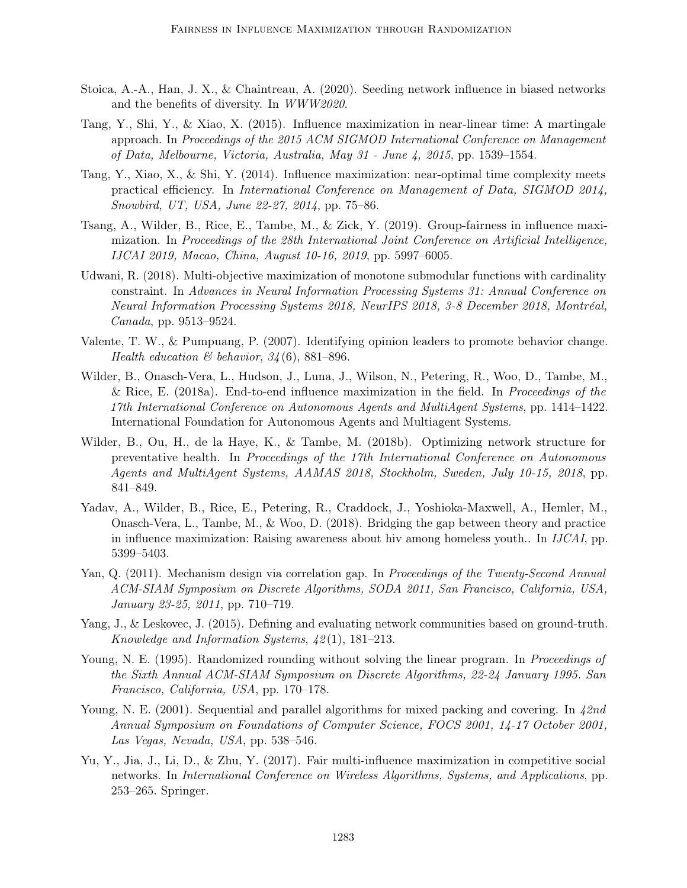Stoica, A.-A., Han, J. X., & Chaintreau, A. (2020). Seeding network influence in biased networks and the benefits of diversity. In *WWW2020*.

Tang, Y., Shi, Y., & Xiao, X. (2015). Influence maximization in near-linear time: A martingale approach. In *Proceedings of the 2015 ACM SIGMOD International Conference on Management of Data, Melbourne, Victoria, Australia, May 31 - June 4, 2015*, pp. 1539–1554.

Tang, Y., Xiao, X., & Shi, Y. (2014). Influence maximization: near-optimal time complexity meets practical efficiency. In *International Conference on Management of Data, SIGMOD 2014, Snowbird, UT, USA, June 22-27, 2014*, pp. 75–86.

Tsang, A., Wilder, B., Rice, E., Tambe, M., & Zick, Y. (2019). Group-fairness in influence maximization. In *Proceedings of the 28th International Joint Conference on Artificial Intelligence, IJCAI 2019, Macao, China, August 10-16, 2019*, pp. 5997–6005.

Udwani, R. (2018). Multi-objective maximization of monotone submodular functions with cardinality constraint. In *Advances in Neural Information Processing Systems 31: Annual Conference on Neural Information Processing Systems 2018, NeurIPS 2018, 3-8 December 2018, Montréal, Canada*, pp. 9513–9524.

Valente, T. W., & Pumpuang, P. (2007). Identifying opinion leaders to promote behavior change. *Health education & behavior*, *34*(6), 881–896.

Wilder, B., Onasch-Vera, L., Hudson, J., Luna, J., Wilson, N., Petering, R., Woo, D., Tambe, M., & Rice, E. (2018a). End-to-end influence maximization in the field. In *Proceedings of the 17th International Conference on Autonomous Agents and MultiAgent Systems*, pp. 1414–1422. International Foundation for Autonomous Agents and Multiagent Systems.

Wilder, B., Ou, H., de la Haye, K., & Tambe, M. (2018b). Optimizing network structure for preventative health. In *Proceedings of the 17th International Conference on Autonomous Agents and MultiAgent Systems, AAMAS 2018, Stockholm, Sweden, July 10-15, 2018*, pp. 841–849.

Yadav, A., Wilder, B., Rice, E., Petering, R., Craddock, J., Yoshioka-Maxwell, A., Hemler, M., Onasch-Vera, L., Tambe, M., & Woo, D. (2018). Bridging the gap between theory and practice in influence maximization: Raising awareness about hiv among homeless youth.. In *IJCAI*, pp. 5399–5403.

Yan, Q. (2011). Mechanism design via correlation gap. In *Proceedings of the Twenty-Second Annual ACM-SIAM Symposium on Discrete Algorithms, SODA 2011, San Francisco, California, USA, January 23-25, 2011*, pp. 710–719.

Yang, J., & Leskovec, J. (2015). Defining and evaluating network communities based on ground-truth. *Knowledge and Information Systems*, *42*(1), 181–213.

Young, N. E. (1995). Randomized rounding without solving the linear program. In *Proceedings of the Sixth Annual ACM-SIAM Symposium on Discrete Algorithms, 22-24 January 1995. San Francisco, California, USA*, pp. 170–178.

Young, N. E. (2001). Sequential and parallel algorithms for mixed packing and covering. In *42nd Annual Symposium on Foundations of Computer Science, FOCS 2001, 14-17 October 2001, Las Vegas, Nevada, USA*, pp. 538–546.

Yu, Y., Jia, J., Li, D., & Zhu, Y. (2017). Fair multi-influence maximization in competitive social networks. In *International Conference on Wireless Algorithms, Systems, and Applications*, pp. 253–265. Springer.